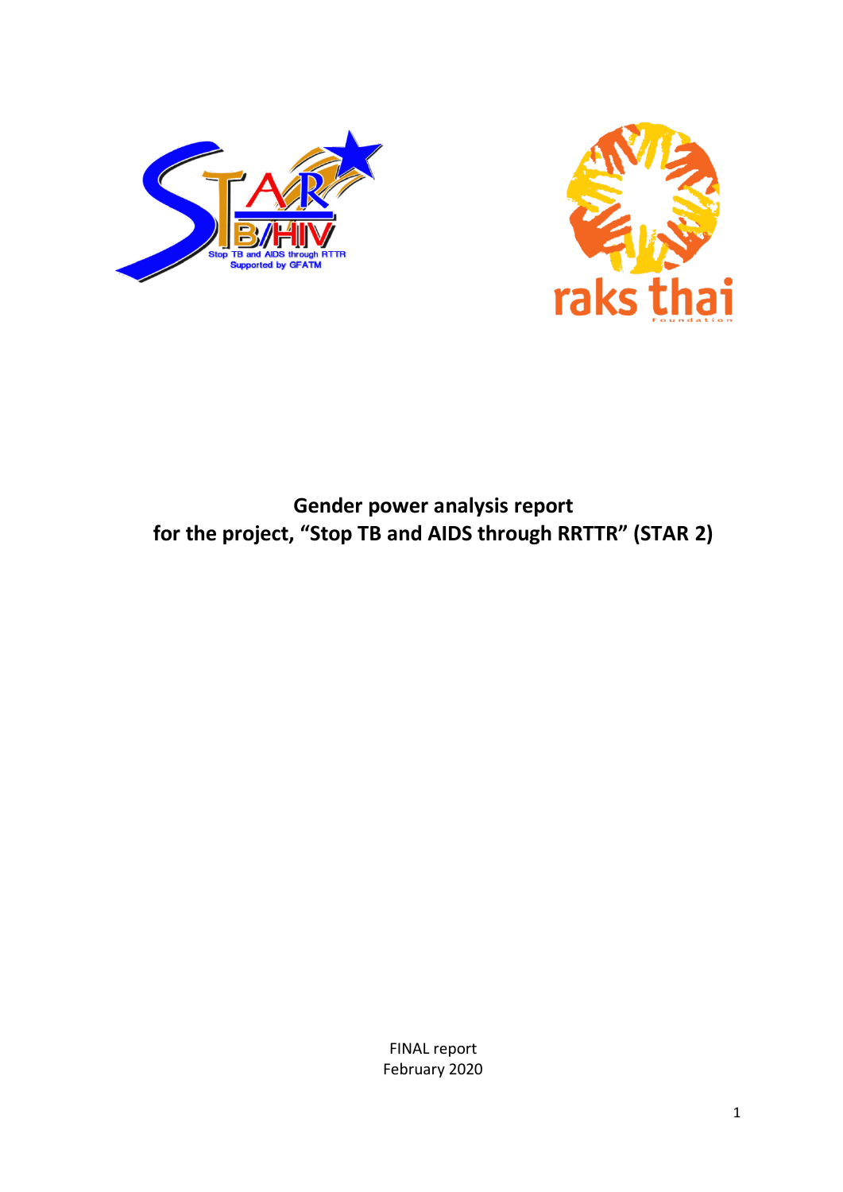# Gender power analysis report
# for the project, "Stop TB and AIDS through RRTTR" (STAR 2)

FINAL report
February 2020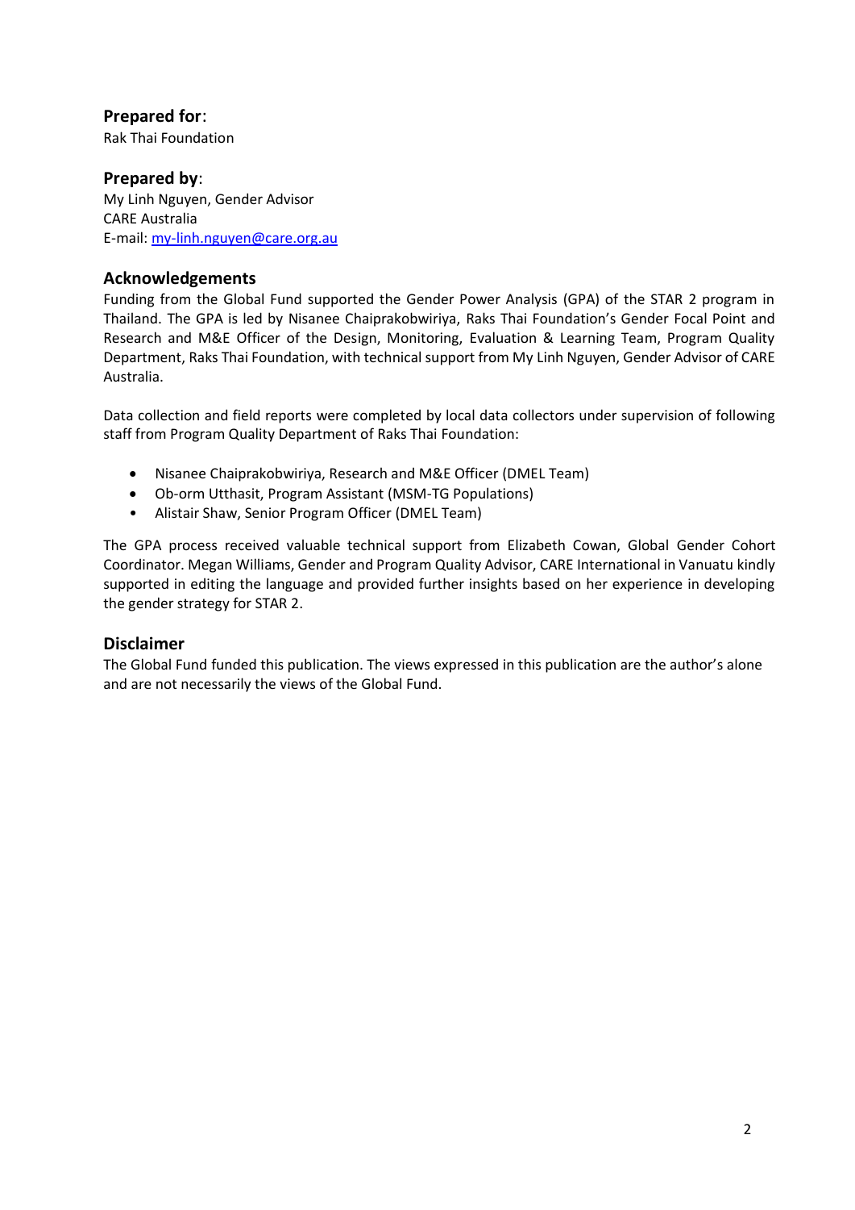## Prepared for:

Rak Thai Foundation

## Prepared by:

My Linh Nguyen, Gender Advisor
CARE Australia
E-mail: [my-linh.nguyen@care.org.au](mailto:my-linh.nguyen@care.org.au)

## Acknowledgements

Funding from the Global Fund supported the Gender Power Analysis (GPA) of the STAR 2 program in Thailand. The GPA is led by Nisanee Chaiprakobwiriya, Raks Thai Foundation's Gender Focal Point and Research and M&E Officer of the Design, Monitoring, Evaluation & Learning Team, Program Quality Department, Raks Thai Foundation, with technical support from My Linh Nguyen, Gender Advisor of CARE Australia.

Data collection and field reports were completed by local data collectors under supervision of following staff from Program Quality Department of Raks Thai Foundation:

- Nisanee Chaiprakobwiriya, Research and M&E Officer (DMEL Team)
- Ob-orm Utthasit, Program Assistant (MSM-TG Populations)
- Alistair Shaw, Senior Program Officer (DMEL Team)

The GPA process received valuable technical support from Elizabeth Cowan, Global Gender Cohort Coordinator. Megan Williams, Gender and Program Quality Advisor, CARE International in Vanuatu kindly supported in editing the language and provided further insights based on her experience in developing the gender strategy for STAR 2.

## Disclaimer

The Global Fund funded this publication. The views expressed in this publication are the author's alone and are not necessarily the views of the Global Fund.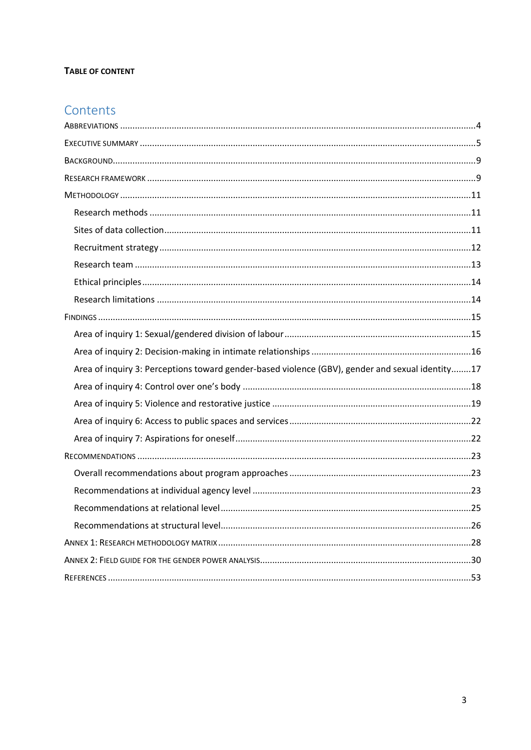**TABLE OF CONTENT**

# Contents

ABBREVIATIONS ....................................................................................................................................4

EXECUTIVE SUMMARY ........................................................................................................................5

BACKGROUND.......................................................................................................................................9

RESEARCH FRAMEWORK ....................................................................................................................9

METHODOLOGY ..................................................................................................................................11

- Research methods ...........................................................................................................................11
- Sites of data collection.....................................................................................................................11
- Recruitment strategy .......................................................................................................................12
- Research team .................................................................................................................................13
- Ethical principles..............................................................................................................................14
- Research limitations ........................................................................................................................14

FINDINGS ............................................................................................................................................15

- Area of inquiry 1: Sexual/gendered division of labour ......................................................................15
- Area of inquiry 2: Decision-making in intimate relationships ............................................................16
- Area of inquiry 3: Perceptions toward gender-based violence (GBV), gender and sexual identity........17
- Area of inquiry 4: Control over one's body .......................................................................................18
- Area of inquiry 5: Violence and restorative justice ............................................................................19
- Area of inquiry 6: Access to public spaces and services.....................................................................22
- Area of inquiry 7: Aspirations for oneself..........................................................................................22

RECOMMENDATIONS ..........................................................................................................................23

- Overall recommendations about program approaches .....................................................................23
- Recommendations at individual agency level ...................................................................................23
- Recommendations at relational level................................................................................................25
- Recommendations at structural level................................................................................................26

ANNEX 1: RESEARCH METHODOLOGY MATRIX ..................................................................................28

ANNEX 2: FIELD GUIDE FOR THE GENDER POWER ANALYSIS.............................................................30

REFERENCES .......................................................................................................................................53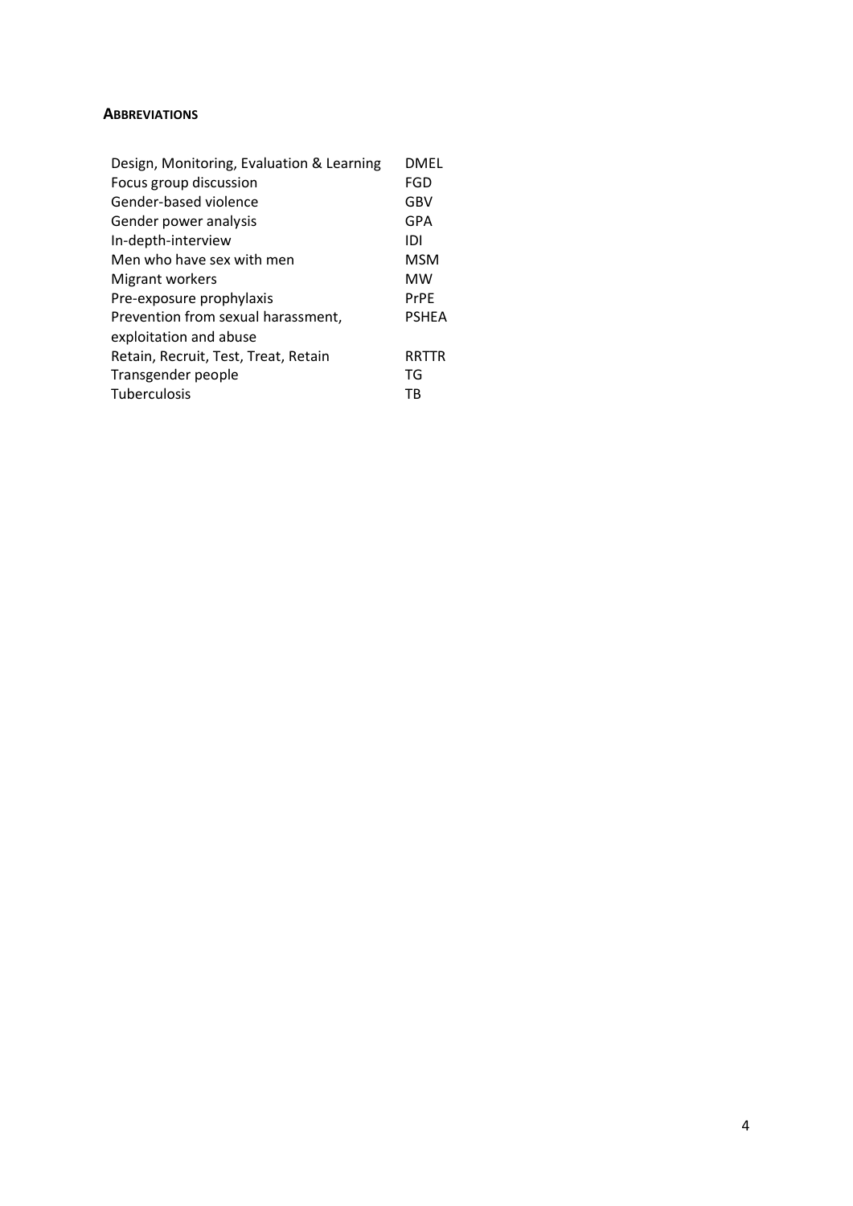## ABBREVIATIONS

| | |
|---|---|
| Design, Monitoring, Evaluation & Learning | DMEL |
| Focus group discussion | FGD |
| Gender-based violence | GBV |
| Gender power analysis | GPA |
| In-depth-interview | IDI |
| Men who have sex with men | MSM |
| Migrant workers | MW |
| Pre-exposure prophylaxis | PrPE |
| Prevention from sexual harassment, exploitation and abuse | PSHEA |
| Retain, Recruit, Test, Treat, Retain | RRTTR |
| Transgender people | TG |
| Tuberculosis | TB |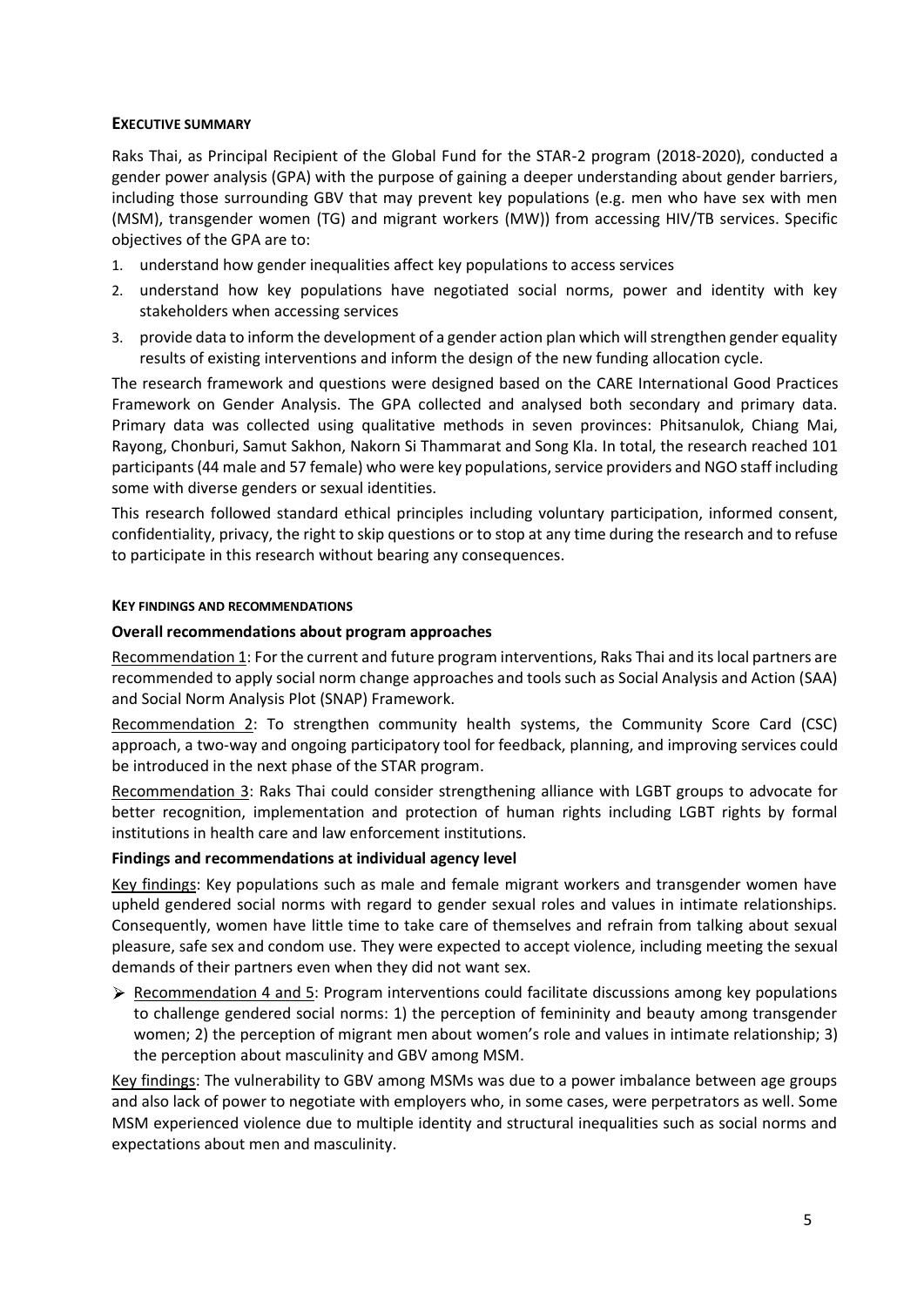## EXECUTIVE SUMMARY

Raks Thai, as Principal Recipient of the Global Fund for the STAR-2 program (2018-2020), conducted a gender power analysis (GPA) with the purpose of gaining a deeper understanding about gender barriers, including those surrounding GBV that may prevent key populations (e.g. men who have sex with men (MSM), transgender women (TG) and migrant workers (MW)) from accessing HIV/TB services. Specific objectives of the GPA are to:

1. understand how gender inequalities affect key populations to access services
2. understand how key populations have negotiated social norms, power and identity with key stakeholders when accessing services
3. provide data to inform the development of a gender action plan which will strengthen gender equality results of existing interventions and inform the design of the new funding allocation cycle.

The research framework and questions were designed based on the CARE International Good Practices Framework on Gender Analysis. The GPA collected and analysed both secondary and primary data. Primary data was collected using qualitative methods in seven provinces: Phitsanulok, Chiang Mai, Rayong, Chonburi, Samut Sakhon, Nakorn Si Thammarat and Song Kla. In total, the research reached 101 participants (44 male and 57 female) who were key populations, service providers and NGO staff including some with diverse genders or sexual identities.

This research followed standard ethical principles including voluntary participation, informed consent, confidentiality, privacy, the right to skip questions or to stop at any time during the research and to refuse to participate in this research without bearing any consequences.

### KEY FINDINGS AND RECOMMENDATIONS

#### Overall recommendations about program approaches

Recommendation 1: For the current and future program interventions, Raks Thai and its local partners are recommended to apply social norm change approaches and tools such as Social Analysis and Action (SAA) and Social Norm Analysis Plot (SNAP) Framework.

Recommendation 2: To strengthen community health systems, the Community Score Card (CSC) approach, a two-way and ongoing participatory tool for feedback, planning, and improving services could be introduced in the next phase of the STAR program.

Recommendation 3: Raks Thai could consider strengthening alliance with LGBT groups to advocate for better recognition, implementation and protection of human rights including LGBT rights by formal institutions in health care and law enforcement institutions.

#### Findings and recommendations at individual agency level

Key findings: Key populations such as male and female migrant workers and transgender women have upheld gendered social norms with regard to gender sexual roles and values in intimate relationships. Consequently, women have little time to take care of themselves and refrain from talking about sexual pleasure, safe sex and condom use. They were expected to accept violence, including meeting the sexual demands of their partners even when they did not want sex.

- Recommendation 4 and 5: Program interventions could facilitate discussions among key populations to challenge gendered social norms: 1) the perception of femininity and beauty among transgender women; 2) the perception of migrant men about women's role and values in intimate relationship; 3) the perception about masculinity and GBV among MSM.

Key findings: The vulnerability to GBV among MSMs was due to a power imbalance between age groups and also lack of power to negotiate with employers who, in some cases, were perpetrators as well. Some MSM experienced violence due to multiple identity and structural inequalities such as social norms and expectations about men and masculinity.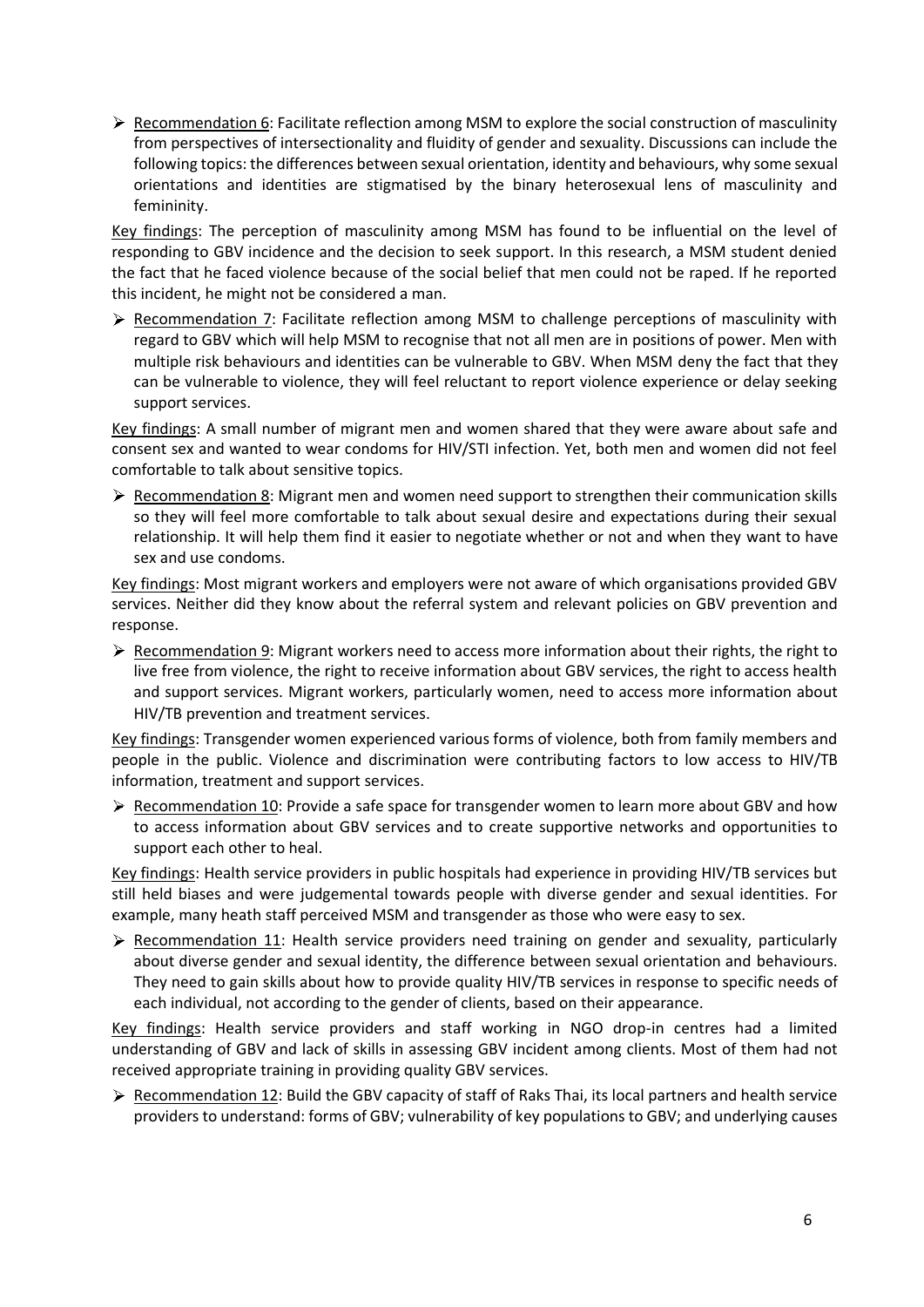- <u>Recommendation 6</u>: Facilitate reflection among MSM to explore the social construction of masculinity from perspectives of intersectionality and fluidity of gender and sexuality. Discussions can include the following topics: the differences between sexual orientation, identity and behaviours, why some sexual orientations and identities are stigmatised by the binary heterosexual lens of masculinity and femininity.

<u>Key findings</u>: The perception of masculinity among MSM has found to be influential on the level of responding to GBV incidence and the decision to seek support. In this research, a MSM student denied the fact that he faced violence because of the social belief that men could not be raped. If he reported this incident, he might not be considered a man.

- <u>Recommendation 7</u>: Facilitate reflection among MSM to challenge perceptions of masculinity with regard to GBV which will help MSM to recognise that not all men are in positions of power. Men with multiple risk behaviours and identities can be vulnerable to GBV. When MSM deny the fact that they can be vulnerable to violence, they will feel reluctant to report violence experience or delay seeking support services.

<u>Key findings</u>: A small number of migrant men and women shared that they were aware about safe and consent sex and wanted to wear condoms for HIV/STI infection. Yet, both men and women did not feel comfortable to talk about sensitive topics.

- <u>Recommendation 8</u>: Migrant men and women need support to strengthen their communication skills so they will feel more comfortable to talk about sexual desire and expectations during their sexual relationship. It will help them find it easier to negotiate whether or not and when they want to have sex and use condoms.

<u>Key findings</u>: Most migrant workers and employers were not aware of which organisations provided GBV services. Neither did they know about the referral system and relevant policies on GBV prevention and response.

- <u>Recommendation 9</u>: Migrant workers need to access more information about their rights, the right to live free from violence, the right to receive information about GBV services, the right to access health and support services. Migrant workers, particularly women, need to access more information about HIV/TB prevention and treatment services.

<u>Key findings</u>: Transgender women experienced various forms of violence, both from family members and people in the public. Violence and discrimination were contributing factors to low access to HIV/TB information, treatment and support services.

- <u>Recommendation 10</u>: Provide a safe space for transgender women to learn more about GBV and how to access information about GBV services and to create supportive networks and opportunities to support each other to heal.

<u>Key findings</u>: Health service providers in public hospitals had experience in providing HIV/TB services but still held biases and were judgemental towards people with diverse gender and sexual identities. For example, many heath staff perceived MSM and transgender as those who were easy to sex.

- <u>Recommendation 11</u>: Health service providers need training on gender and sexuality, particularly about diverse gender and sexual identity, the difference between sexual orientation and behaviours. They need to gain skills about how to provide quality HIV/TB services in response to specific needs of each individual, not according to the gender of clients, based on their appearance.

<u>Key findings</u>: Health service providers and staff working in NGO drop-in centres had a limited understanding of GBV and lack of skills in assessing GBV incident among clients. Most of them had not received appropriate training in providing quality GBV services.

- <u>Recommendation 12</u>: Build the GBV capacity of staff of Raks Thai, its local partners and health service providers to understand: forms of GBV; vulnerability of key populations to GBV; and underlying causes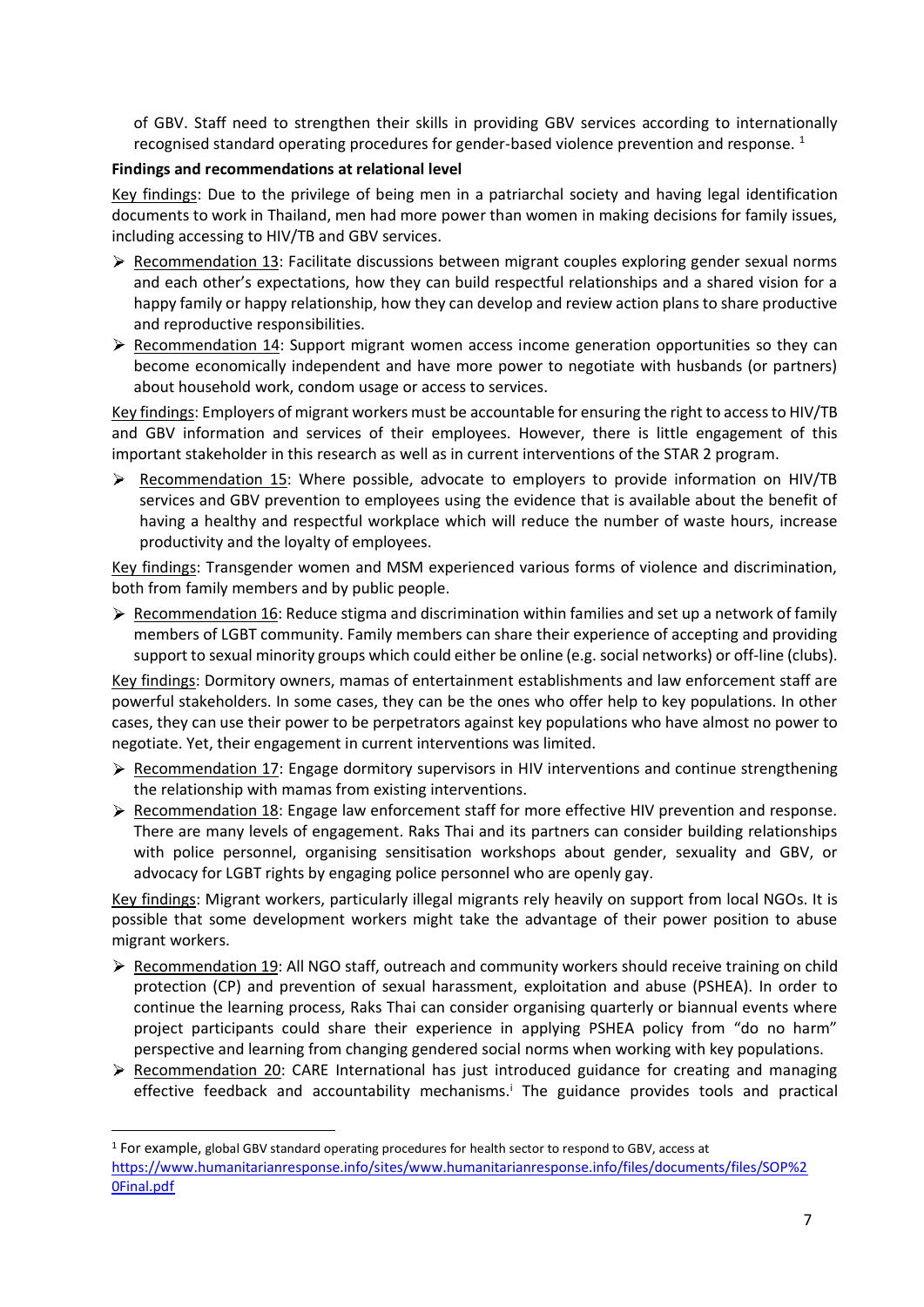of GBV. Staff need to strengthen their skills in providing GBV services according to internationally recognised standard operating procedures for gender-based violence prevention and response. [1]

**Findings and recommendations at relational level**

Key findings: Due to the privilege of being men in a patriarchal society and having legal identification documents to work in Thailand, men had more power than women in making decisions for family issues, including accessing to HIV/TB and GBV services.

- Recommendation 13: Facilitate discussions between migrant couples exploring gender sexual norms and each other's expectations, how they can build respectful relationships and a shared vision for a happy family or happy relationship, how they can develop and review action plans to share productive and reproductive responsibilities.
- Recommendation 14: Support migrant women access income generation opportunities so they can become economically independent and have more power to negotiate with husbands (or partners) about household work, condom usage or access to services.

Key findings: Employers of migrant workers must be accountable for ensuring the right to access to HIV/TB and GBV information and services of their employees. However, there is little engagement of this important stakeholder in this research as well as in current interventions of the STAR 2 program.

- Recommendation 15: Where possible, advocate to employers to provide information on HIV/TB services and GBV prevention to employees using the evidence that is available about the benefit of having a healthy and respectful workplace which will reduce the number of waste hours, increase productivity and the loyalty of employees.

Key findings: Transgender women and MSM experienced various forms of violence and discrimination, both from family members and by public people.

- Recommendation 16: Reduce stigma and discrimination within families and set up a network of family members of LGBT community. Family members can share their experience of accepting and providing support to sexual minority groups which could either be online (e.g. social networks) or off-line (clubs).

Key findings: Dormitory owners, mamas of entertainment establishments and law enforcement staff are powerful stakeholders. In some cases, they can be the ones who offer help to key populations. In other cases, they can use their power to be perpetrators against key populations who have almost no power to negotiate. Yet, their engagement in current interventions was limited.

- Recommendation 17: Engage dormitory supervisors in HIV interventions and continue strengthening the relationship with mamas from existing interventions.
- Recommendation 18: Engage law enforcement staff for more effective HIV prevention and response. There are many levels of engagement. Raks Thai and its partners can consider building relationships with police personnel, organising sensitisation workshops about gender, sexuality and GBV, or advocacy for LGBT rights by engaging police personnel who are openly gay.

Key findings: Migrant workers, particularly illegal migrants rely heavily on support from local NGOs. It is possible that some development workers might take the advantage of their power position to abuse migrant workers.

- Recommendation 19: All NGO staff, outreach and community workers should receive training on child protection (CP) and prevention of sexual harassment, exploitation and abuse (PSHEA). In order to continue the learning process, Raks Thai can consider organising quarterly or biannual events where project participants could share their experience in applying PSHEA policy from "do no harm" perspective and learning from changing gendered social norms when working with key populations.
- Recommendation 20: CARE International has just introduced guidance for creating and managing effective feedback and accountability mechanisms.[i] The guidance provides tools and practical

---

[1] For example, global GBV standard operating procedures for health sector to respond to GBV, access at https://www.humanitarianresponse.info/sites/www.humanitarianresponse.info/files/documents/files/SOP%20Final.pdf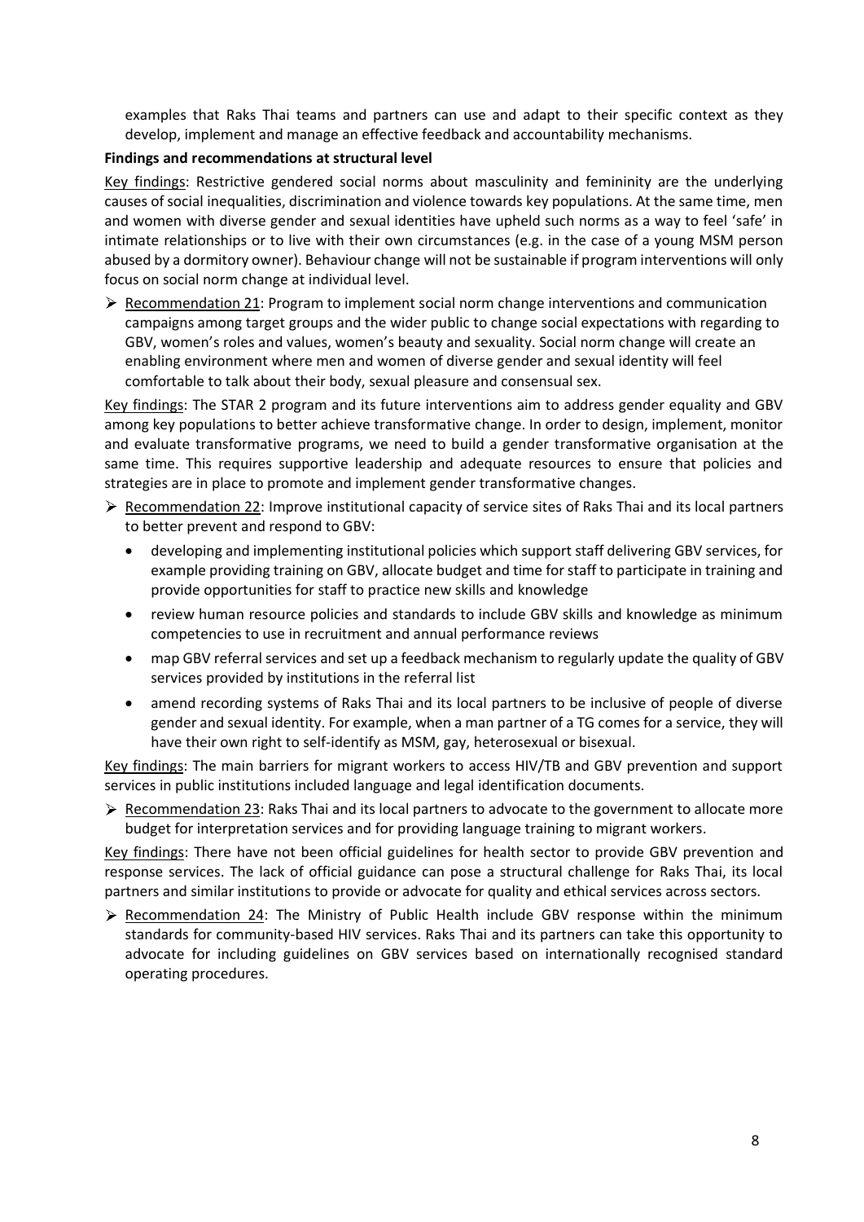examples that Raks Thai teams and partners can use and adapt to their specific context as they develop, implement and manage an effective feedback and accountability mechanisms.

**Findings and recommendations at structural level**

Key findings: Restrictive gendered social norms about masculinity and femininity are the underlying causes of social inequalities, discrimination and violence towards key populations. At the same time, men and women with diverse gender and sexual identities have upheld such norms as a way to feel 'safe' in intimate relationships or to live with their own circumstances (e.g. in the case of a young MSM person abused by a dormitory owner). Behaviour change will not be sustainable if program interventions will only focus on social norm change at individual level.

➢ Recommendation 21: Program to implement social norm change interventions and communication campaigns among target groups and the wider public to change social expectations with regarding to GBV, women's roles and values, women's beauty and sexuality. Social norm change will create an enabling environment where men and women of diverse gender and sexual identity will feel comfortable to talk about their body, sexual pleasure and consensual sex.

Key findings: The STAR 2 program and its future interventions aim to address gender equality and GBV among key populations to better achieve transformative change. In order to design, implement, monitor and evaluate transformative programs, we need to build a gender transformative organisation at the same time. This requires supportive leadership and adequate resources to ensure that policies and strategies are in place to promote and implement gender transformative changes.

➢ Recommendation 22: Improve institutional capacity of service sites of Raks Thai and its local partners to better prevent and respond to GBV:
  - developing and implementing institutional policies which support staff delivering GBV services, for example providing training on GBV, allocate budget and time for staff to participate in training and provide opportunities for staff to practice new skills and knowledge
  - review human resource policies and standards to include GBV skills and knowledge as minimum competencies to use in recruitment and annual performance reviews
  - map GBV referral services and set up a feedback mechanism to regularly update the quality of GBV services provided by institutions in the referral list
  - amend recording systems of Raks Thai and its local partners to be inclusive of people of diverse gender and sexual identity. For example, when a man partner of a TG comes for a service, they will have their own right to self-identify as MSM, gay, heterosexual or bisexual.

Key findings: The main barriers for migrant workers to access HIV/TB and GBV prevention and support services in public institutions included language and legal identification documents.

➢ Recommendation 23: Raks Thai and its local partners to advocate to the government to allocate more budget for interpretation services and for providing language training to migrant workers.

Key findings: There have not been official guidelines for health sector to provide GBV prevention and response services. The lack of official guidance can pose a structural challenge for Raks Thai, its local partners and similar institutions to provide or advocate for quality and ethical services across sectors.

➢ Recommendation 24: The Ministry of Public Health include GBV response within the minimum standards for community-based HIV services. Raks Thai and its partners can take this opportunity to advocate for including guidelines on GBV services based on internationally recognised standard operating procedures.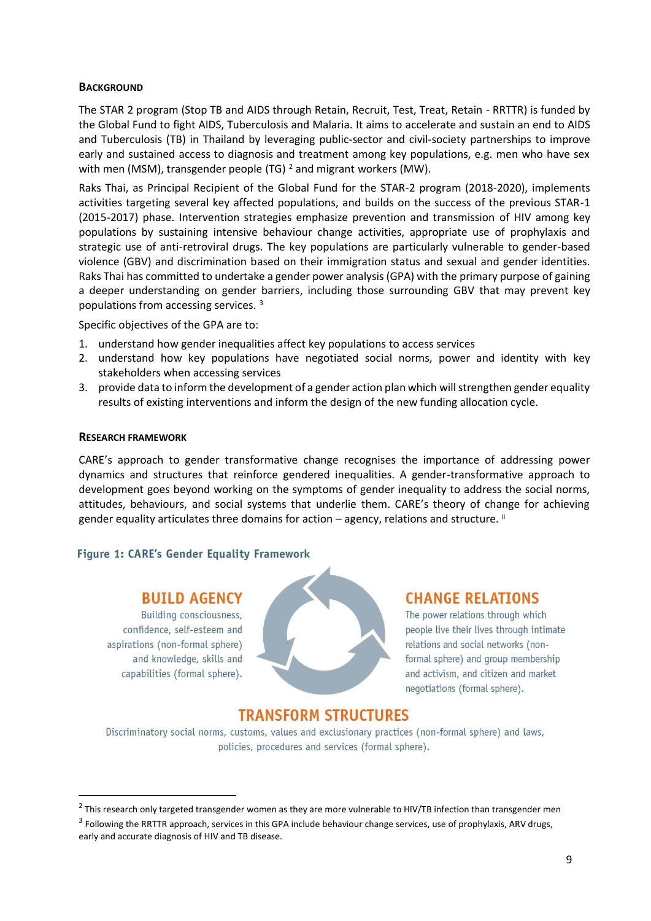## Background

The STAR 2 program (Stop TB and AIDS through Retain, Recruit, Test, Treat, Retain - RRTTR) is funded by the Global Fund to fight AIDS, Tuberculosis and Malaria. It aims to accelerate and sustain an end to AIDS and Tuberculosis (TB) in Thailand by leveraging public-sector and civil-society partnerships to improve early and sustained access to diagnosis and treatment among key populations, e.g. men who have sex with men (MSM), transgender people (TG) [2] and migrant workers (MW).

Raks Thai, as Principal Recipient of the Global Fund for the STAR-2 program (2018-2020), implements activities targeting several key affected populations, and builds on the success of the previous STAR-1 (2015-2017) phase. Intervention strategies emphasize prevention and transmission of HIV among key populations by sustaining intensive behaviour change activities, appropriate use of prophylaxis and strategic use of anti-retroviral drugs. The key populations are particularly vulnerable to gender-based violence (GBV) and discrimination based on their immigration status and sexual and gender identities. Raks Thai has committed to undertake a gender power analysis (GPA) with the primary purpose of gaining a deeper understanding on gender barriers, including those surrounding GBV that may prevent key populations from accessing services. [3]

Specific objectives of the GPA are to:

1. understand how gender inequalities affect key populations to access services
2. understand how key populations have negotiated social norms, power and identity with key stakeholders when accessing services
3. provide data to inform the development of a gender action plan which will strengthen gender equality results of existing interventions and inform the design of the new funding allocation cycle.

## Research Framework

CARE's approach to gender transformative change recognises the importance of addressing power dynamics and structures that reinforce gendered inequalities. A gender-transformative approach to development goes beyond working on the symptoms of gender inequality to address the social norms, attitudes, behaviours, and social systems that underlie them. CARE's theory of change for achieving gender equality articulates three domains for action – agency, relations and structure. [ii]

**Figure 1: CARE's Gender Equality Framework**

**BUILD AGENCY**
Building consciousness, confidence, self-esteem and aspirations (non-formal sphere) and knowledge, skills and capabilities (formal sphere).

**CHANGE RELATIONS**
The power relations through which people live their lives through intimate relations and social networks (non-formal sphere) and group membership and activism, and citizen and market negotiations (formal sphere).

**TRANSFORM STRUCTURES**
Discriminatory social norms, customs, values and exclusionary practices (non-formal sphere) and laws, policies, procedures and services (formal sphere).

---

[2] This research only targeted transgender women as they are more vulnerable to HIV/TB infection than transgender men

[3] Following the RRTTR approach, services in this GPA include behaviour change services, use of prophylaxis, ARV drugs, early and accurate diagnosis of HIV and TB disease.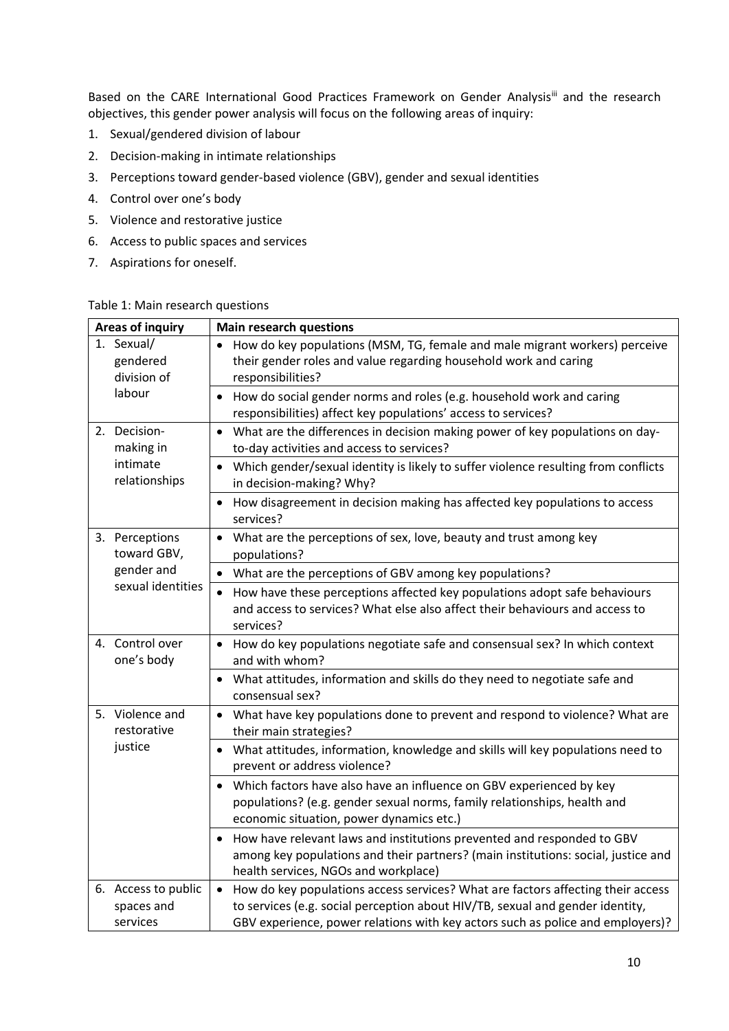Based on the CARE International Good Practices Framework on Gender Analysis[iii] and the research objectives, this gender power analysis will focus on the following areas of inquiry:

1. Sexual/gendered division of labour
2. Decision-making in intimate relationships
3. Perceptions toward gender-based violence (GBV), gender and sexual identities
4. Control over one's body
5. Violence and restorative justice
6. Access to public spaces and services
7. Aspirations for oneself.

Table 1: Main research questions

| Areas of inquiry | Main research questions |
|---|---|
| 1. Sexual/ gendered division of labour | • How do key populations (MSM, TG, female and male migrant workers) perceive their gender roles and value regarding household work and caring responsibilities? |
| | • How do social gender norms and roles (e.g. household work and caring responsibilities) affect key populations' access to services? |
| 2. Decision-making in intimate relationships | • What are the differences in decision making power of key populations on day-to-day activities and access to services? |
| | • Which gender/sexual identity is likely to suffer violence resulting from conflicts in decision-making? Why? |
| | • How disagreement in decision making has affected key populations to access services? |
| 3. Perceptions toward GBV, gender and sexual identities | • What are the perceptions of sex, love, beauty and trust among key populations? |
| | • What are the perceptions of GBV among key populations? |
| | • How have these perceptions affected key populations adopt safe behaviours and access to services? What else also affect their behaviours and access to services? |
| 4. Control over one's body | • How do key populations negotiate safe and consensual sex? In which context and with whom? |
| | • What attitudes, information and skills do they need to negotiate safe and consensual sex? |
| 5. Violence and restorative justice | • What have key populations done to prevent and respond to violence? What are their main strategies? |
| | • What attitudes, information, knowledge and skills will key populations need to prevent or address violence? |
| | • Which factors have also have an influence on GBV experienced by key populations? (e.g. gender sexual norms, family relationships, health and economic situation, power dynamics etc.) |
| | • How have relevant laws and institutions prevented and responded to GBV among key populations and their partners? (main institutions: social, justice and health services, NGOs and workplace) |
| 6. Access to public spaces and services | • How do key populations access services? What are factors affecting their access to services (e.g. social perception about HIV/TB, sexual and gender identity, GBV experience, power relations with key actors such as police and employers)? |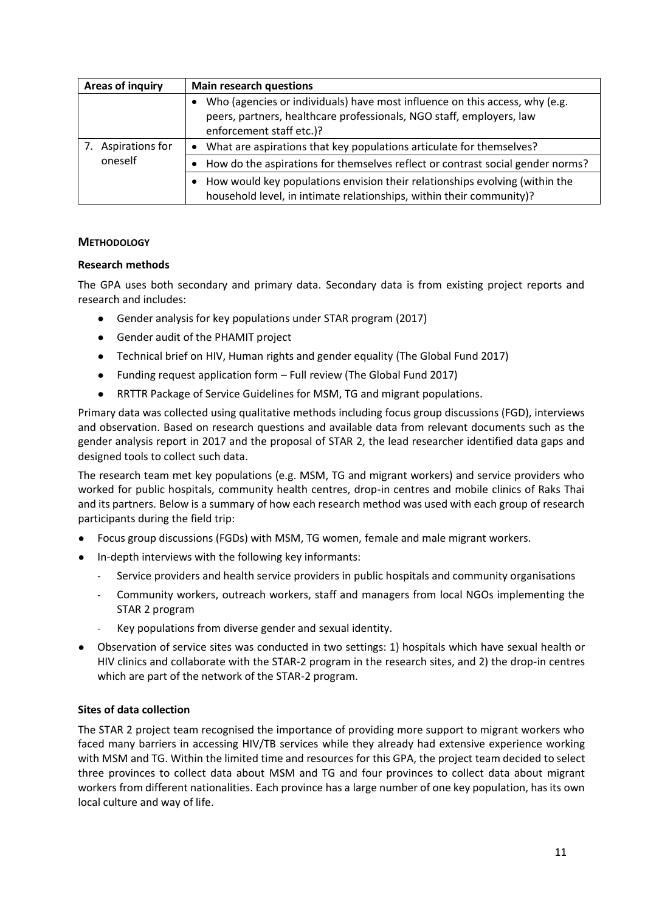| Areas of inquiry | Main research questions |
|---|---|
| | • Who (agencies or individuals) have most influence on this access, why (e.g. peers, partners, healthcare professionals, NGO staff, employers, law enforcement staff etc.)? |
| 7. Aspirations for oneself | • What are aspirations that key populations articulate for themselves? |
| | • How do the aspirations for themselves reflect or contrast social gender norms? |
| | • How would key populations envision their relationships evolving (within the household level, in intimate relationships, within their community)? |

## METHODOLOGY

### Research methods

The GPA uses both secondary and primary data. Secondary data is from existing project reports and research and includes:

- Gender analysis for key populations under STAR program (2017)
- Gender audit of the PHAMIT project
- Technical brief on HIV, Human rights and gender equality (The Global Fund 2017)
- Funding request application form – Full review (The Global Fund 2017)
- RRTTR Package of Service Guidelines for MSM, TG and migrant populations.

Primary data was collected using qualitative methods including focus group discussions (FGD), interviews and observation. Based on research questions and available data from relevant documents such as the gender analysis report in 2017 and the proposal of STAR 2, the lead researcher identified data gaps and designed tools to collect such data.

The research team met key populations (e.g. MSM, TG and migrant workers) and service providers who worked for public hospitals, community health centres, drop-in centres and mobile clinics of Raks Thai and its partners. Below is a summary of how each research method was used with each group of research participants during the field trip:

- Focus group discussions (FGDs) with MSM, TG women, female and male migrant workers.
- In-depth interviews with the following key informants:
  - Service providers and health service providers in public hospitals and community organisations
  - Community workers, outreach workers, staff and managers from local NGOs implementing the STAR 2 program
  - Key populations from diverse gender and sexual identity.
- Observation of service sites was conducted in two settings: 1) hospitals which have sexual health or HIV clinics and collaborate with the STAR-2 program in the research sites, and 2) the drop-in centres which are part of the network of the STAR-2 program.

### Sites of data collection

The STAR 2 project team recognised the importance of providing more support to migrant workers who faced many barriers in accessing HIV/TB services while they already had extensive experience working with MSM and TG. Within the limited time and resources for this GPA, the project team decided to select three provinces to collect data about MSM and TG and four provinces to collect data about migrant workers from different nationalities. Each province has a large number of one key population, has its own local culture and way of life.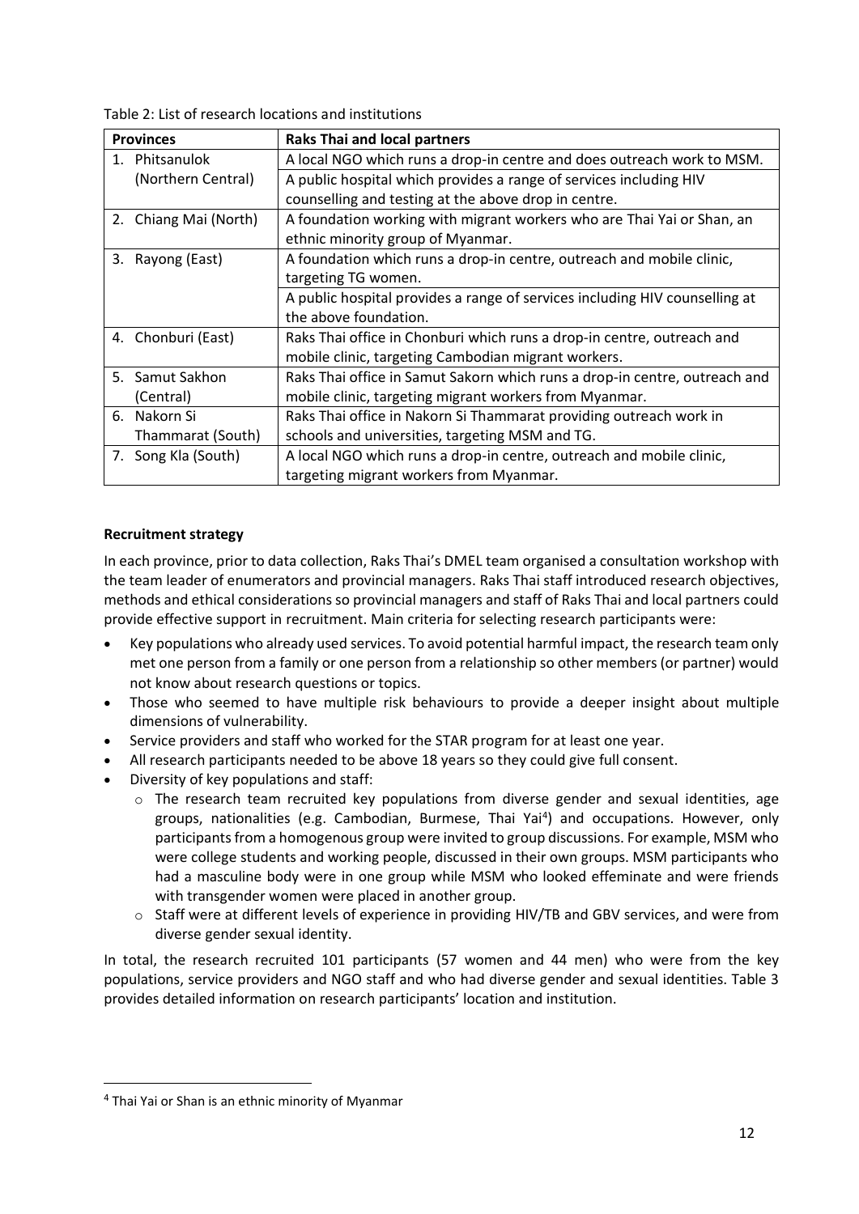Table 2: List of research locations and institutions

| Provinces | Raks Thai and local partners |
|---|---|
| 1. Phitsanulok (Northern Central) | A local NGO which runs a drop-in centre and does outreach work to MSM. |
| | A public hospital which provides a range of services including HIV counselling and testing at the above drop in centre. |
| 2. Chiang Mai (North) | A foundation working with migrant workers who are Thai Yai or Shan, an ethnic minority group of Myanmar. |
| 3. Rayong (East) | A foundation which runs a drop-in centre, outreach and mobile clinic, targeting TG women. |
| | A public hospital provides a range of services including HIV counselling at the above foundation. |
| 4. Chonburi (East) | Raks Thai office in Chonburi which runs a drop-in centre, outreach and mobile clinic, targeting Cambodian migrant workers. |
| 5. Samut Sakhon (Central) | Raks Thai office in Samut Sakorn which runs a drop-in centre, outreach and mobile clinic, targeting migrant workers from Myanmar. |
| 6. Nakorn Si Thammarat (South) | Raks Thai office in Nakorn Si Thammarat providing outreach work in schools and universities, targeting MSM and TG. |
| 7. Song Kla (South) | A local NGO which runs a drop-in centre, outreach and mobile clinic, targeting migrant workers from Myanmar. |

**Recruitment strategy**

In each province, prior to data collection, Raks Thai's DMEL team organised a consultation workshop with the team leader of enumerators and provincial managers. Raks Thai staff introduced research objectives, methods and ethical considerations so provincial managers and staff of Raks Thai and local partners could provide effective support in recruitment. Main criteria for selecting research participants were:

- Key populations who already used services. To avoid potential harmful impact, the research team only met one person from a family or one person from a relationship so other members (or partner) would not know about research questions or topics.
- Those who seemed to have multiple risk behaviours to provide a deeper insight about multiple dimensions of vulnerability.
- Service providers and staff who worked for the STAR program for at least one year.
- All research participants needed to be above 18 years so they could give full consent.
- Diversity of key populations and staff:
  - The research team recruited key populations from diverse gender and sexual identities, age groups, nationalities (e.g. Cambodian, Burmese, Thai Yai[4]) and occupations. However, only participants from a homogenous group were invited to group discussions. For example, MSM who were college students and working people, discussed in their own groups. MSM participants who had a masculine body were in one group while MSM who looked effeminate and were friends with transgender women were placed in another group.
  - Staff were at different levels of experience in providing HIV/TB and GBV services, and were from diverse gender sexual identity.

In total, the research recruited 101 participants (57 women and 44 men) who were from the key populations, service providers and NGO staff and who had diverse gender and sexual identities. Table 3 provides detailed information on research participants' location and institution.

[4] Thai Yai or Shan is an ethnic minority of Myanmar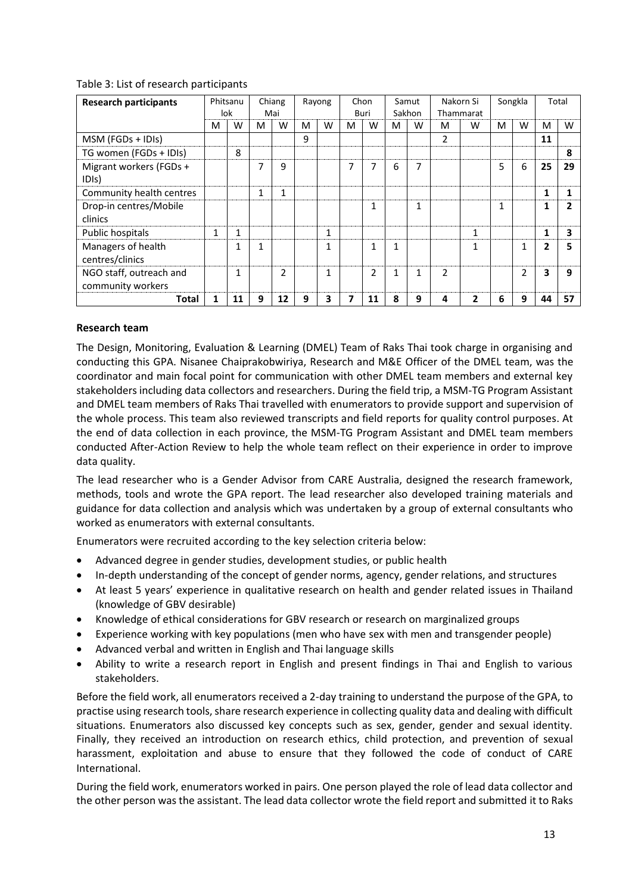Table 3: List of research participants

| Research participants | Phitsanulok | | Chiang Mai | | Rayong | | Chon Buri | | Samut Sakhon | | Nakorn Si Thammarat | | Songkla | | Total | |
|---|---|---|---|---|---|---|---|---|---|---|---|---|---|---|---|---|
| | M | W | M | W | M | W | M | W | M | W | M | W | M | W | M | W |
| MSM (FGDs + IDIs) | | | | | 9 | | | | | | 2 | | | | **11** | |
| TG women (FGDs + IDIs) | | 8 | | | | | | | | | | | | | | **8** |
| Migrant workers (FGDs + IDIs) | | | 7 | 9 | | | 7 | 7 | 6 | 7 | | | 5 | 6 | **25** | **29** |
| Community health centres | | | 1 | 1 | | | | | | | | | | | **1** | **1** |
| Drop-in centres/Mobile clinics | | | | | | | | 1 | | 1 | | | 1 | | **1** | **2** |
| Public hospitals | 1 | 1 | | | | 1 | | | | | | 1 | | | **1** | **3** |
| Managers of health centres/clinics | | 1 | 1 | | | 1 | | 1 | 1 | | | 1 | | 1 | **2** | **5** |
| NGO staff, outreach and community workers | | 1 | | 2 | | 1 | | 2 | 1 | 1 | 2 | | | 2 | **3** | **9** |
| **Total** | **1** | **11** | **9** | **12** | **9** | **3** | **7** | **11** | **8** | **9** | **4** | **2** | **6** | **9** | **44** | **57** |

**Research team**

The Design, Monitoring, Evaluation & Learning (DMEL) Team of Raks Thai took charge in organising and conducting this GPA. Nisanee Chaiprakobwiriya, Research and M&E Officer of the DMEL team, was the coordinator and main focal point for communication with other DMEL team members and external key stakeholders including data collectors and researchers. During the field trip, a MSM-TG Program Assistant and DMEL team members of Raks Thai travelled with enumerators to provide support and supervision of the whole process. This team also reviewed transcripts and field reports for quality control purposes. At the end of data collection in each province, the MSM-TG Program Assistant and DMEL team members conducted After-Action Review to help the whole team reflect on their experience in order to improve data quality.

The lead researcher who is a Gender Advisor from CARE Australia, designed the research framework, methods, tools and wrote the GPA report. The lead researcher also developed training materials and guidance for data collection and analysis which was undertaken by a group of external consultants who worked as enumerators with external consultants.

Enumerators were recruited according to the key selection criteria below:

- Advanced degree in gender studies, development studies, or public health
- In-depth understanding of the concept of gender norms, agency, gender relations, and structures
- At least 5 years' experience in qualitative research on health and gender related issues in Thailand (knowledge of GBV desirable)
- Knowledge of ethical considerations for GBV research or research on marginalized groups
- Experience working with key populations (men who have sex with men and transgender people)
- Advanced verbal and written in English and Thai language skills
- Ability to write a research report in English and present findings in Thai and English to various stakeholders.

Before the field work, all enumerators received a 2-day training to understand the purpose of the GPA, to practise using research tools, share research experience in collecting quality data and dealing with difficult situations. Enumerators also discussed key concepts such as sex, gender, gender and sexual identity. Finally, they received an introduction on research ethics, child protection, and prevention of sexual harassment, exploitation and abuse to ensure that they followed the code of conduct of CARE International.

During the field work, enumerators worked in pairs. One person played the role of lead data collector and the other person was the assistant. The lead data collector wrote the field report and submitted it to Raks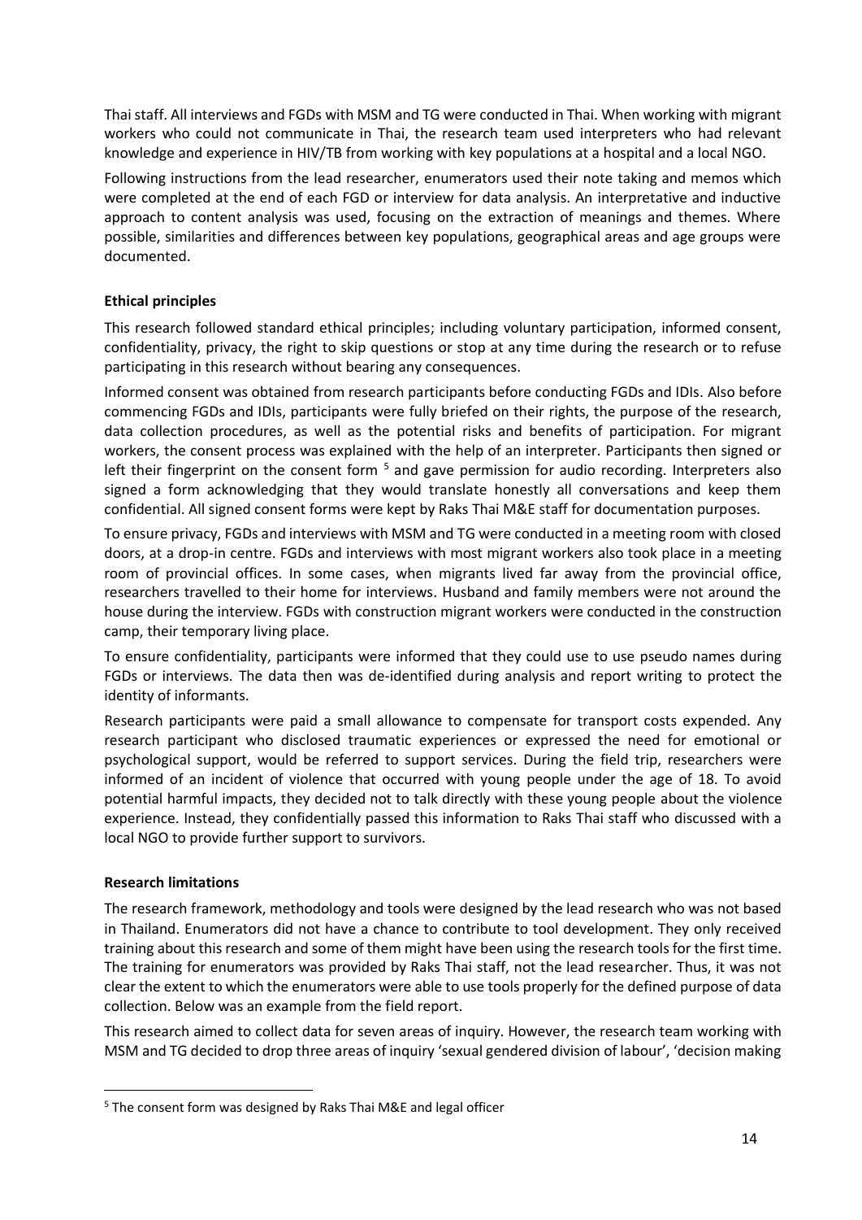Thai staff. All interviews and FGDs with MSM and TG were conducted in Thai. When working with migrant workers who could not communicate in Thai, the research team used interpreters who had relevant knowledge and experience in HIV/TB from working with key populations at a hospital and a local NGO.

Following instructions from the lead researcher, enumerators used their note taking and memos which were completed at the end of each FGD or interview for data analysis. An interpretative and inductive approach to content analysis was used, focusing on the extraction of meanings and themes. Where possible, similarities and differences between key populations, geographical areas and age groups were documented.

**Ethical principles**

This research followed standard ethical principles; including voluntary participation, informed consent, confidentiality, privacy, the right to skip questions or stop at any time during the research or to refuse participating in this research without bearing any consequences.

Informed consent was obtained from research participants before conducting FGDs and IDIs. Also before commencing FGDs and IDIs, participants were fully briefed on their rights, the purpose of the research, data collection procedures, as well as the potential risks and benefits of participation. For migrant workers, the consent process was explained with the help of an interpreter. Participants then signed or left their fingerprint on the consent form [5] and gave permission for audio recording. Interpreters also signed a form acknowledging that they would translate honestly all conversations and keep them confidential. All signed consent forms were kept by Raks Thai M&E staff for documentation purposes.

To ensure privacy, FGDs and interviews with MSM and TG were conducted in a meeting room with closed doors, at a drop-in centre. FGDs and interviews with most migrant workers also took place in a meeting room of provincial offices. In some cases, when migrants lived far away from the provincial office, researchers travelled to their home for interviews. Husband and family members were not around the house during the interview. FGDs with construction migrant workers were conducted in the construction camp, their temporary living place.

To ensure confidentiality, participants were informed that they could use to use pseudo names during FGDs or interviews. The data then was de-identified during analysis and report writing to protect the identity of informants.

Research participants were paid a small allowance to compensate for transport costs expended. Any research participant who disclosed traumatic experiences or expressed the need for emotional or psychological support, would be referred to support services. During the field trip, researchers were informed of an incident of violence that occurred with young people under the age of 18. To avoid potential harmful impacts, they decided not to talk directly with these young people about the violence experience. Instead, they confidentially passed this information to Raks Thai staff who discussed with a local NGO to provide further support to survivors.

**Research limitations**

The research framework, methodology and tools were designed by the lead research who was not based in Thailand. Enumerators did not have a chance to contribute to tool development. They only received training about this research and some of them might have been using the research tools for the first time. The training for enumerators was provided by Raks Thai staff, not the lead researcher. Thus, it was not clear the extent to which the enumerators were able to use tools properly for the defined purpose of data collection. Below was an example from the field report.

This research aimed to collect data for seven areas of inquiry. However, the research team working with MSM and TG decided to drop three areas of inquiry 'sexual gendered division of labour', 'decision making

---

[5] The consent form was designed by Raks Thai M&E and legal officer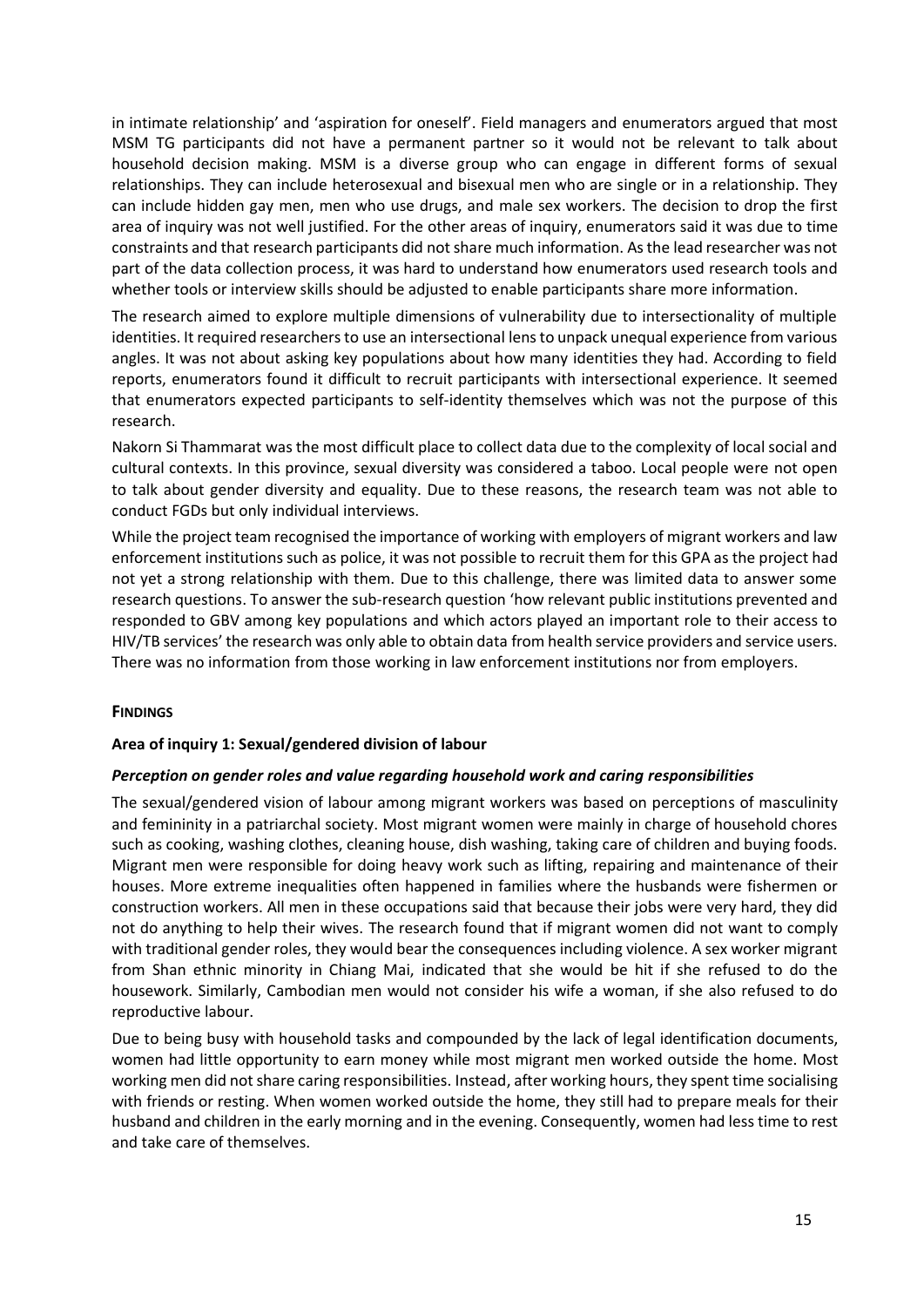in intimate relationship' and 'aspiration for oneself'. Field managers and enumerators argued that most MSM TG participants did not have a permanent partner so it would not be relevant to talk about household decision making. MSM is a diverse group who can engage in different forms of sexual relationships. They can include heterosexual and bisexual men who are single or in a relationship. They can include hidden gay men, men who use drugs, and male sex workers. The decision to drop the first area of inquiry was not well justified. For the other areas of inquiry, enumerators said it was due to time constraints and that research participants did not share much information. As the lead researcher was not part of the data collection process, it was hard to understand how enumerators used research tools and whether tools or interview skills should be adjusted to enable participants share more information.

The research aimed to explore multiple dimensions of vulnerability due to intersectionality of multiple identities. It required researchers to use an intersectional lens to unpack unequal experience from various angles. It was not about asking key populations about how many identities they had. According to field reports, enumerators found it difficult to recruit participants with intersectional experience. It seemed that enumerators expected participants to self-identity themselves which was not the purpose of this research.

Nakorn Si Thammarat was the most difficult place to collect data due to the complexity of local social and cultural contexts. In this province, sexual diversity was considered a taboo. Local people were not open to talk about gender diversity and equality. Due to these reasons, the research team was not able to conduct FGDs but only individual interviews.

While the project team recognised the importance of working with employers of migrant workers and law enforcement institutions such as police, it was not possible to recruit them for this GPA as the project had not yet a strong relationship with them. Due to this challenge, there was limited data to answer some research questions. To answer the sub-research question 'how relevant public institutions prevented and responded to GBV among key populations and which actors played an important role to their access to HIV/TB services' the research was only able to obtain data from health service providers and service users. There was no information from those working in law enforcement institutions nor from employers.

## FINDINGS

### Area of inquiry 1: Sexual/gendered division of labour

#### *Perception on gender roles and value regarding household work and caring responsibilities*

The sexual/gendered vision of labour among migrant workers was based on perceptions of masculinity and femininity in a patriarchal society. Most migrant women were mainly in charge of household chores such as cooking, washing clothes, cleaning house, dish washing, taking care of children and buying foods. Migrant men were responsible for doing heavy work such as lifting, repairing and maintenance of their houses. More extreme inequalities often happened in families where the husbands were fishermen or construction workers. All men in these occupations said that because their jobs were very hard, they did not do anything to help their wives. The research found that if migrant women did not want to comply with traditional gender roles, they would bear the consequences including violence. A sex worker migrant from Shan ethnic minority in Chiang Mai, indicated that she would be hit if she refused to do the housework. Similarly, Cambodian men would not consider his wife a woman, if she also refused to do reproductive labour.

Due to being busy with household tasks and compounded by the lack of legal identification documents, women had little opportunity to earn money while most migrant men worked outside the home. Most working men did not share caring responsibilities. Instead, after working hours, they spent time socialising with friends or resting. When women worked outside the home, they still had to prepare meals for their husband and children in the early morning and in the evening. Consequently, women had less time to rest and take care of themselves.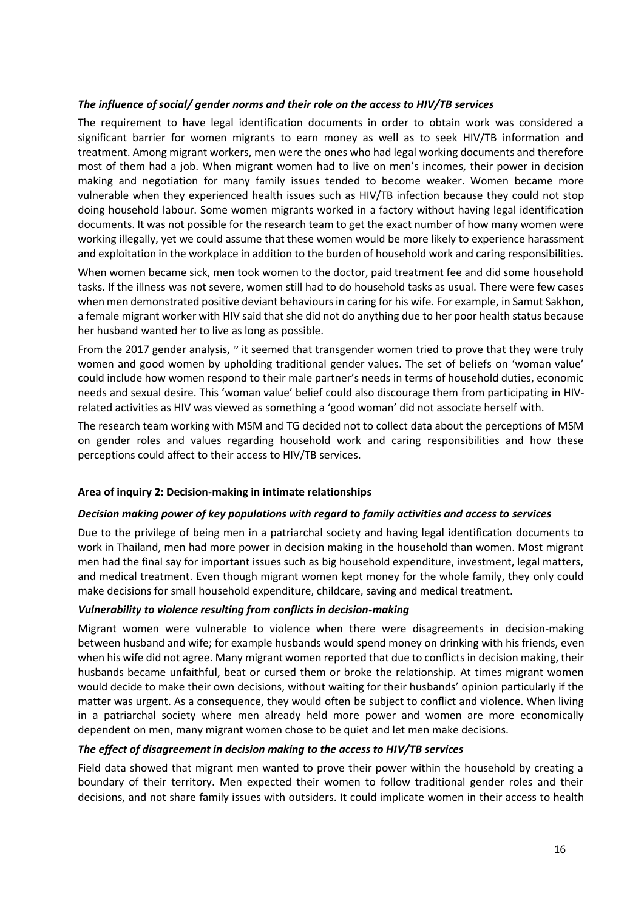### *The influence of social/ gender norms and their role on the access to HIV/TB services*

The requirement to have legal identification documents in order to obtain work was considered a significant barrier for women migrants to earn money as well as to seek HIV/TB information and treatment. Among migrant workers, men were the ones who had legal working documents and therefore most of them had a job. When migrant women had to live on men's incomes, their power in decision making and negotiation for many family issues tended to become weaker. Women became more vulnerable when they experienced health issues such as HIV/TB infection because they could not stop doing household labour. Some women migrants worked in a factory without having legal identification documents. It was not possible for the research team to get the exact number of how many women were working illegally, yet we could assume that these women would be more likely to experience harassment and exploitation in the workplace in addition to the burden of household work and caring responsibilities.

When women became sick, men took women to the doctor, paid treatment fee and did some household tasks. If the illness was not severe, women still had to do household tasks as usual. There were few cases when men demonstrated positive deviant behaviours in caring for his wife. For example, in Samut Sakhon, a female migrant worker with HIV said that she did not do anything due to her poor health status because her husband wanted her to live as long as possible.

From the 2017 gender analysis, [iv] it seemed that transgender women tried to prove that they were truly women and good women by upholding traditional gender values. The set of beliefs on 'woman value' could include how women respond to their male partner's needs in terms of household duties, economic needs and sexual desire. This 'woman value' belief could also discourage them from participating in HIV-related activities as HIV was viewed as something a 'good woman' did not associate herself with.

The research team working with MSM and TG decided not to collect data about the perceptions of MSM on gender roles and values regarding household work and caring responsibilities and how these perceptions could affect to their access to HIV/TB services.

## Area of inquiry 2: Decision-making in intimate relationships

### *Decision making power of key populations with regard to family activities and access to services*

Due to the privilege of being men in a patriarchal society and having legal identification documents to work in Thailand, men had more power in decision making in the household than women. Most migrant men had the final say for important issues such as big household expenditure, investment, legal matters, and medical treatment. Even though migrant women kept money for the whole family, they only could make decisions for small household expenditure, childcare, saving and medical treatment.

### *Vulnerability to violence resulting from conflicts in decision-making*

Migrant women were vulnerable to violence when there were disagreements in decision-making between husband and wife; for example husbands would spend money on drinking with his friends, even when his wife did not agree. Many migrant women reported that due to conflicts in decision making, their husbands became unfaithful, beat or cursed them or broke the relationship. At times migrant women would decide to make their own decisions, without waiting for their husbands' opinion particularly if the matter was urgent. As a consequence, they would often be subject to conflict and violence. When living in a patriarchal society where men already held more power and women are more economically dependent on men, many migrant women chose to be quiet and let men make decisions.

### *The effect of disagreement in decision making to the access to HIV/TB services*

Field data showed that migrant men wanted to prove their power within the household by creating a boundary of their territory. Men expected their women to follow traditional gender roles and their decisions, and not share family issues with outsiders. It could implicate women in their access to health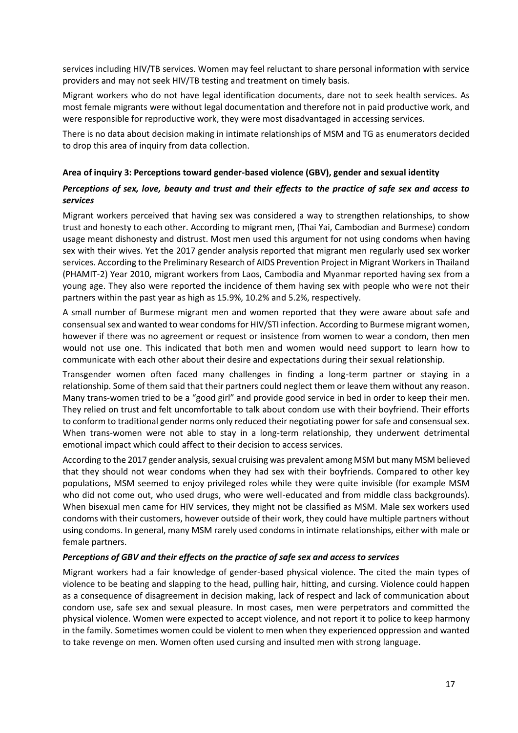services including HIV/TB services. Women may feel reluctant to share personal information with service providers and may not seek HIV/TB testing and treatment on timely basis.

Migrant workers who do not have legal identification documents, dare not to seek health services. As most female migrants were without legal documentation and therefore not in paid productive work, and were responsible for reproductive work, they were most disadvantaged in accessing services.

There is no data about decision making in intimate relationships of MSM and TG as enumerators decided to drop this area of inquiry from data collection.

**Area of inquiry 3: Perceptions toward gender-based violence (GBV), gender and sexual identity**

***Perceptions of sex, love, beauty and trust and their effects to the practice of safe sex and access to services***

Migrant workers perceived that having sex was considered a way to strengthen relationships, to show trust and honesty to each other. According to migrant men, (Thai Yai, Cambodian and Burmese) condom usage meant dishonesty and distrust. Most men used this argument for not using condoms when having sex with their wives. Yet the 2017 gender analysis reported that migrant men regularly used sex worker services. According to the Preliminary Research of AIDS Prevention Project in Migrant Workers in Thailand (PHAMIT-2) Year 2010, migrant workers from Laos, Cambodia and Myanmar reported having sex from a young age. They also were reported the incidence of them having sex with people who were not their partners within the past year as high as 15.9%, 10.2% and 5.2%, respectively.

A small number of Burmese migrant men and women reported that they were aware about safe and consensual sex and wanted to wear condoms for HIV/STI infection. According to Burmese migrant women, however if there was no agreement or request or insistence from women to wear a condom, then men would not use one. This indicated that both men and women would need support to learn how to communicate with each other about their desire and expectations during their sexual relationship.

Transgender women often faced many challenges in finding a long-term partner or staying in a relationship. Some of them said that their partners could neglect them or leave them without any reason. Many trans-women tried to be a "good girl" and provide good service in bed in order to keep their men. They relied on trust and felt uncomfortable to talk about condom use with their boyfriend. Their efforts to conform to traditional gender norms only reduced their negotiating power for safe and consensual sex. When trans-women were not able to stay in a long-term relationship, they underwent detrimental emotional impact which could affect to their decision to access services.

According to the 2017 gender analysis, sexual cruising was prevalent among MSM but many MSM believed that they should not wear condoms when they had sex with their boyfriends. Compared to other key populations, MSM seemed to enjoy privileged roles while they were quite invisible (for example MSM who did not come out, who used drugs, who were well-educated and from middle class backgrounds). When bisexual men came for HIV services, they might not be classified as MSM. Male sex workers used condoms with their customers, however outside of their work, they could have multiple partners without using condoms. In general, many MSM rarely used condoms in intimate relationships, either with male or female partners.

***Perceptions of GBV and their effects on the practice of safe sex and access to services***

Migrant workers had a fair knowledge of gender-based physical violence. The cited the main types of violence to be beating and slapping to the head, pulling hair, hitting, and cursing. Violence could happen as a consequence of disagreement in decision making, lack of respect and lack of communication about condom use, safe sex and sexual pleasure. In most cases, men were perpetrators and committed the physical violence. Women were expected to accept violence, and not report it to police to keep harmony in the family. Sometimes women could be violent to men when they experienced oppression and wanted to take revenge on men. Women often used cursing and insulted men with strong language.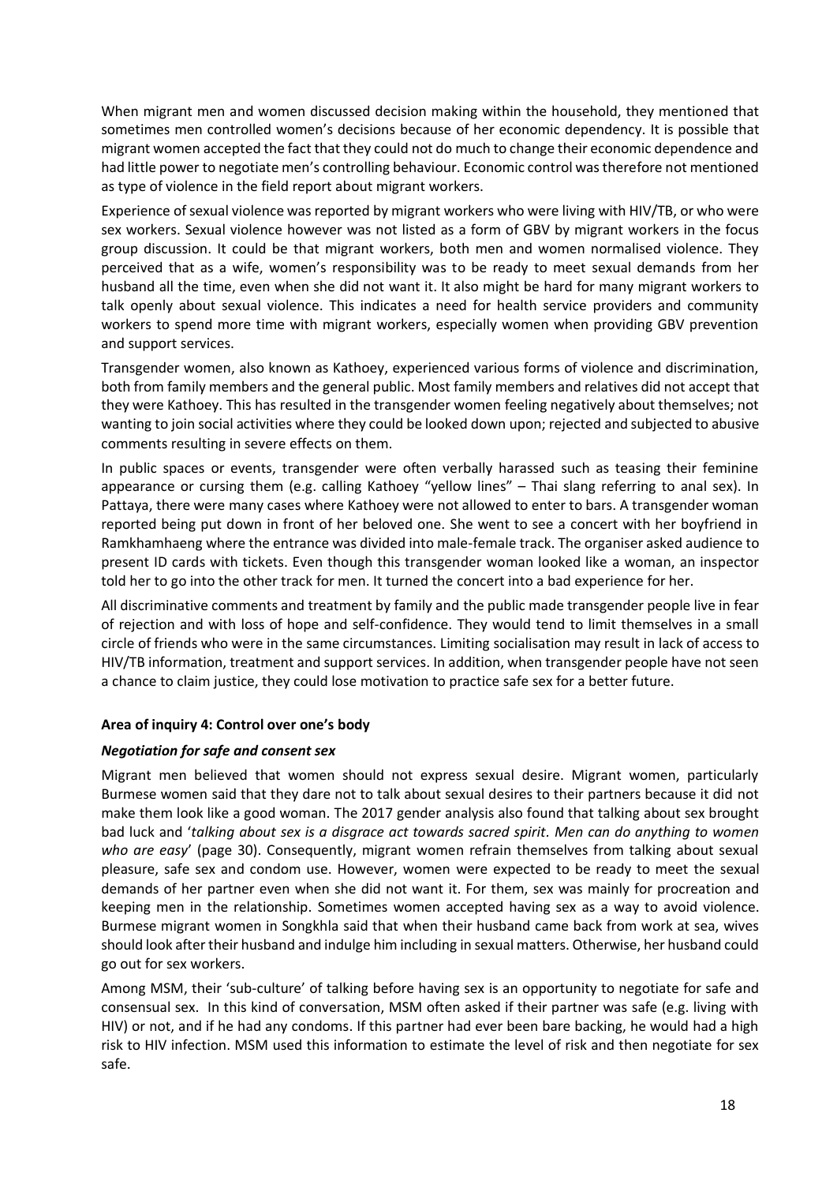When migrant men and women discussed decision making within the household, they mentioned that sometimes men controlled women's decisions because of her economic dependency. It is possible that migrant women accepted the fact that they could not do much to change their economic dependence and had little power to negotiate men's controlling behaviour. Economic control was therefore not mentioned as type of violence in the field report about migrant workers.

Experience of sexual violence was reported by migrant workers who were living with HIV/TB, or who were sex workers. Sexual violence however was not listed as a form of GBV by migrant workers in the focus group discussion. It could be that migrant workers, both men and women normalised violence. They perceived that as a wife, women's responsibility was to be ready to meet sexual demands from her husband all the time, even when she did not want it. It also might be hard for many migrant workers to talk openly about sexual violence. This indicates a need for health service providers and community workers to spend more time with migrant workers, especially women when providing GBV prevention and support services.

Transgender women, also known as Kathoey, experienced various forms of violence and discrimination, both from family members and the general public. Most family members and relatives did not accept that they were Kathoey. This has resulted in the transgender women feeling negatively about themselves; not wanting to join social activities where they could be looked down upon; rejected and subjected to abusive comments resulting in severe effects on them.

In public spaces or events, transgender were often verbally harassed such as teasing their feminine appearance or cursing them (e.g. calling Kathoey "yellow lines" – Thai slang referring to anal sex). In Pattaya, there were many cases where Kathoey were not allowed to enter to bars. A transgender woman reported being put down in front of her beloved one. She went to see a concert with her boyfriend in Ramkhamhaeng where the entrance was divided into male-female track. The organiser asked audience to present ID cards with tickets. Even though this transgender woman looked like a woman, an inspector told her to go into the other track for men. It turned the concert into a bad experience for her.

All discriminative comments and treatment by family and the public made transgender people live in fear of rejection and with loss of hope and self-confidence. They would tend to limit themselves in a small circle of friends who were in the same circumstances. Limiting socialisation may result in lack of access to HIV/TB information, treatment and support services. In addition, when transgender people have not seen a chance to claim justice, they could lose motivation to practice safe sex for a better future.

**Area of inquiry 4: Control over one's body**

***Negotiation for safe and consent sex***

Migrant men believed that women should not express sexual desire. Migrant women, particularly Burmese women said that they dare not to talk about sexual desires to their partners because it did not make them look like a good woman. The 2017 gender analysis also found that talking about sex brought bad luck and '*talking about sex is a disgrace act towards sacred spirit. Men can do anything to women who are easy*' (page 30). Consequently, migrant women refrain themselves from talking about sexual pleasure, safe sex and condom use. However, women were expected to be ready to meet the sexual demands of her partner even when she did not want it. For them, sex was mainly for procreation and keeping men in the relationship. Sometimes women accepted having sex as a way to avoid violence. Burmese migrant women in Songkhla said that when their husband came back from work at sea, wives should look after their husband and indulge him including in sexual matters. Otherwise, her husband could go out for sex workers.

Among MSM, their 'sub-culture' of talking before having sex is an opportunity to negotiate for safe and consensual sex. In this kind of conversation, MSM often asked if their partner was safe (e.g. living with HIV) or not, and if he had any condoms. If this partner had ever been bare backing, he would had a high risk to HIV infection. MSM used this information to estimate the level of risk and then negotiate for sex safe.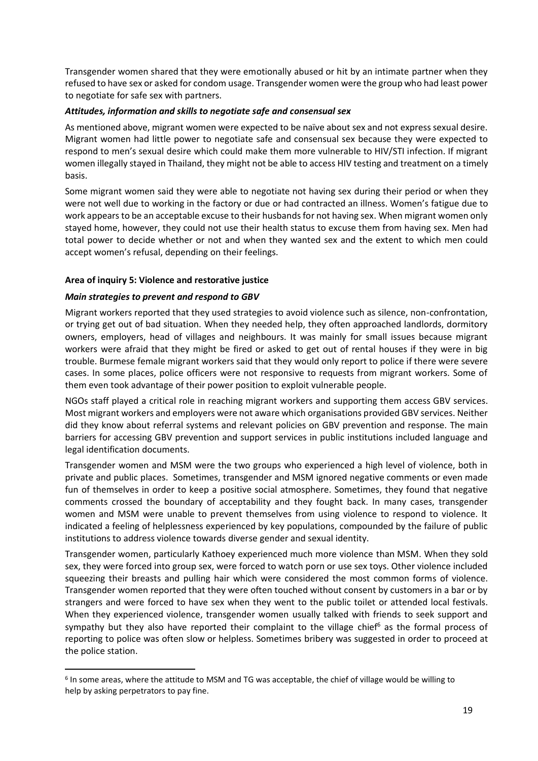Transgender women shared that they were emotionally abused or hit by an intimate partner when they refused to have sex or asked for condom usage. Transgender women were the group who had least power to negotiate for safe sex with partners.

### *Attitudes, information and skills to negotiate safe and consensual sex*

As mentioned above, migrant women were expected to be naïve about sex and not express sexual desire. Migrant women had little power to negotiate safe and consensual sex because they were expected to respond to men's sexual desire which could make them more vulnerable to HIV/STI infection. If migrant women illegally stayed in Thailand, they might not be able to access HIV testing and treatment on a timely basis.

Some migrant women said they were able to negotiate not having sex during their period or when they were not well due to working in the factory or due or had contracted an illness. Women's fatigue due to work appears to be an acceptable excuse to their husbands for not having sex. When migrant women only stayed home, however, they could not use their health status to excuse them from having sex. Men had total power to decide whether or not and when they wanted sex and the extent to which men could accept women's refusal, depending on their feelings.

## **Area of inquiry 5: Violence and restorative justice**

### *Main strategies to prevent and respond to GBV*

Migrant workers reported that they used strategies to avoid violence such as silence, non-confrontation, or trying get out of bad situation. When they needed help, they often approached landlords, dormitory owners, employers, head of villages and neighbours. It was mainly for small issues because migrant workers were afraid that they might be fired or asked to get out of rental houses if they were in big trouble. Burmese female migrant workers said that they would only report to police if there were severe cases. In some places, police officers were not responsive to requests from migrant workers. Some of them even took advantage of their power position to exploit vulnerable people.

NGOs staff played a critical role in reaching migrant workers and supporting them access GBV services. Most migrant workers and employers were not aware which organisations provided GBV services. Neither did they know about referral systems and relevant policies on GBV prevention and response. The main barriers for accessing GBV prevention and support services in public institutions included language and legal identification documents.

Transgender women and MSM were the two groups who experienced a high level of violence, both in private and public places. Sometimes, transgender and MSM ignored negative comments or even made fun of themselves in order to keep a positive social atmosphere. Sometimes, they found that negative comments crossed the boundary of acceptability and they fought back. In many cases, transgender women and MSM were unable to prevent themselves from using violence to respond to violence. It indicated a feeling of helplessness experienced by key populations, compounded by the failure of public institutions to address violence towards diverse gender and sexual identity.

Transgender women, particularly Kathoey experienced much more violence than MSM. When they sold sex, they were forced into group sex, were forced to watch porn or use sex toys. Other violence included squeezing their breasts and pulling hair which were considered the most common forms of violence. Transgender women reported that they were often touched without consent by customers in a bar or by strangers and were forced to have sex when they went to the public toilet or attended local festivals. When they experienced violence, transgender women usually talked with friends to seek support and sympathy but they also have reported their complaint to the village chief[6] as the formal process of reporting to police was often slow or helpless. Sometimes bribery was suggested in order to proceed at the police station.

[6] In some areas, where the attitude to MSM and TG was acceptable, the chief of village would be willing to help by asking perpetrators to pay fine.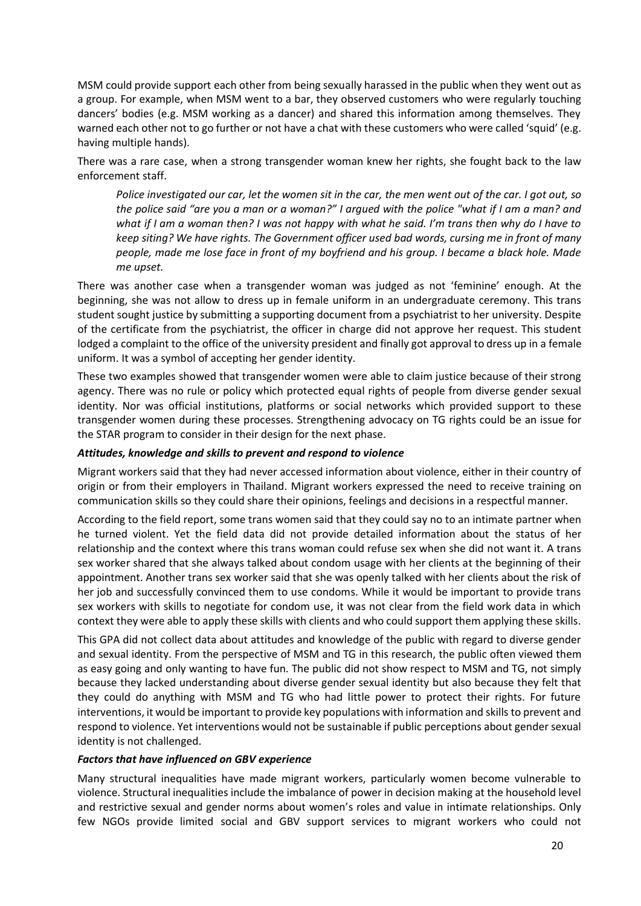MSM could provide support each other from being sexually harassed in the public when they went out as a group. For example, when MSM went to a bar, they observed customers who were regularly touching dancers' bodies (e.g. MSM working as a dancer) and shared this information among themselves. They warned each other not to go further or not have a chat with these customers who were called 'squid' (e.g. having multiple hands).

There was a rare case, when a strong transgender woman knew her rights, she fought back to the law enforcement staff.

> *Police investigated our car, let the women sit in the car, the men went out of the car. I got out, so the police said "are you a man or a woman?" I argued with the police "what if I am a man? and what if I am a woman then? I was not happy with what he said. I'm trans then why do I have to keep siting? We have rights. The Government officer used bad words, cursing me in front of many people, made me lose face in front of my boyfriend and his group. I became a black hole. Made me upset.*

There was another case when a transgender woman was judged as not 'feminine' enough. At the beginning, she was not allow to dress up in female uniform in an undergraduate ceremony. This trans student sought justice by submitting a supporting document from a psychiatrist to her university. Despite of the certificate from the psychiatrist, the officer in charge did not approve her request. This student lodged a complaint to the office of the university president and finally got approval to dress up in a female uniform. It was a symbol of accepting her gender identity.

These two examples showed that transgender women were able to claim justice because of their strong agency. There was no rule or policy which protected equal rights of people from diverse gender sexual identity. Nor was official institutions, platforms or social networks which provided support to these transgender women during these processes. Strengthening advocacy on TG rights could be an issue for the STAR program to consider in their design for the next phase.

#### *Attitudes, knowledge and skills to prevent and respond to violence*

Migrant workers said that they had never accessed information about violence, either in their country of origin or from their employers in Thailand. Migrant workers expressed the need to receive training on communication skills so they could share their opinions, feelings and decisions in a respectful manner.

According to the field report, some trans women said that they could say no to an intimate partner when he turned violent. Yet the field data did not provide detailed information about the status of her relationship and the context where this trans woman could refuse sex when she did not want it. A trans sex worker shared that she always talked about condom usage with her clients at the beginning of their appointment. Another trans sex worker said that she was openly talked with her clients about the risk of her job and successfully convinced them to use condoms. While it would be important to provide trans sex workers with skills to negotiate for condom use, it was not clear from the field work data in which context they were able to apply these skills with clients and who could support them applying these skills.

This GPA did not collect data about attitudes and knowledge of the public with regard to diverse gender and sexual identity. From the perspective of MSM and TG in this research, the public often viewed them as easy going and only wanting to have fun. The public did not show respect to MSM and TG, not simply because they lacked understanding about diverse gender sexual identity but also because they felt that they could do anything with MSM and TG who had little power to protect their rights. For future interventions, it would be important to provide key populations with information and skills to prevent and respond to violence. Yet interventions would not be sustainable if public perceptions about gender sexual identity is not challenged.

#### *Factors that have influenced on GBV experience*

Many structural inequalities have made migrant workers, particularly women become vulnerable to violence. Structural inequalities include the imbalance of power in decision making at the household level and restrictive sexual and gender norms about women's roles and value in intimate relationships. Only few NGOs provide limited social and GBV support services to migrant workers who could not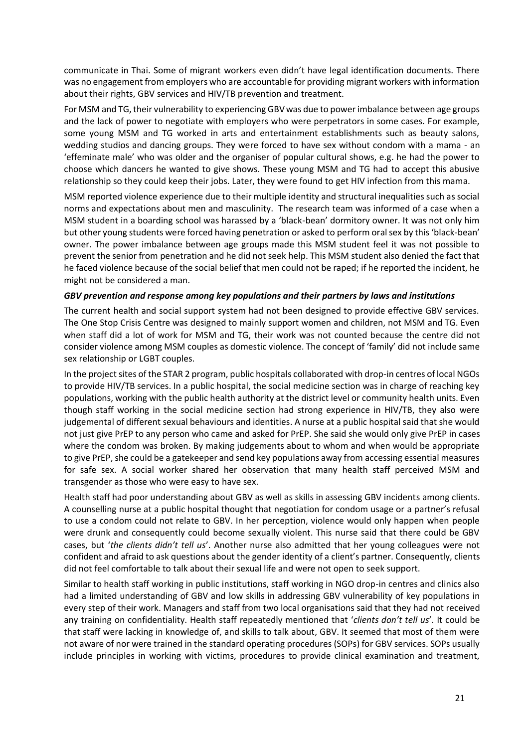communicate in Thai. Some of migrant workers even didn't have legal identification documents. There was no engagement from employers who are accountable for providing migrant workers with information about their rights, GBV services and HIV/TB prevention and treatment.

For MSM and TG, their vulnerability to experiencing GBV was due to power imbalance between age groups and the lack of power to negotiate with employers who were perpetrators in some cases. For example, some young MSM and TG worked in arts and entertainment establishments such as beauty salons, wedding studios and dancing groups. They were forced to have sex without condom with a mama - an 'effeminate male' who was older and the organiser of popular cultural shows, e.g. he had the power to choose which dancers he wanted to give shows. These young MSM and TG had to accept this abusive relationship so they could keep their jobs. Later, they were found to get HIV infection from this mama.

MSM reported violence experience due to their multiple identity and structural inequalities such as social norms and expectations about men and masculinity. The research team was informed of a case when a MSM student in a boarding school was harassed by a 'black-bean' dormitory owner. It was not only him but other young students were forced having penetration or asked to perform oral sex by this 'black-bean' owner. The power imbalance between age groups made this MSM student feel it was not possible to prevent the senior from penetration and he did not seek help. This MSM student also denied the fact that he faced violence because of the social belief that men could not be raped; if he reported the incident, he might not be considered a man.

***GBV prevention and response among key populations and their partners by laws and institutions***

The current health and social support system had not been designed to provide effective GBV services. The One Stop Crisis Centre was designed to mainly support women and children, not MSM and TG. Even when staff did a lot of work for MSM and TG, their work was not counted because the centre did not consider violence among MSM couples as domestic violence. The concept of 'family' did not include same sex relationship or LGBT couples.

In the project sites of the STAR 2 program, public hospitals collaborated with drop-in centres of local NGOs to provide HIV/TB services. In a public hospital, the social medicine section was in charge of reaching key populations, working with the public health authority at the district level or community health units. Even though staff working in the social medicine section had strong experience in HIV/TB, they also were judgemental of different sexual behaviours and identities. A nurse at a public hospital said that she would not just give PrEP to any person who came and asked for PrEP. She said she would only give PrEP in cases where the condom was broken. By making judgements about to whom and when would be appropriate to give PrEP, she could be a gatekeeper and send key populations away from accessing essential measures for safe sex. A social worker shared her observation that many health staff perceived MSM and transgender as those who were easy to have sex.

Health staff had poor understanding about GBV as well as skills in assessing GBV incidents among clients. A counselling nurse at a public hospital thought that negotiation for condom usage or a partner's refusal to use a condom could not relate to GBV. In her perception, violence would only happen when people were drunk and consequently could become sexually violent. This nurse said that there could be GBV cases, but '*the clients didn't tell us*'. Another nurse also admitted that her young colleagues were not confident and afraid to ask questions about the gender identity of a client's partner. Consequently, clients did not feel comfortable to talk about their sexual life and were not open to seek support.

Similar to health staff working in public institutions, staff working in NGO drop-in centres and clinics also had a limited understanding of GBV and low skills in addressing GBV vulnerability of key populations in every step of their work. Managers and staff from two local organisations said that they had not received any training on confidentiality. Health staff repeatedly mentioned that '*clients don't tell us*'. It could be that staff were lacking in knowledge of, and skills to talk about, GBV. It seemed that most of them were not aware of nor were trained in the standard operating procedures (SOPs) for GBV services. SOPs usually include principles in working with victims, procedures to provide clinical examination and treatment,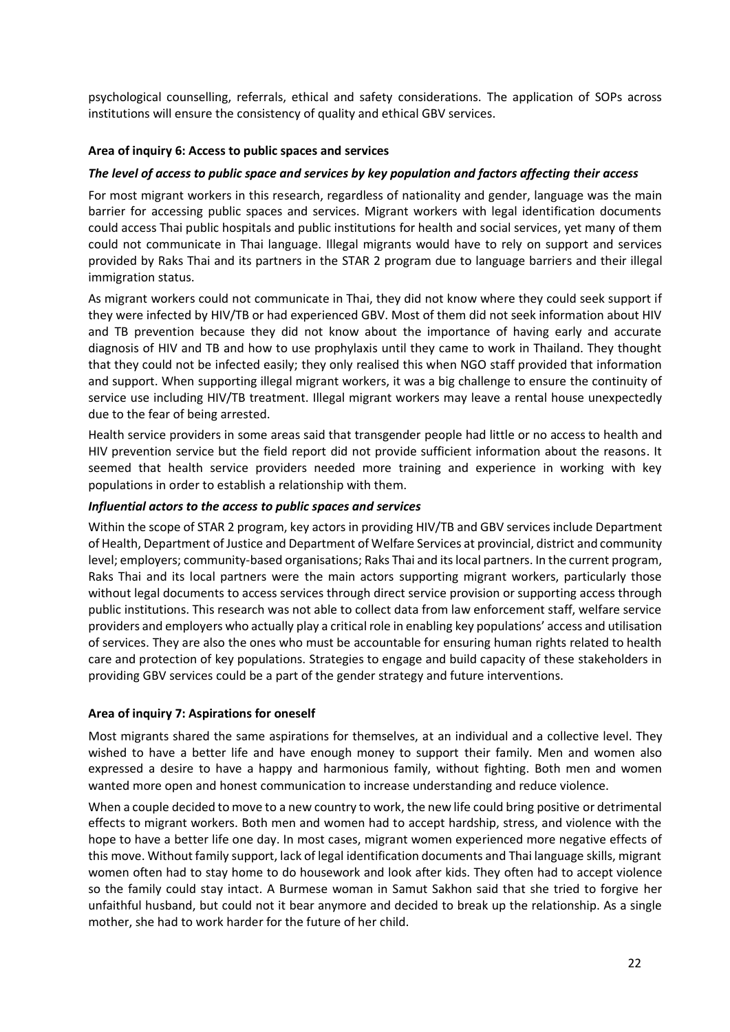psychological counselling, referrals, ethical and safety considerations. The application of SOPs across institutions will ensure the consistency of quality and ethical GBV services.

**Area of inquiry 6: Access to public spaces and services**

***The level of access to public space and services by key population and factors affecting their access***

For most migrant workers in this research, regardless of nationality and gender, language was the main barrier for accessing public spaces and services. Migrant workers with legal identification documents could access Thai public hospitals and public institutions for health and social services, yet many of them could not communicate in Thai language. Illegal migrants would have to rely on support and services provided by Raks Thai and its partners in the STAR 2 program due to language barriers and their illegal immigration status.

As migrant workers could not communicate in Thai, they did not know where they could seek support if they were infected by HIV/TB or had experienced GBV. Most of them did not seek information about HIV and TB prevention because they did not know about the importance of having early and accurate diagnosis of HIV and TB and how to use prophylaxis until they came to work in Thailand. They thought that they could not be infected easily; they only realised this when NGO staff provided that information and support. When supporting illegal migrant workers, it was a big challenge to ensure the continuity of service use including HIV/TB treatment. Illegal migrant workers may leave a rental house unexpectedly due to the fear of being arrested.

Health service providers in some areas said that transgender people had little or no access to health and HIV prevention service but the field report did not provide sufficient information about the reasons. It seemed that health service providers needed more training and experience in working with key populations in order to establish a relationship with them.

***Influential actors to the access to public spaces and services***

Within the scope of STAR 2 program, key actors in providing HIV/TB and GBV services include Department of Health, Department of Justice and Department of Welfare Services at provincial, district and community level; employers; community-based organisations; Raks Thai and its local partners. In the current program, Raks Thai and its local partners were the main actors supporting migrant workers, particularly those without legal documents to access services through direct service provision or supporting access through public institutions. This research was not able to collect data from law enforcement staff, welfare service providers and employers who actually play a critical role in enabling key populations' access and utilisation of services. They are also the ones who must be accountable for ensuring human rights related to health care and protection of key populations. Strategies to engage and build capacity of these stakeholders in providing GBV services could be a part of the gender strategy and future interventions.

**Area of inquiry 7: Aspirations for oneself**

Most migrants shared the same aspirations for themselves, at an individual and a collective level. They wished to have a better life and have enough money to support their family. Men and women also expressed a desire to have a happy and harmonious family, without fighting. Both men and women wanted more open and honest communication to increase understanding and reduce violence.

When a couple decided to move to a new country to work, the new life could bring positive or detrimental effects to migrant workers. Both men and women had to accept hardship, stress, and violence with the hope to have a better life one day. In most cases, migrant women experienced more negative effects of this move. Without family support, lack of legal identification documents and Thai language skills, migrant women often had to stay home to do housework and look after kids. They often had to accept violence so the family could stay intact. A Burmese woman in Samut Sakhon said that she tried to forgive her unfaithful husband, but could not it bear anymore and decided to break up the relationship. As a single mother, she had to work harder for the future of her child.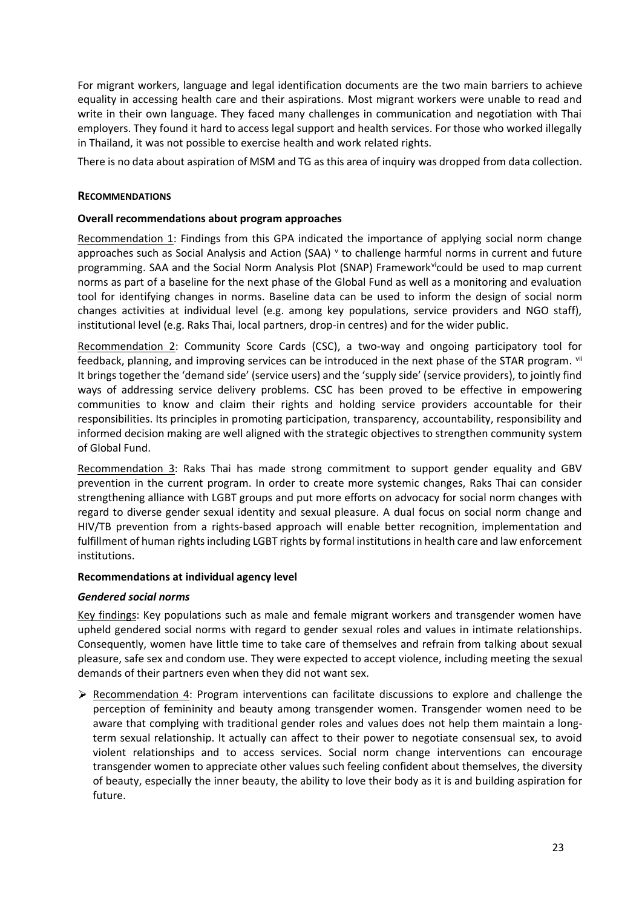For migrant workers, language and legal identification documents are the two main barriers to achieve equality in accessing health care and their aspirations. Most migrant workers were unable to read and write in their own language. They faced many challenges in communication and negotiation with Thai employers. They found it hard to access legal support and health services. For those who worked illegally in Thailand, it was not possible to exercise health and work related rights.

There is no data about aspiration of MSM and TG as this area of inquiry was dropped from data collection.

## Recommendations

### Overall recommendations about program approaches

Recommendation 1: Findings from this GPA indicated the importance of applying social norm change approaches such as Social Analysis and Action (SAA) [v] to challenge harmful norms in current and future programming. SAA and the Social Norm Analysis Plot (SNAP) Framework[vi] could be used to map current norms as part of a baseline for the next phase of the Global Fund as well as a monitoring and evaluation tool for identifying changes in norms. Baseline data can be used to inform the design of social norm changes activities at individual level (e.g. among key populations, service providers and NGO staff), institutional level (e.g. Raks Thai, local partners, drop-in centres) and for the wider public.

Recommendation 2: Community Score Cards (CSC), a two-way and ongoing participatory tool for feedback, planning, and improving services can be introduced in the next phase of the STAR program. [vii] It brings together the 'demand side' (service users) and the 'supply side' (service providers), to jointly find ways of addressing service delivery problems. CSC has been proved to be effective in empowering communities to know and claim their rights and holding service providers accountable for their responsibilities. Its principles in promoting participation, transparency, accountability, responsibility and informed decision making are well aligned with the strategic objectives to strengthen community system of Global Fund.

Recommendation 3: Raks Thai has made strong commitment to support gender equality and GBV prevention in the current program. In order to create more systemic changes, Raks Thai can consider strengthening alliance with LGBT groups and put more efforts on advocacy for social norm changes with regard to diverse gender sexual identity and sexual pleasure. A dual focus on social norm change and HIV/TB prevention from a rights-based approach will enable better recognition, implementation and fulfillment of human rights including LGBT rights by formal institutions in health care and law enforcement institutions.

### Recommendations at individual agency level

#### *Gendered social norms*

Key findings: Key populations such as male and female migrant workers and transgender women have upheld gendered social norms with regard to gender sexual roles and values in intimate relationships. Consequently, women have little time to take care of themselves and refrain from talking about sexual pleasure, safe sex and condom use. They were expected to accept violence, including meeting the sexual demands of their partners even when they did not want sex.

- Recommendation 4: Program interventions can facilitate discussions to explore and challenge the perception of femininity and beauty among transgender women. Transgender women need to be aware that complying with traditional gender roles and values does not help them maintain a long-term sexual relationship. It actually can affect to their power to negotiate consensual sex, to avoid violent relationships and to access services. Social norm change interventions can encourage transgender women to appreciate other values such feeling confident about themselves, the diversity of beauty, especially the inner beauty, the ability to love their body as it is and building aspiration for future.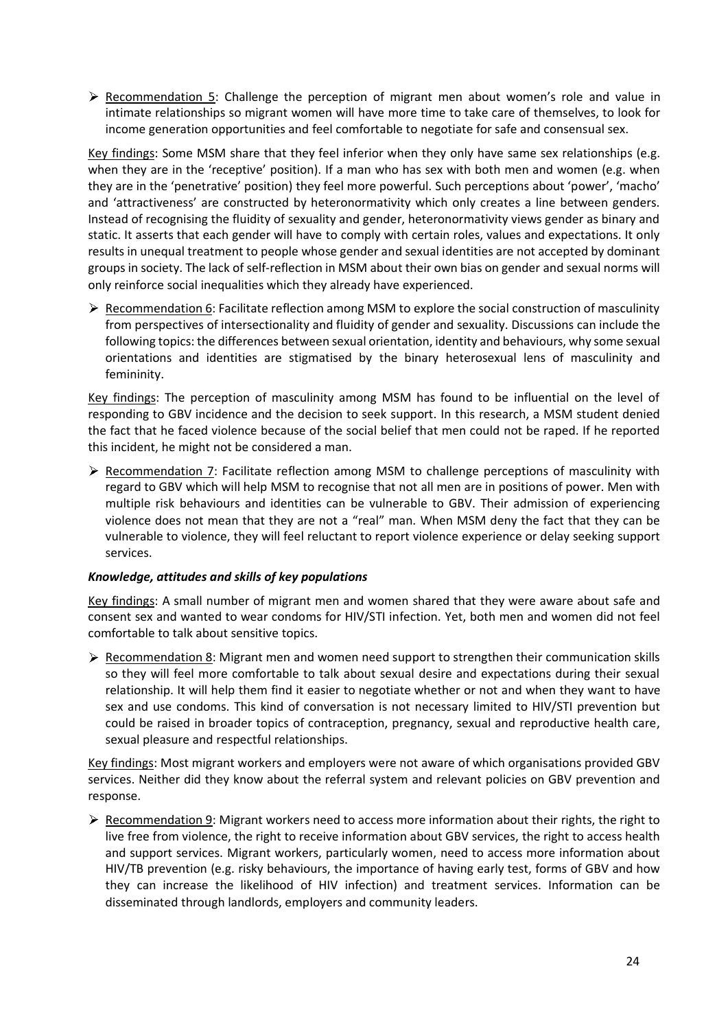- Recommendation 5: Challenge the perception of migrant men about women's role and value in intimate relationships so migrant women will have more time to take care of themselves, to look for income generation opportunities and feel comfortable to negotiate for safe and consensual sex.

Key findings: Some MSM share that they feel inferior when they only have same sex relationships (e.g. when they are in the 'receptive' position). If a man who has sex with both men and women (e.g. when they are in the 'penetrative' position) they feel more powerful. Such perceptions about 'power', 'macho' and 'attractiveness' are constructed by heteronormativity which only creates a line between genders. Instead of recognising the fluidity of sexuality and gender, heteronormativity views gender as binary and static. It asserts that each gender will have to comply with certain roles, values and expectations. It only results in unequal treatment to people whose gender and sexual identities are not accepted by dominant groups in society. The lack of self-reflection in MSM about their own bias on gender and sexual norms will only reinforce social inequalities which they already have experienced.

- Recommendation 6: Facilitate reflection among MSM to explore the social construction of masculinity from perspectives of intersectionality and fluidity of gender and sexuality. Discussions can include the following topics: the differences between sexual orientation, identity and behaviours, why some sexual orientations and identities are stigmatised by the binary heterosexual lens of masculinity and femininity.

Key findings: The perception of masculinity among MSM has found to be influential on the level of responding to GBV incidence and the decision to seek support. In this research, a MSM student denied the fact that he faced violence because of the social belief that men could not be raped. If he reported this incident, he might not be considered a man.

- Recommendation 7: Facilitate reflection among MSM to challenge perceptions of masculinity with regard to GBV which will help MSM to recognise that not all men are in positions of power. Men with multiple risk behaviours and identities can be vulnerable to GBV. Their admission of experiencing violence does not mean that they are not a "real" man. When MSM deny the fact that they can be vulnerable to violence, they will feel reluctant to report violence experience or delay seeking support services.

***Knowledge, attitudes and skills of key populations***

Key findings: A small number of migrant men and women shared that they were aware about safe and consent sex and wanted to wear condoms for HIV/STI infection. Yet, both men and women did not feel comfortable to talk about sensitive topics.

- Recommendation 8: Migrant men and women need support to strengthen their communication skills so they will feel more comfortable to talk about sexual desire and expectations during their sexual relationship. It will help them find it easier to negotiate whether or not and when they want to have sex and use condoms. This kind of conversation is not necessary limited to HIV/STI prevention but could be raised in broader topics of contraception, pregnancy, sexual and reproductive health care, sexual pleasure and respectful relationships.

Key findings: Most migrant workers and employers were not aware of which organisations provided GBV services. Neither did they know about the referral system and relevant policies on GBV prevention and response.

- Recommendation 9: Migrant workers need to access more information about their rights, the right to live free from violence, the right to receive information about GBV services, the right to access health and support services. Migrant workers, particularly women, need to access more information about HIV/TB prevention (e.g. risky behaviours, the importance of having early test, forms of GBV and how they can increase the likelihood of HIV infection) and treatment services. Information can be disseminated through landlords, employers and community leaders.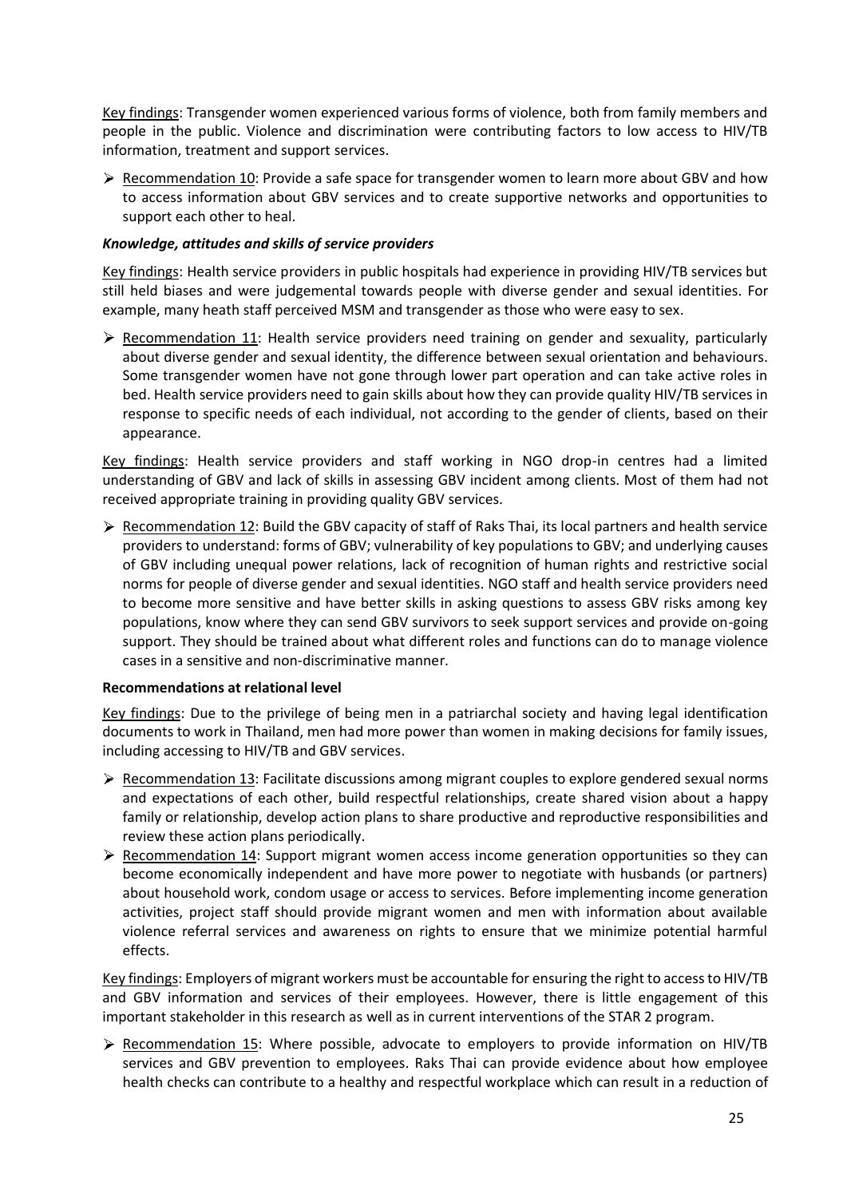Key findings: Transgender women experienced various forms of violence, both from family members and people in the public. Violence and discrimination were contributing factors to low access to HIV/TB information, treatment and support services.

- Recommendation 10: Provide a safe space for transgender women to learn more about GBV and how to access information about GBV services and to create supportive networks and opportunities to support each other to heal.

### *Knowledge, attitudes and skills of service providers*

Key findings: Health service providers in public hospitals had experience in providing HIV/TB services but still held biases and were judgemental towards people with diverse gender and sexual identities. For example, many heath staff perceived MSM and transgender as those who were easy to sex.

- Recommendation 11: Health service providers need training on gender and sexuality, particularly about diverse gender and sexual identity, the difference between sexual orientation and behaviours. Some transgender women have not gone through lower part operation and can take active roles in bed. Health service providers need to gain skills about how they can provide quality HIV/TB services in response to specific needs of each individual, not according to the gender of clients, based on their appearance.

Key findings: Health service providers and staff working in NGO drop-in centres had a limited understanding of GBV and lack of skills in assessing GBV incident among clients. Most of them had not received appropriate training in providing quality GBV services.

- Recommendation 12: Build the GBV capacity of staff of Raks Thai, its local partners and health service providers to understand: forms of GBV; vulnerability of key populations to GBV; and underlying causes of GBV including unequal power relations, lack of recognition of human rights and restrictive social norms for people of diverse gender and sexual identities. NGO staff and health service providers need to become more sensitive and have better skills in asking questions to assess GBV risks among key populations, know where they can send GBV survivors to seek support services and provide on-going support. They should be trained about what different roles and functions can do to manage violence cases in a sensitive and non-discriminative manner.

### Recommendations at relational level

Key findings: Due to the privilege of being men in a patriarchal society and having legal identification documents to work in Thailand, men had more power than women in making decisions for family issues, including accessing to HIV/TB and GBV services.

- Recommendation 13: Facilitate discussions among migrant couples to explore gendered sexual norms and expectations of each other, build respectful relationships, create shared vision about a happy family or relationship, develop action plans to share productive and reproductive responsibilities and review these action plans periodically.
- Recommendation 14: Support migrant women access income generation opportunities so they can become economically independent and have more power to negotiate with husbands (or partners) about household work, condom usage or access to services. Before implementing income generation activities, project staff should provide migrant women and men with information about available violence referral services and awareness on rights to ensure that we minimize potential harmful effects.

Key findings: Employers of migrant workers must be accountable for ensuring the right to access to HIV/TB and GBV information and services of their employees. However, there is little engagement of this important stakeholder in this research as well as in current interventions of the STAR 2 program.

- Recommendation 15: Where possible, advocate to employers to provide information on HIV/TB services and GBV prevention to employees. Raks Thai can provide evidence about how employee health checks can contribute to a healthy and respectful workplace which can result in a reduction of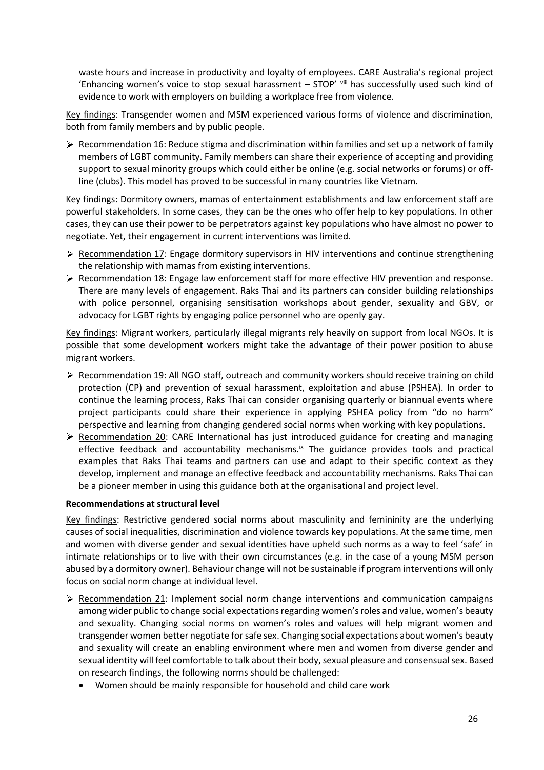waste hours and increase in productivity and loyalty of employees. CARE Australia's regional project 'Enhancing women's voice to stop sexual harassment – STOP' [viii] has successfully used such kind of evidence to work with employers on building a workplace free from violence.

Key findings: Transgender women and MSM experienced various forms of violence and discrimination, both from family members and by public people.

- Recommendation 16: Reduce stigma and discrimination within families and set up a network of family members of LGBT community. Family members can share their experience of accepting and providing support to sexual minority groups which could either be online (e.g. social networks or forums) or off-line (clubs). This model has proved to be successful in many countries like Vietnam.

Key findings: Dormitory owners, mamas of entertainment establishments and law enforcement staff are powerful stakeholders. In some cases, they can be the ones who offer help to key populations. In other cases, they can use their power to be perpetrators against key populations who have almost no power to negotiate. Yet, their engagement in current interventions was limited.

- Recommendation 17: Engage dormitory supervisors in HIV interventions and continue strengthening the relationship with mamas from existing interventions.
- Recommendation 18: Engage law enforcement staff for more effective HIV prevention and response. There are many levels of engagement. Raks Thai and its partners can consider building relationships with police personnel, organising sensitisation workshops about gender, sexuality and GBV, or advocacy for LGBT rights by engaging police personnel who are openly gay.

Key findings: Migrant workers, particularly illegal migrants rely heavily on support from local NGOs. It is possible that some development workers might take the advantage of their power position to abuse migrant workers.

- Recommendation 19: All NGO staff, outreach and community workers should receive training on child protection (CP) and prevention of sexual harassment, exploitation and abuse (PSHEA). In order to continue the learning process, Raks Thai can consider organising quarterly or biannual events where project participants could share their experience in applying PSHEA policy from "do no harm" perspective and learning from changing gendered social norms when working with key populations.
- Recommendation 20: CARE International has just introduced guidance for creating and managing effective feedback and accountability mechanisms.[ix] The guidance provides tools and practical examples that Raks Thai teams and partners can use and adapt to their specific context as they develop, implement and manage an effective feedback and accountability mechanisms. Raks Thai can be a pioneer member in using this guidance both at the organisational and project level.

**Recommendations at structural level**

Key findings: Restrictive gendered social norms about masculinity and femininity are the underlying causes of social inequalities, discrimination and violence towards key populations. At the same time, men and women with diverse gender and sexual identities have upheld such norms as a way to feel 'safe' in intimate relationships or to live with their own circumstances (e.g. in the case of a young MSM person abused by a dormitory owner). Behaviour change will not be sustainable if program interventions will only focus on social norm change at individual level.

- Recommendation 21: Implement social norm change interventions and communication campaigns among wider public to change social expectations regarding women's roles and value, women's beauty and sexuality. Changing social norms on women's roles and values will help migrant women and transgender women better negotiate for safe sex. Changing social expectations about women's beauty and sexuality will create an enabling environment where men and women from diverse gender and sexual identity will feel comfortable to talk about their body, sexual pleasure and consensual sex. Based on research findings, the following norms should be challenged:
  - Women should be mainly responsible for household and child care work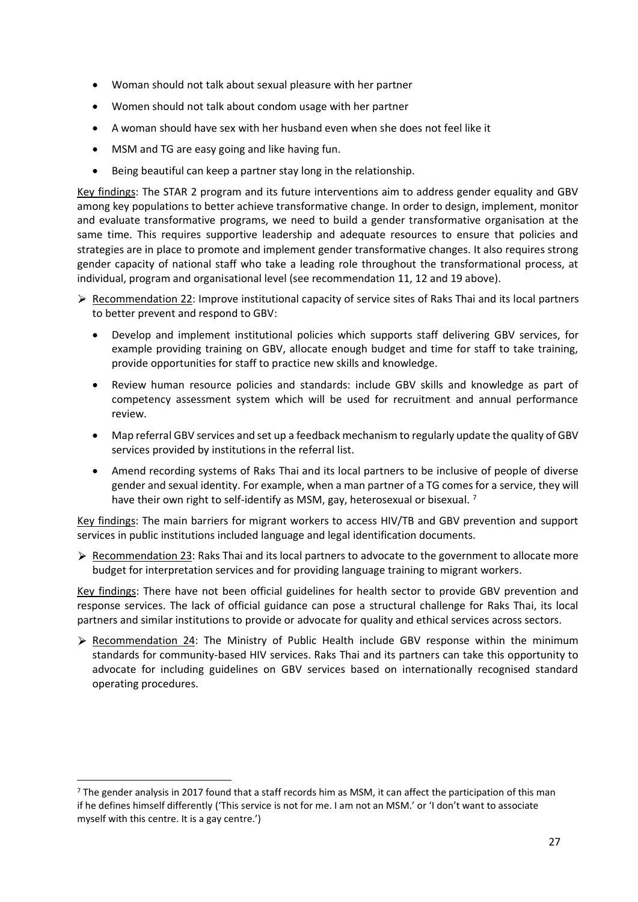- Woman should not talk about sexual pleasure with her partner
- Women should not talk about condom usage with her partner
- A woman should have sex with her husband even when she does not feel like it
- MSM and TG are easy going and like having fun.
- Being beautiful can keep a partner stay long in the relationship.

Key findings: The STAR 2 program and its future interventions aim to address gender equality and GBV among key populations to better achieve transformative change. In order to design, implement, monitor and evaluate transformative programs, we need to build a gender transformative organisation at the same time. This requires supportive leadership and adequate resources to ensure that policies and strategies are in place to promote and implement gender transformative changes. It also requires strong gender capacity of national staff who take a leading role throughout the transformational process, at individual, program and organisational level (see recommendation 11, 12 and 19 above).

➢ Recommendation 22: Improve institutional capacity of service sites of Raks Thai and its local partners to better prevent and respond to GBV:

  - Develop and implement institutional policies which supports staff delivering GBV services, for example providing training on GBV, allocate enough budget and time for staff to take training, provide opportunities for staff to practice new skills and knowledge.
  - Review human resource policies and standards: include GBV skills and knowledge as part of competency assessment system which will be used for recruitment and annual performance review.
  - Map referral GBV services and set up a feedback mechanism to regularly update the quality of GBV services provided by institutions in the referral list.
  - Amend recording systems of Raks Thai and its local partners to be inclusive of people of diverse gender and sexual identity. For example, when a man partner of a TG comes for a service, they will have their own right to self-identify as MSM, gay, heterosexual or bisexual. [7]

Key findings: The main barriers for migrant workers to access HIV/TB and GBV prevention and support services in public institutions included language and legal identification documents.

➢ Recommendation 23: Raks Thai and its local partners to advocate to the government to allocate more budget for interpretation services and for providing language training to migrant workers.

Key findings: There have not been official guidelines for health sector to provide GBV prevention and response services. The lack of official guidance can pose a structural challenge for Raks Thai, its local partners and similar institutions to provide or advocate for quality and ethical services across sectors.

➢ Recommendation 24: The Ministry of Public Health include GBV response within the minimum standards for community-based HIV services. Raks Thai and its partners can take this opportunity to advocate for including guidelines on GBV services based on internationally recognised standard operating procedures.

---

[7] The gender analysis in 2017 found that a staff records him as MSM, it can affect the participation of this man if he defines himself differently ('This service is not for me. I am not an MSM.' or 'I don't want to associate myself with this centre. It is a gay centre.')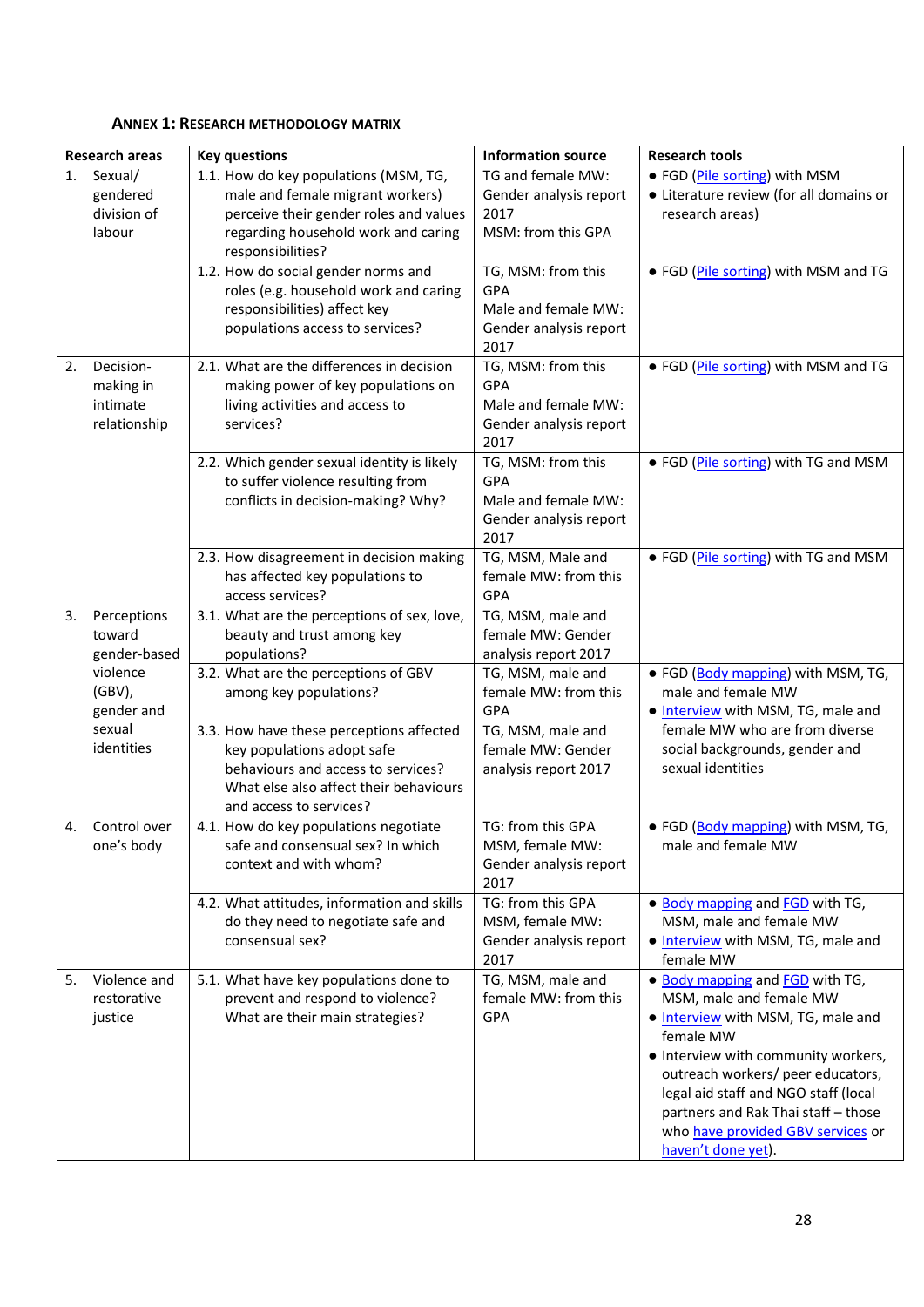### ANNEX 1: RESEARCH METHODOLOGY MATRIX

| Research areas | Key questions | Information source | Research tools |
|---|---|---|---|
| 1. Sexual/ gendered division of labour | 1.1. How do key populations (MSM, TG, male and female migrant workers) perceive their gender roles and values regarding household work and caring responsibilities? | TG and female MW: Gender analysis report 2017<br>MSM: from this GPA | • FGD (Pile sorting) with MSM<br>• Literature review (for all domains or research areas) |
| | 1.2. How do social gender norms and roles (e.g. household work and caring responsibilities) affect key populations access to services? | TG, MSM: from this GPA<br>Male and female MW: Gender analysis report 2017 | • FGD (Pile sorting) with MSM and TG |
| 2. Decision-making in intimate relationship | 2.1. What are the differences in decision making power of key populations on living activities and access to services? | TG, MSM: from this GPA<br>Male and female MW: Gender analysis report 2017 | • FGD (Pile sorting) with MSM and TG |
| | 2.2. Which gender sexual identity is likely to suffer violence resulting from conflicts in decision-making? Why? | TG, MSM: from this GPA<br>Male and female MW: Gender analysis report 2017 | • FGD (Pile sorting) with TG and MSM |
| | 2.3. How disagreement in decision making has affected key populations to access services? | TG, MSM, Male and female MW: from this GPA | • FGD (Pile sorting) with TG and MSM |
| 3. Perceptions toward gender-based violence (GBV), gender and sexual identities | 3.1. What are the perceptions of sex, love, beauty and trust among key populations? | TG, MSM, male and female MW: Gender analysis report 2017 | |
| | 3.2. What are the perceptions of GBV among key populations? | TG, MSM, male and female MW: from this GPA | • FGD (Body mapping) with MSM, TG, male and female MW<br>• Interview with MSM, TG, male and female MW who are from diverse social backgrounds, gender and sexual identities |
| | 3.3. How have these perceptions affected key populations adopt safe behaviours and access to services? What else also affect their behaviours and access to services? | TG, MSM, male and female MW: Gender analysis report 2017 | |
| 4. Control over one's body | 4.1. How do key populations negotiate safe and consensual sex? In which context and with whom? | TG: from this GPA<br>MSM, female MW: Gender analysis report 2017 | • FGD (Body mapping) with MSM, TG, male and female MW |
| | 4.2. What attitudes, information and skills do they need to negotiate safe and consensual sex? | TG: from this GPA<br>MSM, female MW: Gender analysis report 2017 | • Body mapping and FGD with TG, MSM, male and female MW<br>• Interview with MSM, TG, male and female MW |
| 5. Violence and restorative justice | 5.1. What have key populations done to prevent and respond to violence? What are their main strategies? | TG, MSM, male and female MW: from this GPA | • Body mapping and FGD with TG, MSM, male and female MW<br>• Interview with MSM, TG, male and female MW<br>• Interview with community workers, outreach workers/ peer educators, legal aid staff and NGO staff (local partners and Rak Thai staff – those who have provided GBV services or haven't done yet). |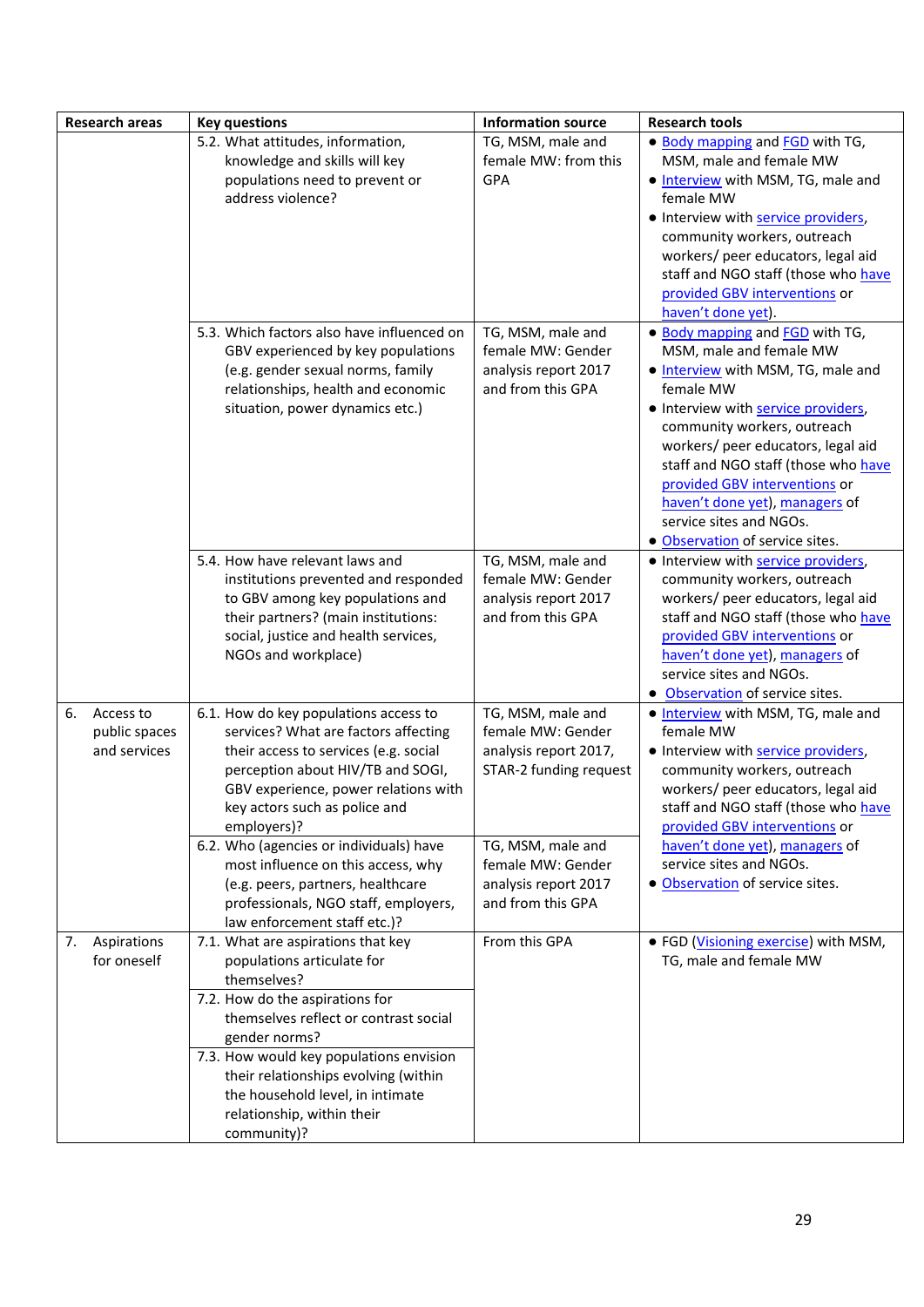| Research areas | Key questions | Information source | Research tools |
|---|---|---|---|
| | 5.2. What attitudes, information, knowledge and skills will key populations need to prevent or address violence? | TG, MSM, male and female MW: from this GPA | • Body mapping and FGD with TG, MSM, male and female MW<br>• Interview with MSM, TG, male and female MW<br>• Interview with service providers, community workers, outreach workers/ peer educators, legal aid staff and NGO staff (those who have provided GBV interventions or haven't done yet). |
| | 5.3. Which factors also have influenced on GBV experienced by key populations (e.g. gender sexual norms, family relationships, health and economic situation, power dynamics etc.) | TG, MSM, male and female MW: Gender analysis report 2017 and from this GPA | • Body mapping and FGD with TG, MSM, male and female MW<br>• Interview with MSM, TG, male and female MW<br>• Interview with service providers, community workers, outreach workers/ peer educators, legal aid staff and NGO staff (those who have provided GBV interventions or haven't done yet), managers of service sites and NGOs.<br>• Observation of service sites. |
| | 5.4. How have relevant laws and institutions prevented and responded to GBV among key populations and their partners? (main institutions: social, justice and health services, NGOs and workplace) | TG, MSM, male and female MW: Gender analysis report 2017 and from this GPA | • Interview with service providers, community workers, outreach workers/ peer educators, legal aid staff and NGO staff (those who have provided GBV interventions or haven't done yet), managers of service sites and NGOs.<br>• Observation of service sites. |
| 6. Access to public spaces and services | 6.1. How do key populations access to services? What are factors affecting their access to services (e.g. social perception about HIV/TB and SOGI, GBV experience, power relations with key actors such as police and employers)? | TG, MSM, male and female MW: Gender analysis report 2017, STAR-2 funding request | • Interview with MSM, TG, male and female MW<br>• Interview with service providers, community workers, outreach workers/ peer educators, legal aid staff and NGO staff (those who have provided GBV interventions or haven't done yet), managers of service sites and NGOs.<br>• Observation of service sites. |
| | 6.2. Who (agencies or individuals) have most influence on this access, why (e.g. peers, partners, healthcare professionals, NGO staff, employers, law enforcement staff etc.)? | TG, MSM, male and female MW: Gender analysis report 2017 and from this GPA | |
| 7. Aspirations for oneself | 7.1. What are aspirations that key populations articulate for themselves? | From this GPA | • FGD (Visioning exercise) with MSM, TG, male and female MW |
| | 7.2. How do the aspirations for themselves reflect or contrast social gender norms? | | |
| | 7.3. How would key populations envision their relationships evolving (within the household level, in intimate relationship, within their community)? | | |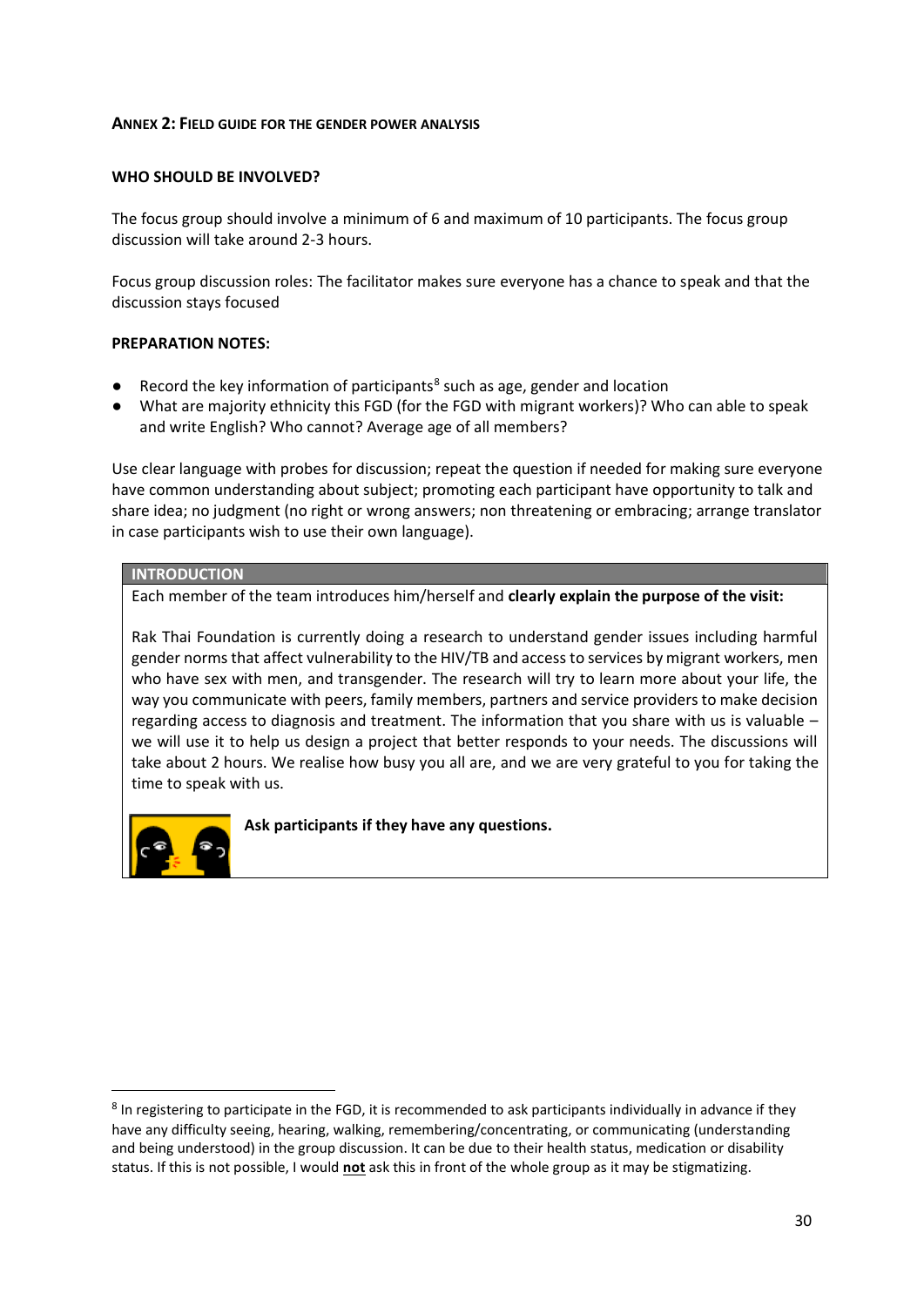## Annex 2: Field guide for the gender power analysis

**WHO SHOULD BE INVOLVED?**

The focus group should involve a minimum of 6 and maximum of 10 participants. The focus group discussion will take around 2-3 hours.

Focus group discussion roles: The facilitator makes sure everyone has a chance to speak and that the discussion stays focused

**PREPARATION NOTES:**

- Record the key information of participants[8] such as age, gender and location
- What are majority ethnicity this FGD (for the FGD with migrant workers)? Who can able to speak and write English? Who cannot? Average age of all members?

Use clear language with probes for discussion; repeat the question if needed for making sure everyone have common understanding about subject; promoting each participant have opportunity to talk and share idea; no judgment (no right or wrong answers; non threatening or embracing; arrange translator in case participants wish to use their own language).

**INTRODUCTION**

Each member of the team introduces him/herself and **clearly explain the purpose of the visit:**

Rak Thai Foundation is currently doing a research to understand gender issues including harmful gender norms that affect vulnerability to the HIV/TB and access to services by migrant workers, men who have sex with men, and transgender. The research will try to learn more about your life, the way you communicate with peers, family members, partners and service providers to make decision regarding access to diagnosis and treatment. The information that you share with us is valuable – we will use it to help us design a project that better responds to your needs. The discussions will take about 2 hours. We realise how busy you all are, and we are very grateful to you for taking the time to speak with us.

**Ask participants if they have any questions.**

---

[8] In registering to participate in the FGD, it is recommended to ask participants individually in advance if they have any difficulty seeing, hearing, walking, remembering/concentrating, or communicating (understanding and being understood) in the group discussion. It can be due to their health status, medication or disability status. If this is not possible, I would **not** ask this in front of the whole group as it may be stigmatizing.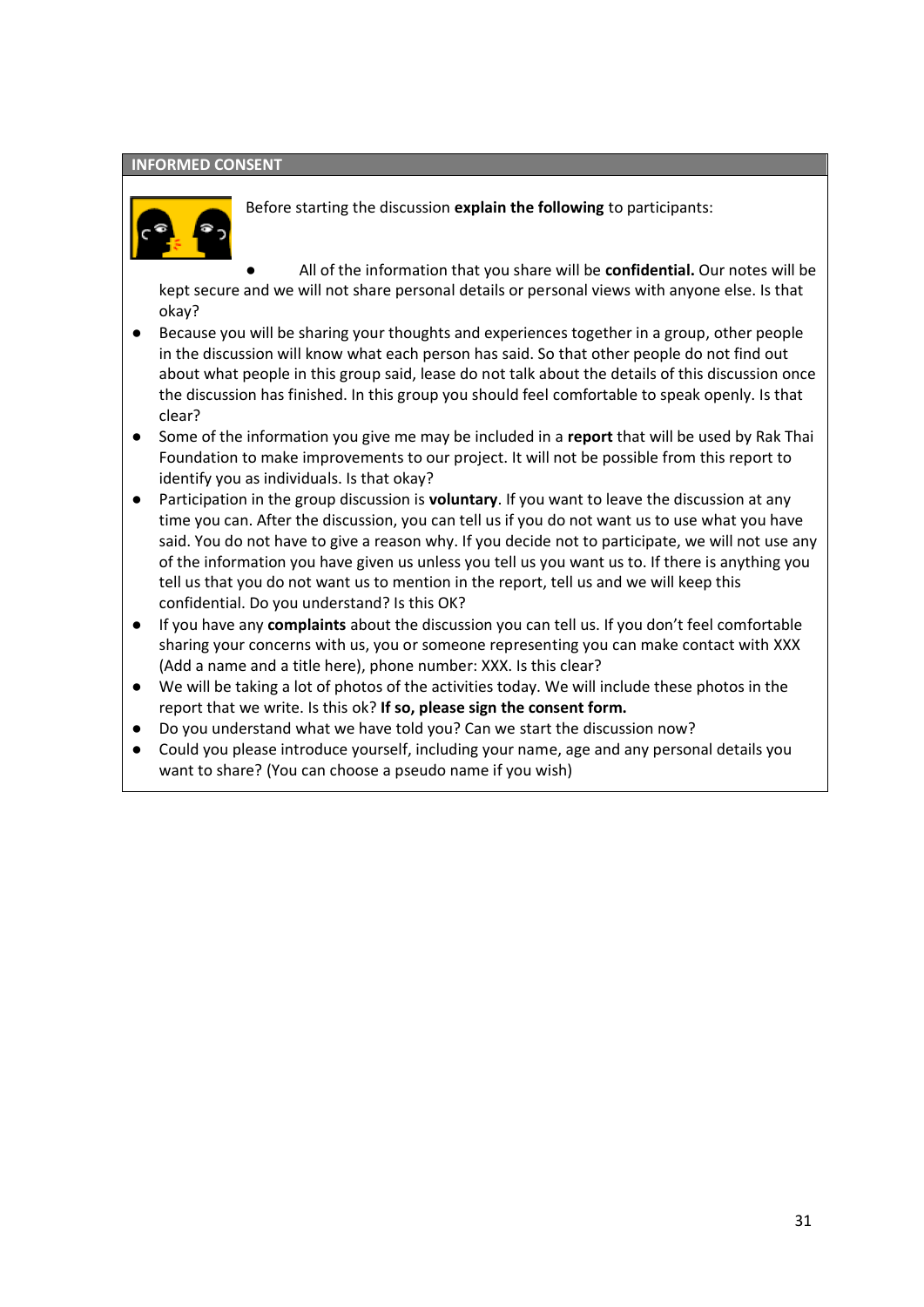## INFORMED CONSENT

Before starting the discussion **explain the following** to participants:

- All of the information that you share will be **confidential.** Our notes will be kept secure and we will not share personal details or personal views with anyone else. Is that okay?
- Because you will be sharing your thoughts and experiences together in a group, other people in the discussion will know what each person has said. So that other people do not find out about what people in this group said, lease do not talk about the details of this discussion once the discussion has finished. In this group you should feel comfortable to speak openly. Is that clear?
- Some of the information you give me may be included in a **report** that will be used by Rak Thai Foundation to make improvements to our project. It will not be possible from this report to identify you as individuals. Is that okay?
- Participation in the group discussion is **voluntary**. If you want to leave the discussion at any time you can. After the discussion, you can tell us if you do not want us to use what you have said. You do not have to give a reason why. If you decide not to participate, we will not use any of the information you have given us unless you tell us you want us to. If there is anything you tell us that you do not want us to mention in the report, tell us and we will keep this confidential. Do you understand? Is this OK?
- If you have any **complaints** about the discussion you can tell us. If you don't feel comfortable sharing your concerns with us, you or someone representing you can make contact with XXX (Add a name and a title here), phone number: XXX. Is this clear?
- We will be taking a lot of photos of the activities today. We will include these photos in the report that we write. Is this ok? **If so, please sign the consent form.**
- Do you understand what we have told you? Can we start the discussion now?
- Could you please introduce yourself, including your name, age and any personal details you want to share? (You can choose a pseudo name if you wish)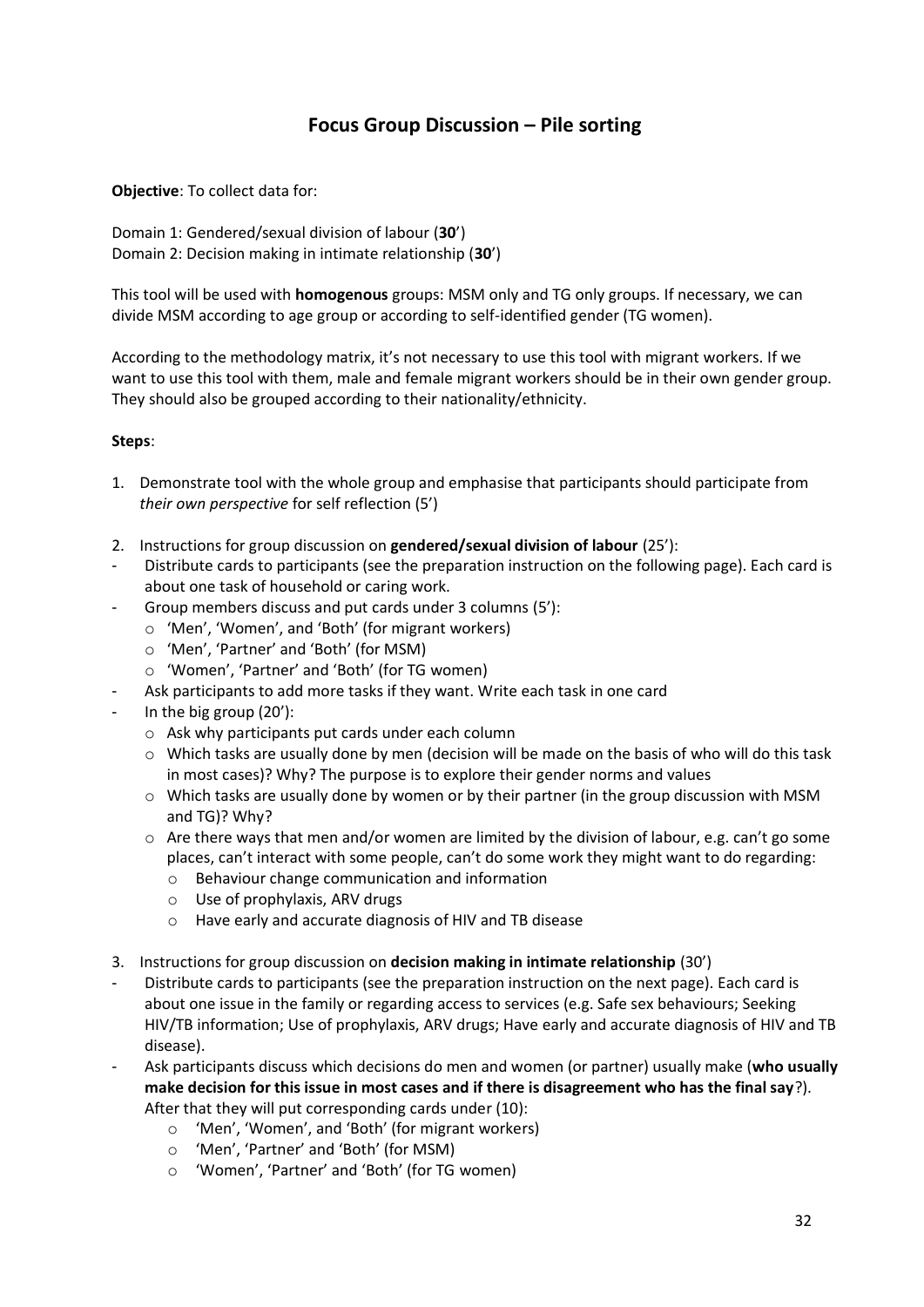# Focus Group Discussion – Pile sorting

**Objective**: To collect data for:

Domain 1: Gendered/sexual division of labour (**30**')
Domain 2: Decision making in intimate relationship (**30**')

This tool will be used with **homogenous** groups: MSM only and TG only groups. If necessary, we can divide MSM according to age group or according to self-identified gender (TG women).

According to the methodology matrix, it's not necessary to use this tool with migrant workers. If we want to use this tool with them, male and female migrant workers should be in their own gender group. They should also be grouped according to their nationality/ethnicity.

**Steps**:

1. Demonstrate tool with the whole group and emphasise that participants should participate from *their own perspective* for self reflection (5')

2. Instructions for group discussion on **gendered/sexual division of labour** (25'):
   - Distribute cards to participants (see the preparation instruction on the following page). Each card is about one task of household or caring work.
   - Group members discuss and put cards under 3 columns (5'):
     - 'Men', 'Women', and 'Both' (for migrant workers)
     - 'Men', 'Partner' and 'Both' (for MSM)
     - 'Women', 'Partner' and 'Both' (for TG women)
   - Ask participants to add more tasks if they want. Write each task in one card
   - In the big group (20'):
     - Ask why participants put cards under each column
     - Which tasks are usually done by men (decision will be made on the basis of who will do this task in most cases)? Why? The purpose is to explore their gender norms and values
     - Which tasks are usually done by women or by their partner (in the group discussion with MSM and TG)? Why?
     - Are there ways that men and/or women are limited by the division of labour, e.g. can't go some places, can't interact with some people, can't do some work they might want to do regarding:
       - Behaviour change communication and information
       - Use of prophylaxis, ARV drugs
       - Have early and accurate diagnosis of HIV and TB disease

3. Instructions for group discussion on **decision making in intimate relationship** (30')
   - Distribute cards to participants (see the preparation instruction on the next page). Each card is about one issue in the family or regarding access to services (e.g. Safe sex behaviours; Seeking HIV/TB information; Use of prophylaxis, ARV drugs; Have early and accurate diagnosis of HIV and TB disease).
   - Ask participants discuss which decisions do men and women (or partner) usually make (**who usually make decision for this issue in most cases and if there is disagreement who has the final say**?). After that they will put corresponding cards under (10):
     - 'Men', 'Women', 'Both' (for migrant workers)
     - 'Men', 'Partner' and 'Both' (for MSM)
     - 'Women', 'Partner' and 'Both' (for TG women)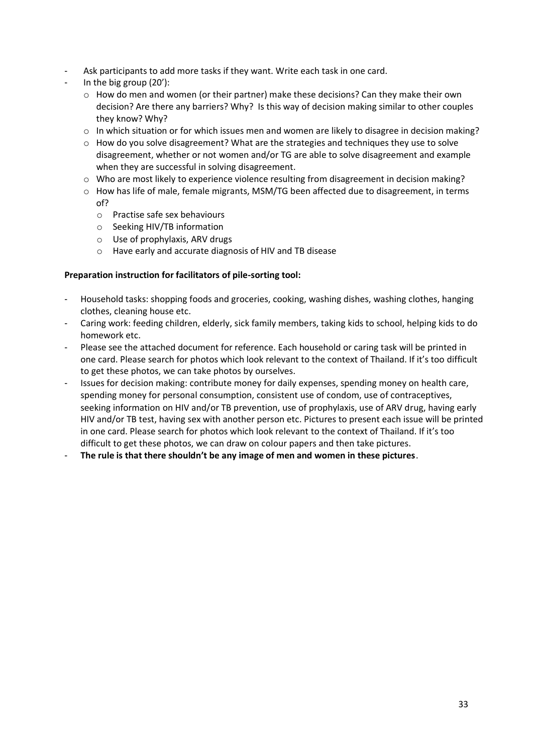- Ask participants to add more tasks if they want. Write each task in one card.
- In the big group (20'):
  - How do men and women (or their partner) make these decisions? Can they make their own decision? Are there any barriers? Why? Is this way of decision making similar to other couples they know? Why?
  - In which situation or for which issues men and women are likely to disagree in decision making?
  - How do you solve disagreement? What are the strategies and techniques they use to solve disagreement, whether or not women and/or TG are able to solve disagreement and example when they are successful in solving disagreement.
  - Who are most likely to experience violence resulting from disagreement in decision making?
  - How has life of male, female migrants, MSM/TG been affected due to disagreement, in terms of?
    - Practise safe sex behaviours
    - Seeking HIV/TB information
    - Use of prophylaxis, ARV drugs
    - Have early and accurate diagnosis of HIV and TB disease

**Preparation instruction for facilitators of pile-sorting tool:**

- Household tasks: shopping foods and groceries, cooking, washing dishes, washing clothes, hanging clothes, cleaning house etc.
- Caring work: feeding children, elderly, sick family members, taking kids to school, helping kids to do homework etc.
- Please see the attached document for reference. Each household or caring task will be printed in one card. Please search for photos which look relevant to the context of Thailand. If it's too difficult to get these photos, we can take photos by ourselves.
- Issues for decision making: contribute money for daily expenses, spending money on health care, spending money for personal consumption, consistent use of condom, use of contraceptives, seeking information on HIV and/or TB prevention, use of prophylaxis, use of ARV drug, having early HIV and/or TB test, having sex with another person etc. Pictures to present each issue will be printed in one card. Please search for photos which look relevant to the context of Thailand. If it's too difficult to get these photos, we can draw on colour papers and then take pictures.
- **The rule is that there shouldn't be any image of men and women in these pictures**.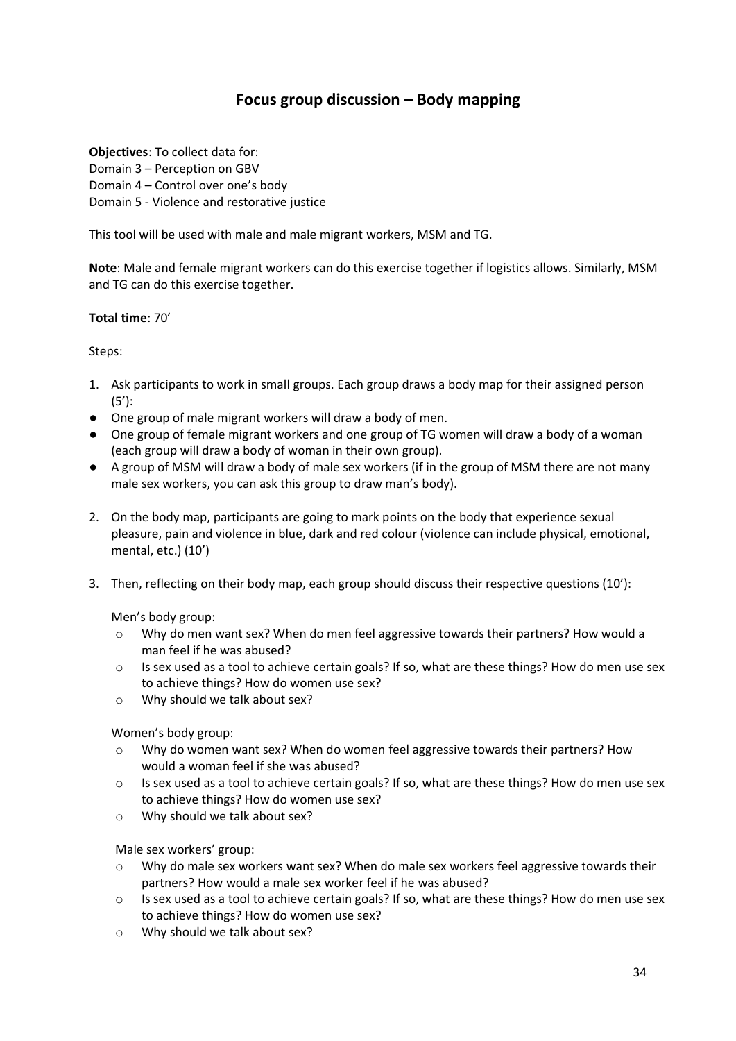## Focus group discussion – Body mapping

**Objectives**: To collect data for:
Domain 3 – Perception on GBV
Domain 4 – Control over one's body
Domain 5 - Violence and restorative justice

This tool will be used with male and male migrant workers, MSM and TG.

**Note**: Male and female migrant workers can do this exercise together if logistics allows. Similarly, MSM and TG can do this exercise together.

**Total time**: 70'

Steps:

1. Ask participants to work in small groups. Each group draws a body map for their assigned person (5'):

- One group of male migrant workers will draw a body of men.
- One group of female migrant workers and one group of TG women will draw a body of a woman (each group will draw a body of woman in their own group).
- A group of MSM will draw a body of male sex workers (if in the group of MSM there are not many male sex workers, you can ask this group to draw man's body).

2. On the body map, participants are going to mark points on the body that experience sexual pleasure, pain and violence in blue, dark and red colour (violence can include physical, emotional, mental, etc.) (10')

3. Then, reflecting on their body map, each group should discuss their respective questions (10'):

   Men's body group:

   - Why do men want sex? When do men feel aggressive towards their partners? How would a man feel if he was abused?
   - Is sex used as a tool to achieve certain goals? If so, what are these things? How do men use sex to achieve things? How do women use sex?
   - Why should we talk about sex?

   Women's body group:

   - Why do women want sex? When do women feel aggressive towards their partners? How would a woman feel if she was abused?
   - Is sex used as a tool to achieve certain goals? If so, what are these things? How do men use sex to achieve things? How do women use sex?
   - Why should we talk about sex?

   Male sex workers' group:

   - Why do male sex workers want sex? When do male sex workers feel aggressive towards their partners? How would a male sex worker feel if he was abused?
   - Is sex used as a tool to achieve certain goals? If so, what are these things? How do men use sex to achieve things? How do women use sex?
   - Why should we talk about sex?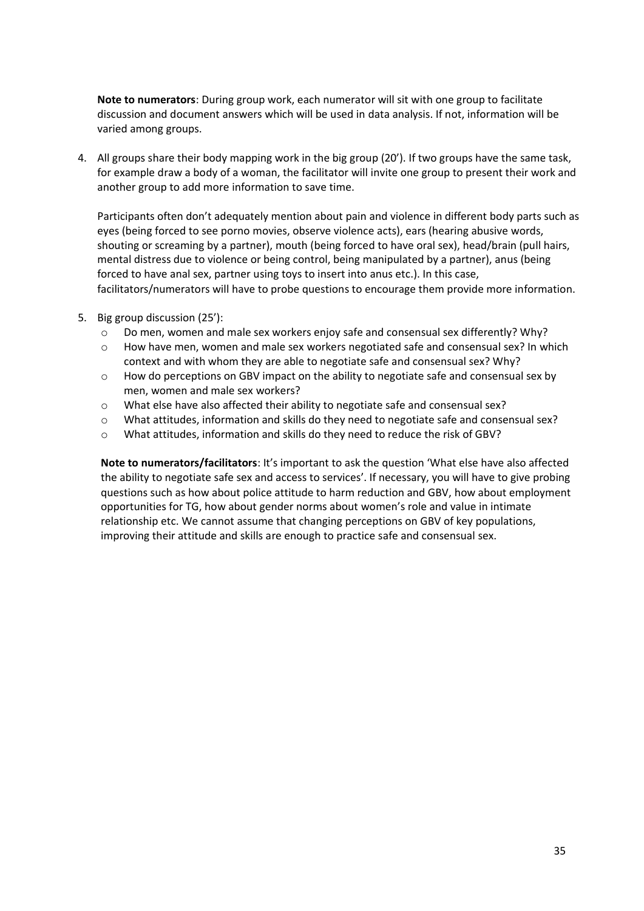**Note to numerators**: During group work, each numerator will sit with one group to facilitate discussion and document answers which will be used in data analysis. If not, information will be varied among groups.

4. All groups share their body mapping work in the big group (20'). If two groups have the same task, for example draw a body of a woman, the facilitator will invite one group to present their work and another group to add more information to save time.

   Participants often don't adequately mention about pain and violence in different body parts such as eyes (being forced to see porno movies, observe violence acts), ears (hearing abusive words, shouting or screaming by a partner), mouth (being forced to have oral sex), head/brain (pull hairs, mental distress due to violence or being control, being manipulated by a partner), anus (being forced to have anal sex, partner using toys to insert into anus etc.). In this case, facilitators/numerators will have to probe questions to encourage them provide more information.

5. Big group discussion (25'):
   - Do men, women and male sex workers enjoy safe and consensual sex differently? Why?
   - How have men, women and male sex workers negotiated safe and consensual sex? In which context and with whom they are able to negotiate safe and consensual sex? Why?
   - How do perceptions on GBV impact on the ability to negotiate safe and consensual sex by men, women and male sex workers?
   - What else have also affected their ability to negotiate safe and consensual sex?
   - What attitudes, information and skills do they need to negotiate safe and consensual sex?
   - What attitudes, information and skills do they need to reduce the risk of GBV?

   **Note to numerators/facilitators**: It's important to ask the question 'What else have also affected the ability to negotiate safe sex and access to services'. If necessary, you will have to give probing questions such as how about police attitude to harm reduction and GBV, how about employment opportunities for TG, how about gender norms about women's role and value in intimate relationship etc. We cannot assume that changing perceptions on GBV of key populations, improving their attitude and skills are enough to practice safe and consensual sex.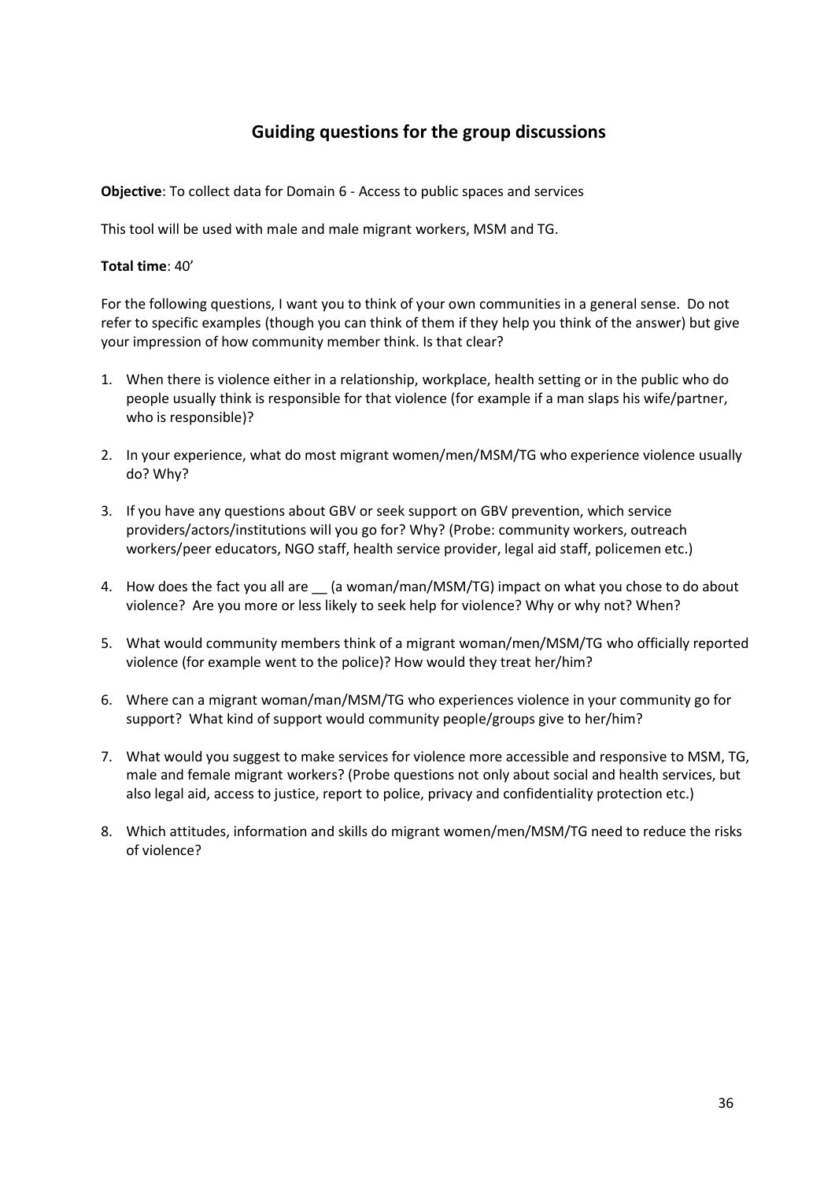## Guiding questions for the group discussions

**Objective**: To collect data for Domain 6 - Access to public spaces and services

This tool will be used with male and male migrant workers, MSM and TG.

**Total time**: 40'

For the following questions, I want you to think of your own communities in a general sense. Do not refer to specific examples (though you can think of them if they help you think of the answer) but give your impression of how community member think. Is that clear?

1. When there is violence either in a relationship, workplace, health setting or in the public who do people usually think is responsible for that violence (for example if a man slaps his wife/partner, who is responsible)?
2. In your experience, what do most migrant women/men/MSM/TG who experience violence usually do? Why?
3. If you have any questions about GBV or seek support on GBV prevention, which service providers/actors/institutions will you go for? Why? (Probe: community workers, outreach workers/peer educators, NGO staff, health service provider, legal aid staff, policemen etc.)
4. How does the fact you all are __ (a woman/man/MSM/TG) impact on what you chose to do about violence? Are you more or less likely to seek help for violence? Why or why not? When?
5. What would community members think of a migrant woman/men/MSM/TG who officially reported violence (for example went to the police)? How would they treat her/him?
6. Where can a migrant woman/man/MSM/TG who experiences violence in your community go for support? What kind of support would community people/groups give to her/him?
7. What would you suggest to make services for violence more accessible and responsive to MSM, TG, male and female migrant workers? (Probe questions not only about social and health services, but also legal aid, access to justice, report to police, privacy and confidentiality protection etc.)
8. Which attitudes, information and skills do migrant women/men/MSM/TG need to reduce the risks of violence?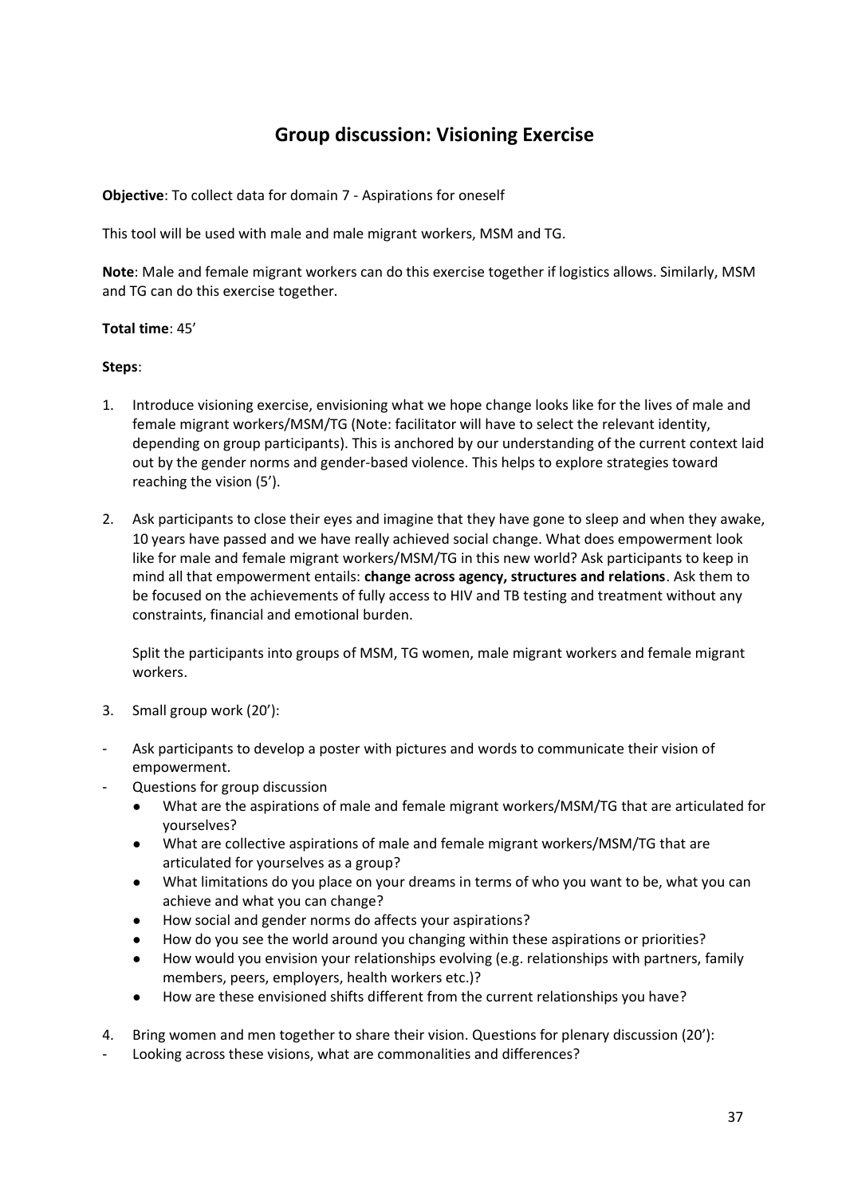# Group discussion: Visioning Exercise

**Objective**: To collect data for domain 7 - Aspirations for oneself

This tool will be used with male and male migrant workers, MSM and TG.

**Note**: Male and female migrant workers can do this exercise together if logistics allows. Similarly, MSM and TG can do this exercise together.

**Total time**: 45’

**Steps**:

1. Introduce visioning exercise, envisioning what we hope change looks like for the lives of male and female migrant workers/MSM/TG (Note: facilitator will have to select the relevant identity, depending on group participants). This is anchored by our understanding of the current context laid out by the gender norms and gender-based violence. This helps to explore strategies toward reaching the vision (5’).

2. Ask participants to close their eyes and imagine that they have gone to sleep and when they awake, 10 years have passed and we have really achieved social change. What does empowerment look like for male and female migrant workers/MSM/TG in this new world? Ask participants to keep in mind all that empowerment entails: **change across agency, structures and relations**. Ask them to be focused on the achievements of fully access to HIV and TB testing and treatment without any constraints, financial and emotional burden.

   Split the participants into groups of MSM, TG women, male migrant workers and female migrant workers.

3. Small group work (20’):

- Ask participants to develop a poster with pictures and words to communicate their vision of empowerment.
- Questions for group discussion
  - What are the aspirations of male and female migrant workers/MSM/TG that are articulated for yourselves?
  - What are collective aspirations of male and female migrant workers/MSM/TG that are articulated for yourselves as a group?
  - What limitations do you place on your dreams in terms of who you want to be, what you can achieve and what you can change?
  - How social and gender norms do affects your aspirations?
  - How do you see the world around you changing within these aspirations or priorities?
  - How would you envision your relationships evolving (e.g. relationships with partners, family members, peers, employers, health workers etc.)?
  - How are these envisioned shifts different from the current relationships you have?

4. Bring women and men together to share their vision. Questions for plenary discussion (20’):

- Looking across these visions, what are commonalities and differences?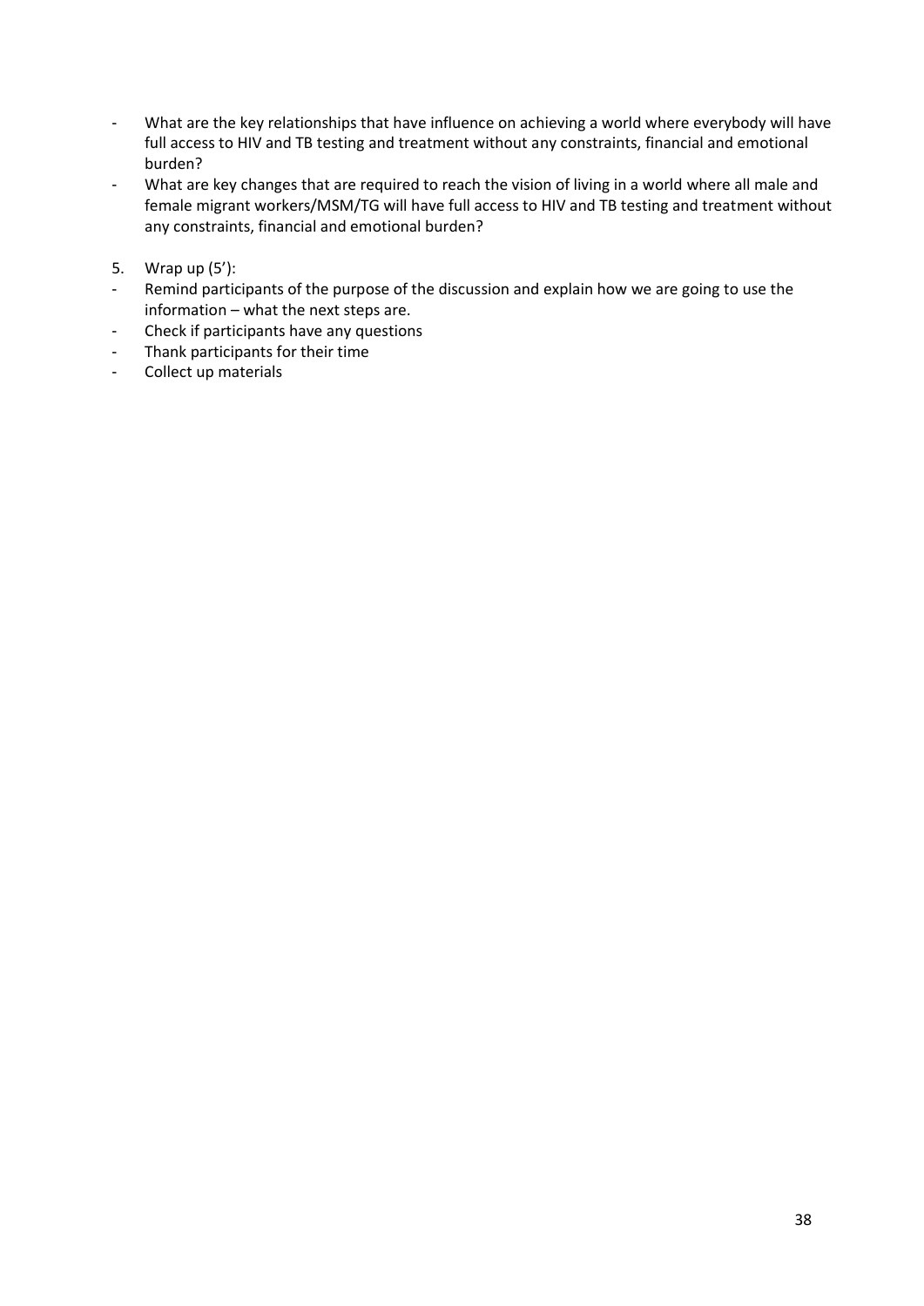- What are the key relationships that have influence on achieving a world where everybody will have full access to HIV and TB testing and treatment without any constraints, financial and emotional burden?
- What are key changes that are required to reach the vision of living in a world where all male and female migrant workers/MSM/TG will have full access to HIV and TB testing and treatment without any constraints, financial and emotional burden?

5. Wrap up (5'):

- Remind participants of the purpose of the discussion and explain how we are going to use the information – what the next steps are.
- Check if participants have any questions
- Thank participants for their time
- Collect up materials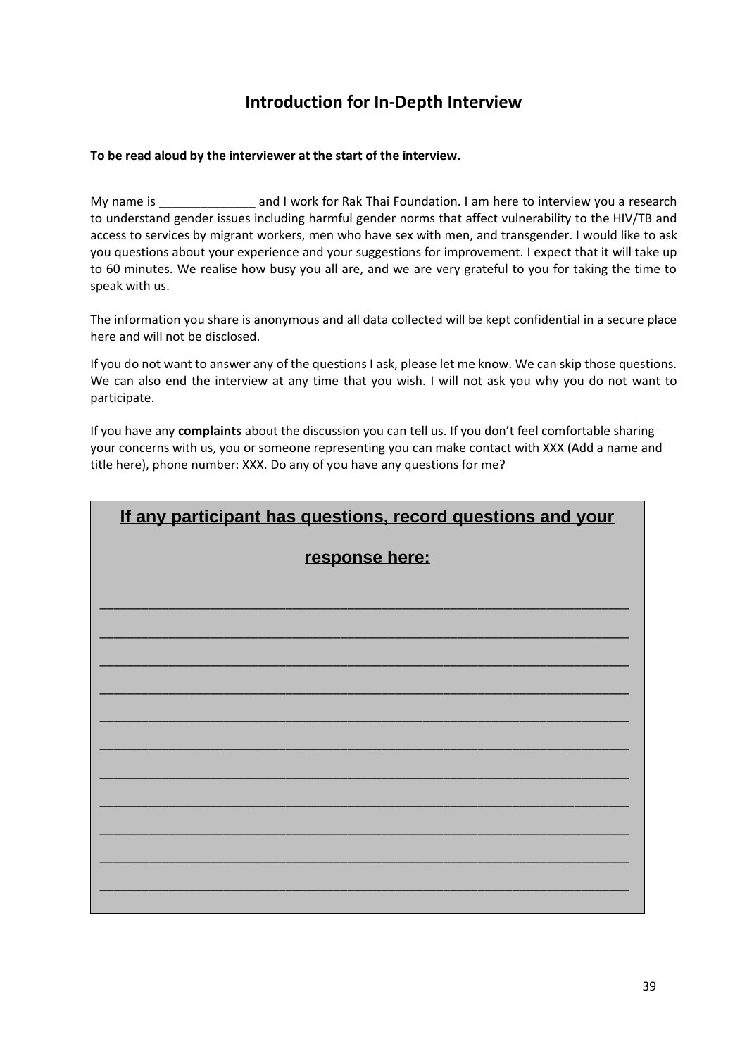## Introduction for In-Depth Interview

**To be read aloud by the interviewer at the start of the interview.**

My name is ______________ and I work for Rak Thai Foundation. I am here to interview you a research to understand gender issues including harmful gender norms that affect vulnerability to the HIV/TB and access to services by migrant workers, men who have sex with men, and transgender. I would like to ask you questions about your experience and your suggestions for improvement. I expect that it will take up to 60 minutes. We realise how busy you all are, and we are very grateful to you for taking the time to speak with us.

The information you share is anonymous and all data collected will be kept confidential in a secure place here and will not be disclosed.

If you do not want to answer any of the questions I ask, please let me know. We can skip those questions. We can also end the interview at any time that you wish. I will not ask you why you do not want to participate.

If you have any **complaints** about the discussion you can tell us. If you don't feel comfortable sharing your concerns with us, you or someone representing you can make contact with XXX (Add a name and title here), phone number: XXX. Do any of you have any questions for me?

**If any participant has questions, record questions and your response here:**

___________________________________________________________________

___________________________________________________________________

___________________________________________________________________

___________________________________________________________________

___________________________________________________________________

___________________________________________________________________

___________________________________________________________________

___________________________________________________________________

___________________________________________________________________

___________________________________________________________________

___________________________________________________________________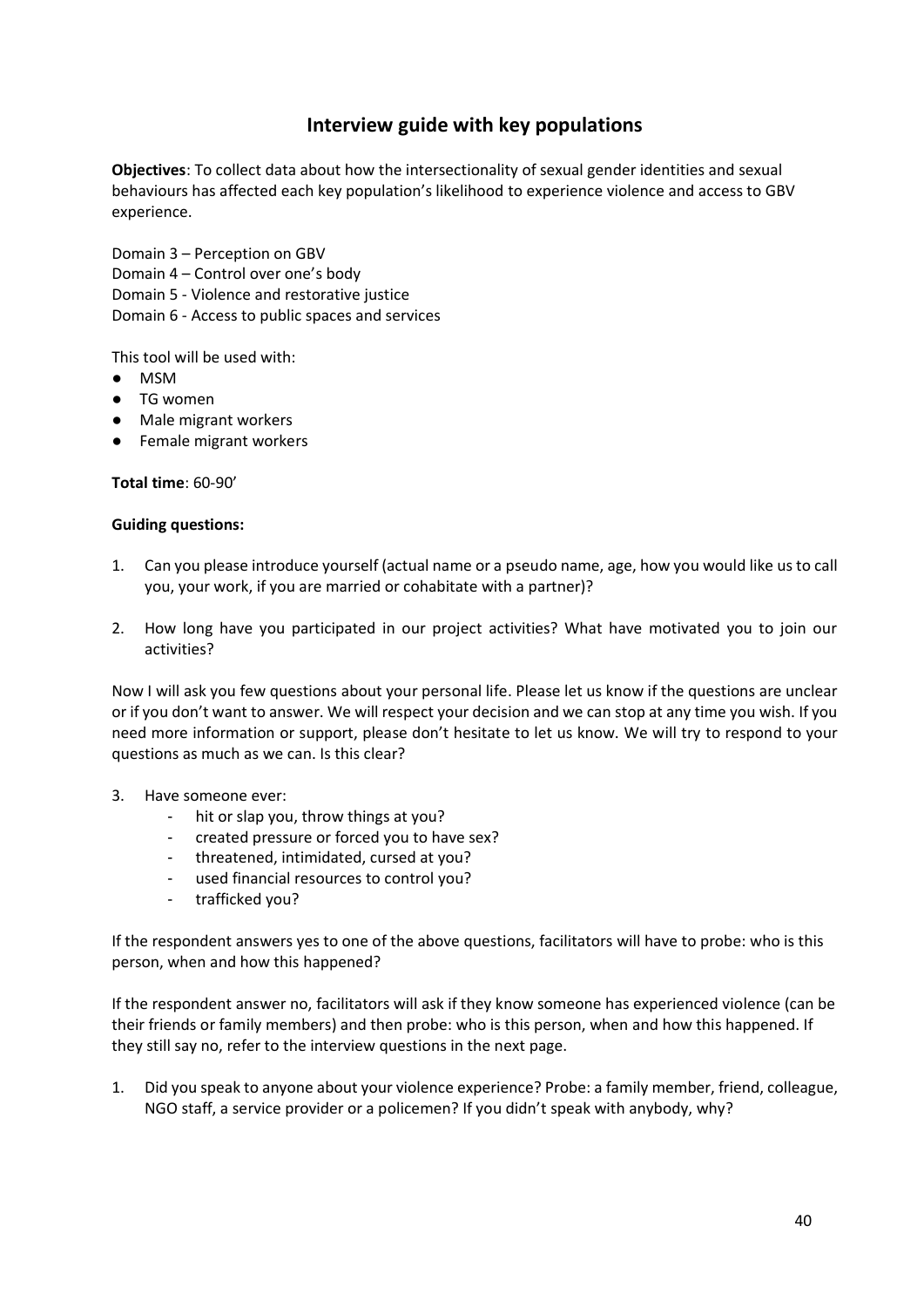## Interview guide with key populations

**Objectives**: To collect data about how the intersectionality of sexual gender identities and sexual behaviours has affected each key population's likelihood to experience violence and access to GBV experience.

Domain 3 – Perception on GBV
Domain 4 – Control over one's body
Domain 5 - Violence and restorative justice
Domain 6 - Access to public spaces and services

This tool will be used with:

- MSM
- TG women
- Male migrant workers
- Female migrant workers

**Total time**: 60-90'

**Guiding questions:**

1. Can you please introduce yourself (actual name or a pseudo name, age, how you would like us to call you, your work, if you are married or cohabitate with a partner)?
2. How long have you participated in our project activities? What have motivated you to join our activities?

Now I will ask you few questions about your personal life. Please let us know if the questions are unclear or if you don't want to answer. We will respect your decision and we can stop at any time you wish. If you need more information or support, please don't hesitate to let us know. We will try to respond to your questions as much as we can. Is this clear?

3. Have someone ever:
    - hit or slap you, throw things at you?
    - created pressure or forced you to have sex?
    - threatened, intimidated, cursed at you?
    - used financial resources to control you?
    - trafficked you?

If the respondent answers yes to one of the above questions, facilitators will have to probe: who is this person, when and how this happened?

If the respondent answer no, facilitators will ask if they know someone has experienced violence (can be their friends or family members) and then probe: who is this person, when and how this happened. If they still say no, refer to the interview questions in the next page.

1. Did you speak to anyone about your violence experience? Probe: a family member, friend, colleague, NGO staff, a service provider or a policemen? If you didn't speak with anybody, why?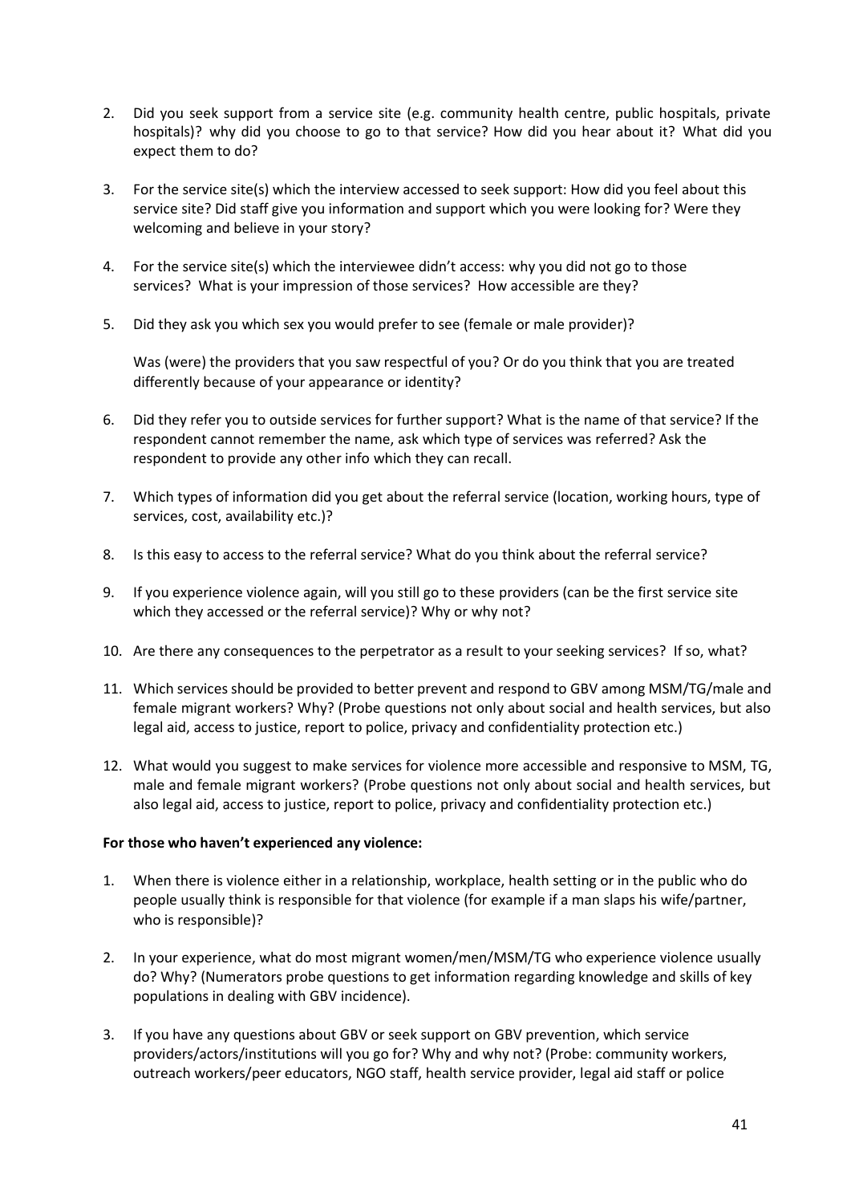2. Did you seek support from a service site (e.g. community health centre, public hospitals, private hospitals)? why did you choose to go to that service? How did you hear about it? What did you expect them to do?

3. For the service site(s) which the interview accessed to seek support: How did you feel about this service site? Did staff give you information and support which you were looking for? Were they welcoming and believe in your story?

4. For the service site(s) which the interviewee didn't access: why you did not go to those services? What is your impression of those services? How accessible are they?

5. Did they ask you which sex you would prefer to see (female or male provider)?

   Was (were) the providers that you saw respectful of you? Or do you think that you are treated differently because of your appearance or identity?

6. Did they refer you to outside services for further support? What is the name of that service? If the respondent cannot remember the name, ask which type of services was referred? Ask the respondent to provide any other info which they can recall.

7. Which types of information did you get about the referral service (location, working hours, type of services, cost, availability etc.)?

8. Is this easy to access to the referral service? What do you think about the referral service?

9. If you experience violence again, will you still go to these providers (can be the first service site which they accessed or the referral service)? Why or why not?

10. Are there any consequences to the perpetrator as a result to your seeking services? If so, what?

11. Which services should be provided to better prevent and respond to GBV among MSM/TG/male and female migrant workers? Why? (Probe questions not only about social and health services, but also legal aid, access to justice, report to police, privacy and confidentiality protection etc.)

12. What would you suggest to make services for violence more accessible and responsive to MSM, TG, male and female migrant workers? (Probe questions not only about social and health services, but also legal aid, access to justice, report to police, privacy and confidentiality protection etc.)

**For those who haven't experienced any violence:**

1. When there is violence either in a relationship, workplace, health setting or in the public who do people usually think is responsible for that violence (for example if a man slaps his wife/partner, who is responsible)?

2. In your experience, what do most migrant women/men/MSM/TG who experience violence usually do? Why? (Numerators probe questions to get information regarding knowledge and skills of key populations in dealing with GBV incidence).

3. If you have any questions about GBV or seek support on GBV prevention, which service providers/actors/institutions will you go for? Why and why not? (Probe: community workers, outreach workers/peer educators, NGO staff, health service provider, legal aid staff or police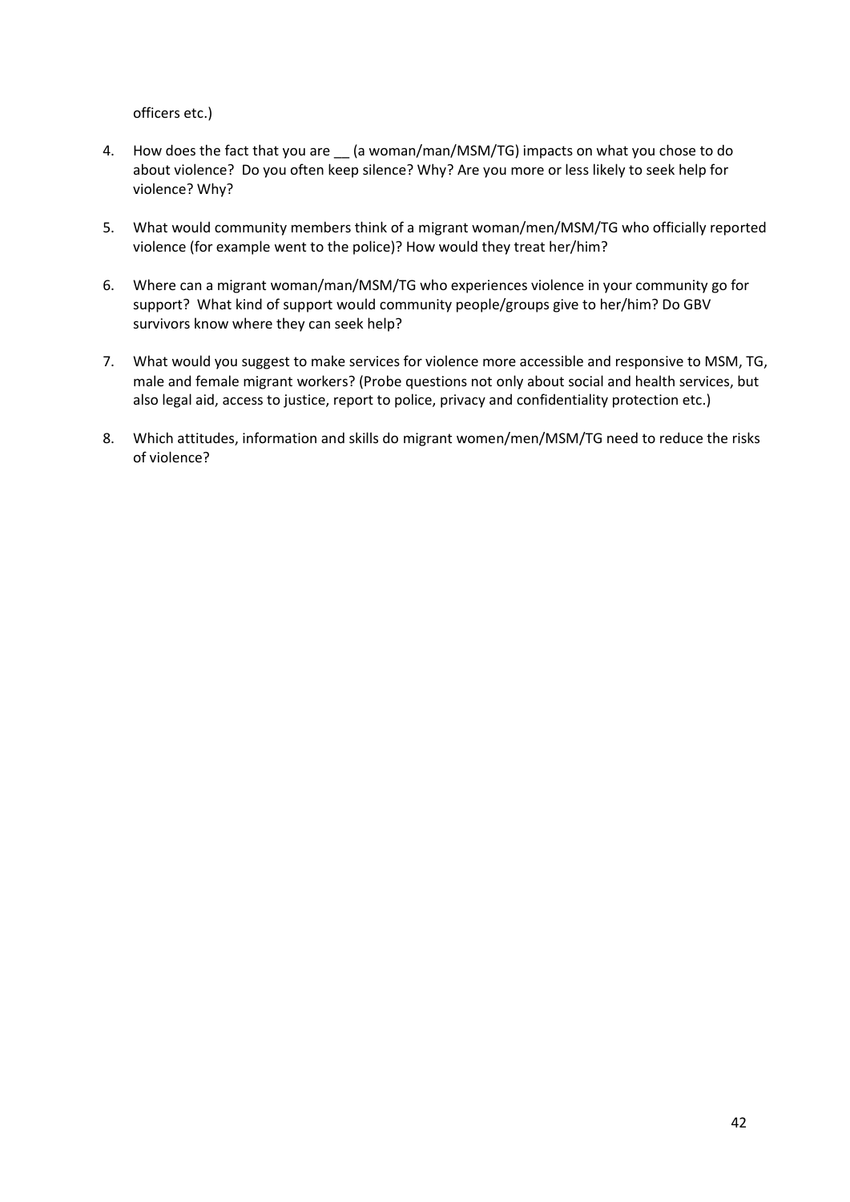officers etc.)

4. How does the fact that you are __ (a woman/man/MSM/TG) impacts on what you chose to do about violence? Do you often keep silence? Why? Are you more or less likely to seek help for violence? Why?

5. What would community members think of a migrant woman/men/MSM/TG who officially reported violence (for example went to the police)? How would they treat her/him?

6. Where can a migrant woman/man/MSM/TG who experiences violence in your community go for support? What kind of support would community people/groups give to her/him? Do GBV survivors know where they can seek help?

7. What would you suggest to make services for violence more accessible and responsive to MSM, TG, male and female migrant workers? (Probe questions not only about social and health services, but also legal aid, access to justice, report to police, privacy and confidentiality protection etc.)

8. Which attitudes, information and skills do migrant women/men/MSM/TG need to reduce the risks of violence?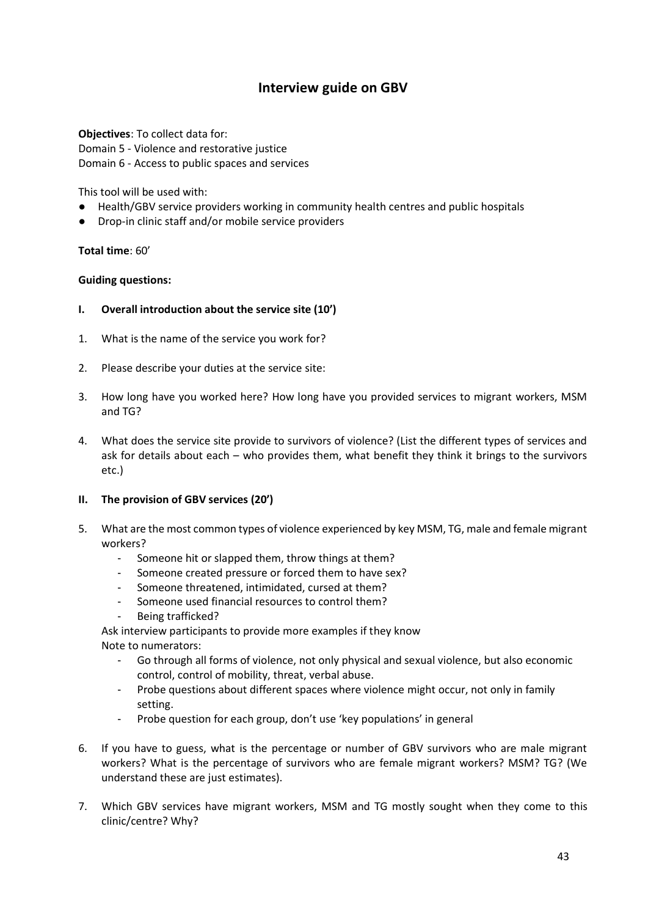# Interview guide on GBV

**Objectives**: To collect data for:
Domain 5 - Violence and restorative justice
Domain 6 - Access to public spaces and services

This tool will be used with:

- Health/GBV service providers working in community health centres and public hospitals
- Drop-in clinic staff and/or mobile service providers

**Total time**: 60'

**Guiding questions:**

## I. Overall introduction about the service site (10')

1. What is the name of the service you work for?
2. Please describe your duties at the service site:
3. How long have you worked here? How long have you provided services to migrant workers, MSM and TG?
4. What does the service site provide to survivors of violence? (List the different types of services and ask for details about each – who provides them, what benefit they think it brings to the survivors etc.)

## II. The provision of GBV services (20')

5. What are the most common types of violence experienced by key MSM, TG, male and female migrant workers?
   - Someone hit or slapped them, throw things at them?
   - Someone created pressure or forced them to have sex?
   - Someone threatened, intimidated, cursed at them?
   - Someone used financial resources to control them?
   - Being trafficked?

   Ask interview participants to provide more examples if they know
   Note to numerators:
   - Go through all forms of violence, not only physical and sexual violence, but also economic control, control of mobility, threat, verbal abuse.
   - Probe questions about different spaces where violence might occur, not only in family setting.
   - Probe question for each group, don't use 'key populations' in general
6. If you have to guess, what is the percentage or number of GBV survivors who are male migrant workers? What is the percentage of survivors who are female migrant workers? MSM? TG? (We understand these are just estimates).
7. Which GBV services have migrant workers, MSM and TG mostly sought when they come to this clinic/centre? Why?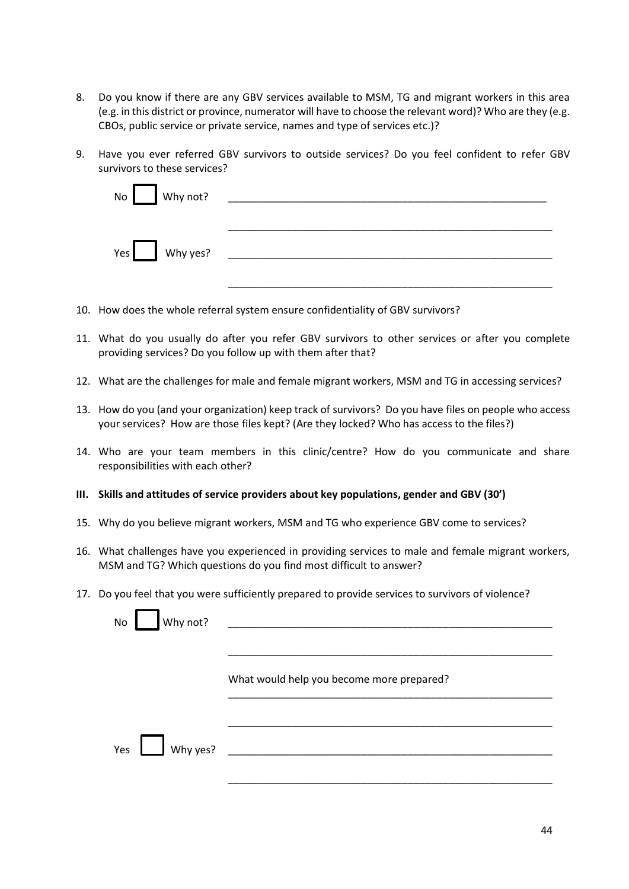8. Do you know if there are any GBV services available to MSM, TG and migrant workers in this area (e.g. in this district or province, numerator will have to choose the relevant word)? Who are they (e.g. CBOs, public service or private service, names and type of services etc.)?

9. Have you ever referred GBV survivors to outside services? Do you feel confident to refer GBV survivors to these services?

   No ☐ Why not? ____________________________________________________________

   ____________________________________________________________

   Yes ☐ Why yes? ____________________________________________________________

   ____________________________________________________________

10. How does the whole referral system ensure confidentiality of GBV survivors?

11. What do you usually do after you refer GBV survivors to other services or after you complete providing services? Do you follow up with them after that?

12. What are the challenges for male and female migrant workers, MSM and TG in accessing services?

13. How do you (and your organization) keep track of survivors? Do you have files on people who access your services? How are those files kept? (Are they locked? Who has access to the files?)

14. Who are your team members in this clinic/centre? How do you communicate and share responsibilities with each other?

**III. Skills and attitudes of service providers about key populations, gender and GBV (30')**

15. Why do you believe migrant workers, MSM and TG who experience GBV come to services?

16. What challenges have you experienced in providing services to male and female migrant workers, MSM and TG? Which questions do you find most difficult to answer?

17. Do you feel that you were sufficiently prepared to provide services to survivors of violence?

   No ☐ Why not? ____________________________________________________________

   ____________________________________________________________

   What would help you become more prepared?

   ____________________________________________________________

   ____________________________________________________________

   Yes ☐ Why yes? ____________________________________________________________

   ____________________________________________________________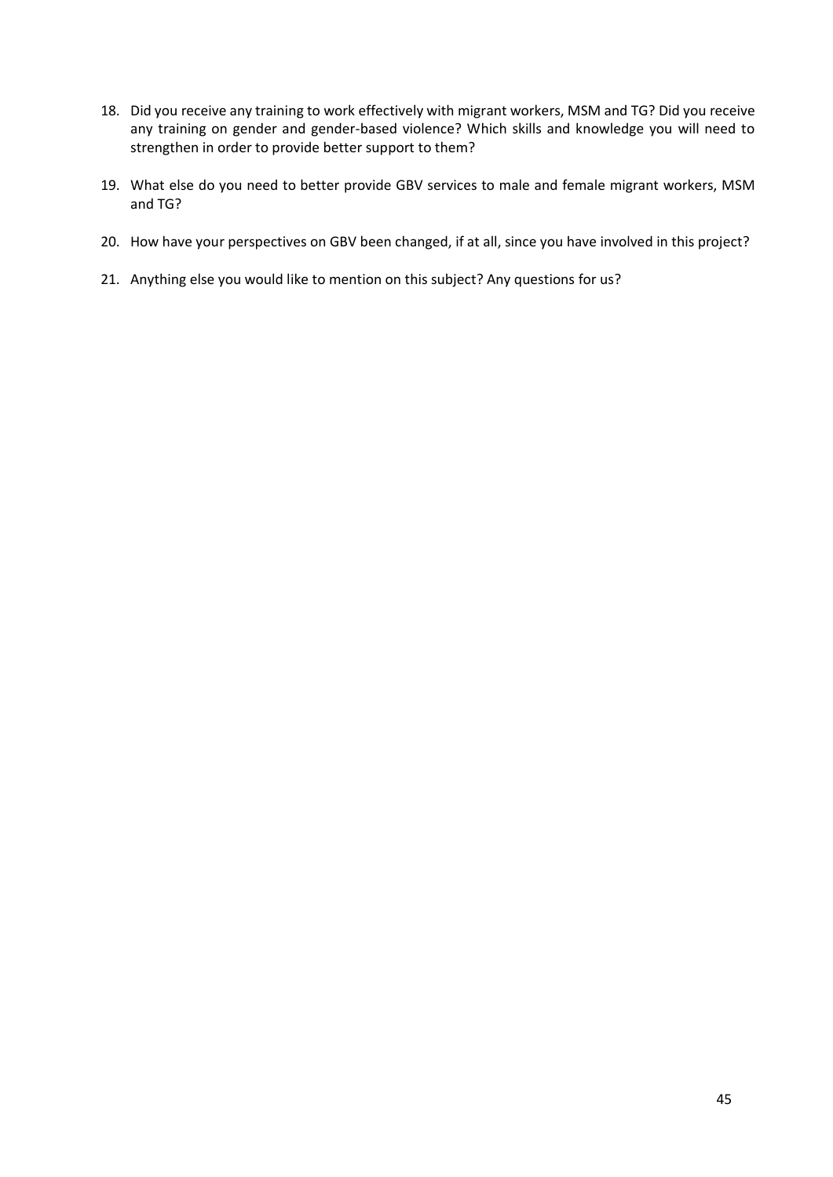18. Did you receive any training to work effectively with migrant workers, MSM and TG? Did you receive any training on gender and gender-based violence? Which skills and knowledge you will need to strengthen in order to provide better support to them?

19. What else do you need to better provide GBV services to male and female migrant workers, MSM and TG?

20. How have your perspectives on GBV been changed, if at all, since you have involved in this project?

21. Anything else you would like to mention on this subject? Any questions for us?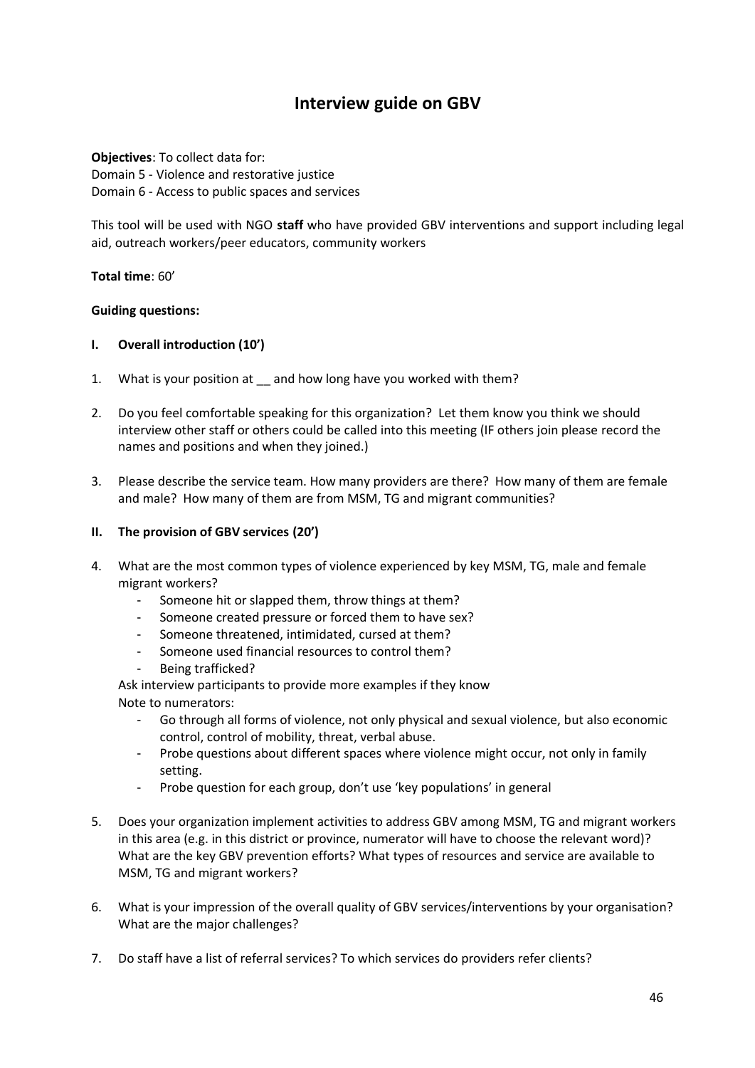# Interview guide on GBV

**Objectives**: To collect data for:
Domain 5 - Violence and restorative justice
Domain 6 - Access to public spaces and services

This tool will be used with NGO **staff** who have provided GBV interventions and support including legal aid, outreach workers/peer educators, community workers

**Total time**: 60'

**Guiding questions:**

## I. Overall introduction (10')

1. What is your position at __ and how long have you worked with them?

2. Do you feel comfortable speaking for this organization? Let them know you think we should interview other staff or others could be called into this meeting (IF others join please record the names and positions and when they joined.)

3. Please describe the service team. How many providers are there? How many of them are female and male? How many of them are from MSM, TG and migrant communities?

## II. The provision of GBV services (20')

4. What are the most common types of violence experienced by key MSM, TG, male and female migrant workers?
   - Someone hit or slapped them, throw things at them?
   - Someone created pressure or forced them to have sex?
   - Someone threatened, intimidated, cursed at them?
   - Someone used financial resources to control them?
   - Being trafficked?

   Ask interview participants to provide more examples if they know
   Note to numerators:
   - Go through all forms of violence, not only physical and sexual violence, but also economic control, control of mobility, threat, verbal abuse.
   - Probe questions about different spaces where violence might occur, not only in family setting.
   - Probe question for each group, don't use 'key populations' in general

5. Does your organization implement activities to address GBV among MSM, TG and migrant workers in this area (e.g. in this district or province, numerator will have to choose the relevant word)? What are the key GBV prevention efforts? What types of resources and service are available to MSM, TG and migrant workers?

6. What is your impression of the overall quality of GBV services/interventions by your organisation? What are the major challenges?

7. Do staff have a list of referral services? To which services do providers refer clients?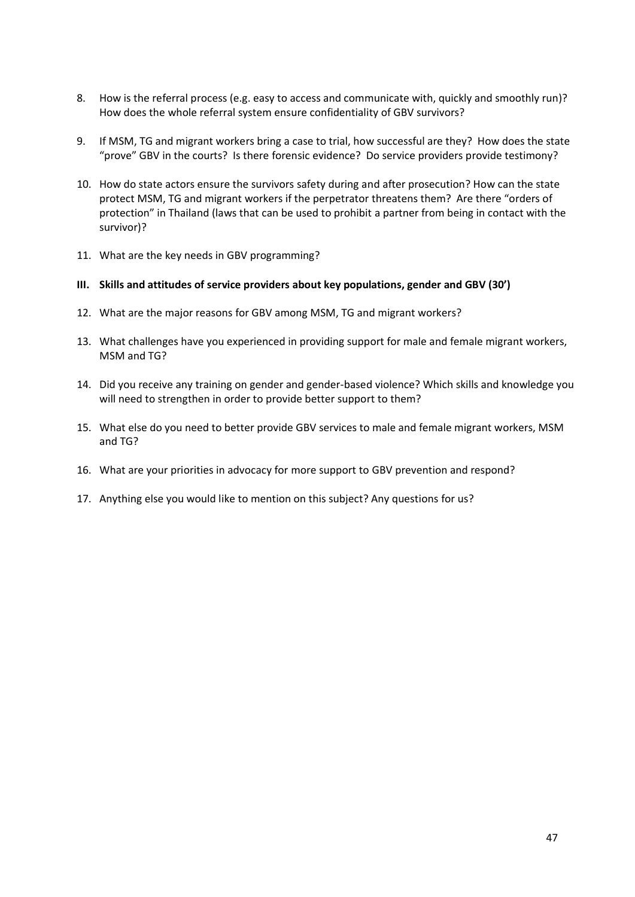8. How is the referral process (e.g. easy to access and communicate with, quickly and smoothly run)? How does the whole referral system ensure confidentiality of GBV survivors?

9. If MSM, TG and migrant workers bring a case to trial, how successful are they? How does the state "prove" GBV in the courts? Is there forensic evidence? Do service providers provide testimony?

10. How do state actors ensure the survivors safety during and after prosecution? How can the state protect MSM, TG and migrant workers if the perpetrator threatens them? Are there "orders of protection" in Thailand (laws that can be used to prohibit a partner from being in contact with the survivor)?

11. What are the key needs in GBV programming?

**III. Skills and attitudes of service providers about key populations, gender and GBV (30')**

12. What are the major reasons for GBV among MSM, TG and migrant workers?

13. What challenges have you experienced in providing support for male and female migrant workers, MSM and TG?

14. Did you receive any training on gender and gender-based violence? Which skills and knowledge you will need to strengthen in order to provide better support to them?

15. What else do you need to better provide GBV services to male and female migrant workers, MSM and TG?

16. What are your priorities in advocacy for more support to GBV prevention and respond?

17. Anything else you would like to mention on this subject? Any questions for us?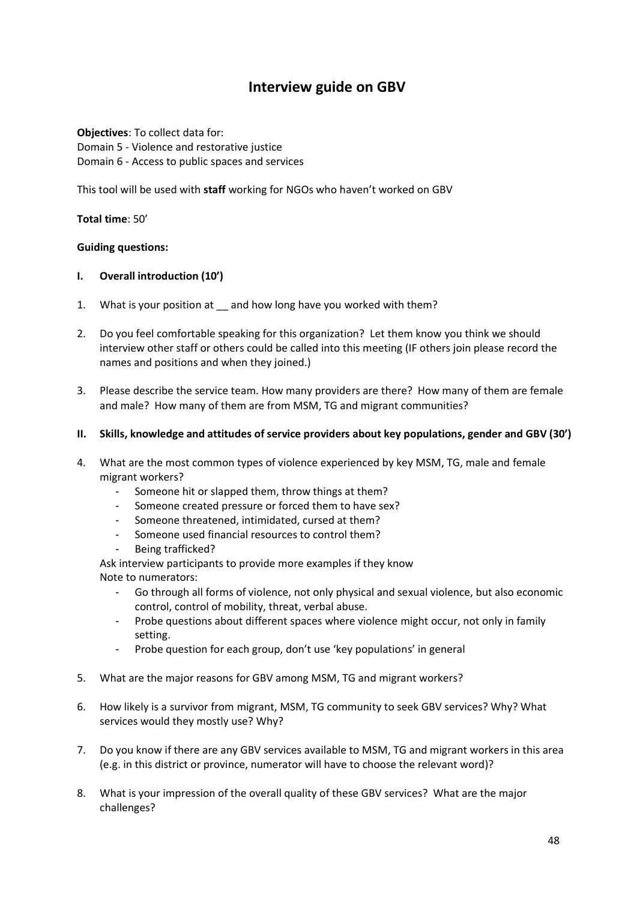# Interview guide on GBV

**Objectives**: To collect data for:
Domain 5 - Violence and restorative justice
Domain 6 - Access to public spaces and services

This tool will be used with **staff** working for NGOs who haven't worked on GBV

**Total time**: 50'

**Guiding questions:**

## I. Overall introduction (10')

1. What is your position at __ and how long have you worked with them?

2. Do you feel comfortable speaking for this organization? Let them know you think we should interview other staff or others could be called into this meeting (IF others join please record the names and positions and when they joined.)

3. Please describe the service team. How many providers are there? How many of them are female and male? How many of them are from MSM, TG and migrant communities?

## II. Skills, knowledge and attitudes of service providers about key populations, gender and GBV (30')

4. What are the most common types of violence experienced by key MSM, TG, male and female migrant workers?
   - Someone hit or slapped them, throw things at them?
   - Someone created pressure or forced them to have sex?
   - Someone threatened, intimidated, cursed at them?
   - Someone used financial resources to control them?
   - Being trafficked?

   Ask interview participants to provide more examples if they know
   Note to numerators:
   - Go through all forms of violence, not only physical and sexual violence, but also economic control, control of mobility, threat, verbal abuse.
   - Probe questions about different spaces where violence might occur, not only in family setting.
   - Probe question for each group, don't use 'key populations' in general

5. What are the major reasons for GBV among MSM, TG and migrant workers?

6. How likely is a survivor from migrant, MSM, TG community to seek GBV services? Why? What services would they mostly use? Why?

7. Do you know if there are any GBV services available to MSM, TG and migrant workers in this area (e.g. in this district or province, numerator will have to choose the relevant word)?

8. What is your impression of the overall quality of these GBV services? What are the major challenges?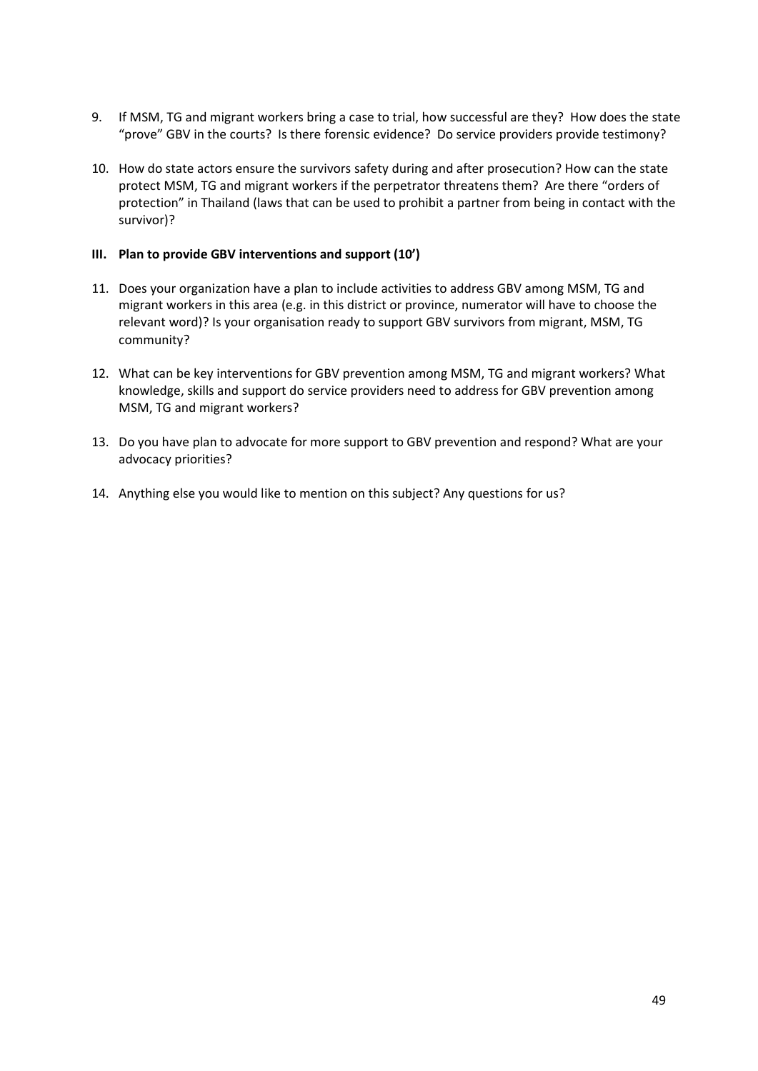9. If MSM, TG and migrant workers bring a case to trial, how successful are they? How does the state "prove" GBV in the courts? Is there forensic evidence? Do service providers provide testimony?

10. How do state actors ensure the survivors safety during and after prosecution? How can the state protect MSM, TG and migrant workers if the perpetrator threatens them? Are there "orders of protection" in Thailand (laws that can be used to prohibit a partner from being in contact with the survivor)?

### III. Plan to provide GBV interventions and support (10')

11. Does your organization have a plan to include activities to address GBV among MSM, TG and migrant workers in this area (e.g. in this district or province, numerator will have to choose the relevant word)? Is your organisation ready to support GBV survivors from migrant, MSM, TG community?

12. What can be key interventions for GBV prevention among MSM, TG and migrant workers? What knowledge, skills and support do service providers need to address for GBV prevention among MSM, TG and migrant workers?

13. Do you have plan to advocate for more support to GBV prevention and respond? What are your advocacy priorities?

14. Anything else you would like to mention on this subject? Any questions for us?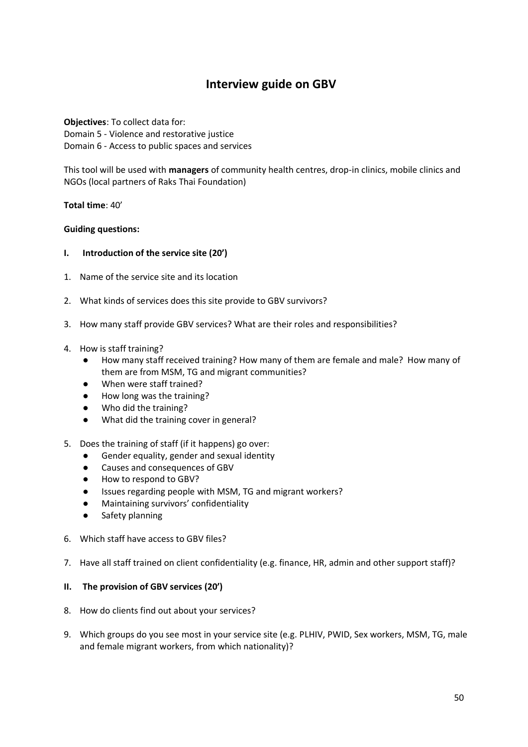# Interview guide on GBV

**Objectives**: To collect data for:
Domain 5 - Violence and restorative justice
Domain 6 - Access to public spaces and services

This tool will be used with **managers** of community health centres, drop-in clinics, mobile clinics and NGOs (local partners of Raks Thai Foundation)

**Total time**: 40'

**Guiding questions:**

## I. Introduction of the service site (20')

1. Name of the service site and its location
2. What kinds of services does this site provide to GBV survivors?
3. How many staff provide GBV services? What are their roles and responsibilities?
4. How is staff training?
   - How many staff received training? How many of them are female and male? How many of them are from MSM, TG and migrant communities?
   - When were staff trained?
   - How long was the training?
   - Who did the training?
   - What did the training cover in general?
5. Does the training of staff (if it happens) go over:
   - Gender equality, gender and sexual identity
   - Causes and consequences of GBV
   - How to respond to GBV?
   - Issues regarding people with MSM, TG and migrant workers?
   - Maintaining survivors' confidentiality
   - Safety planning
6. Which staff have access to GBV files?
7. Have all staff trained on client confidentiality (e.g. finance, HR, admin and other support staff)?

## II. The provision of GBV services (20')

8. How do clients find out about your services?
9. Which groups do you see most in your service site (e.g. PLHIV, PWID, Sex workers, MSM, TG, male and female migrant workers, from which nationality)?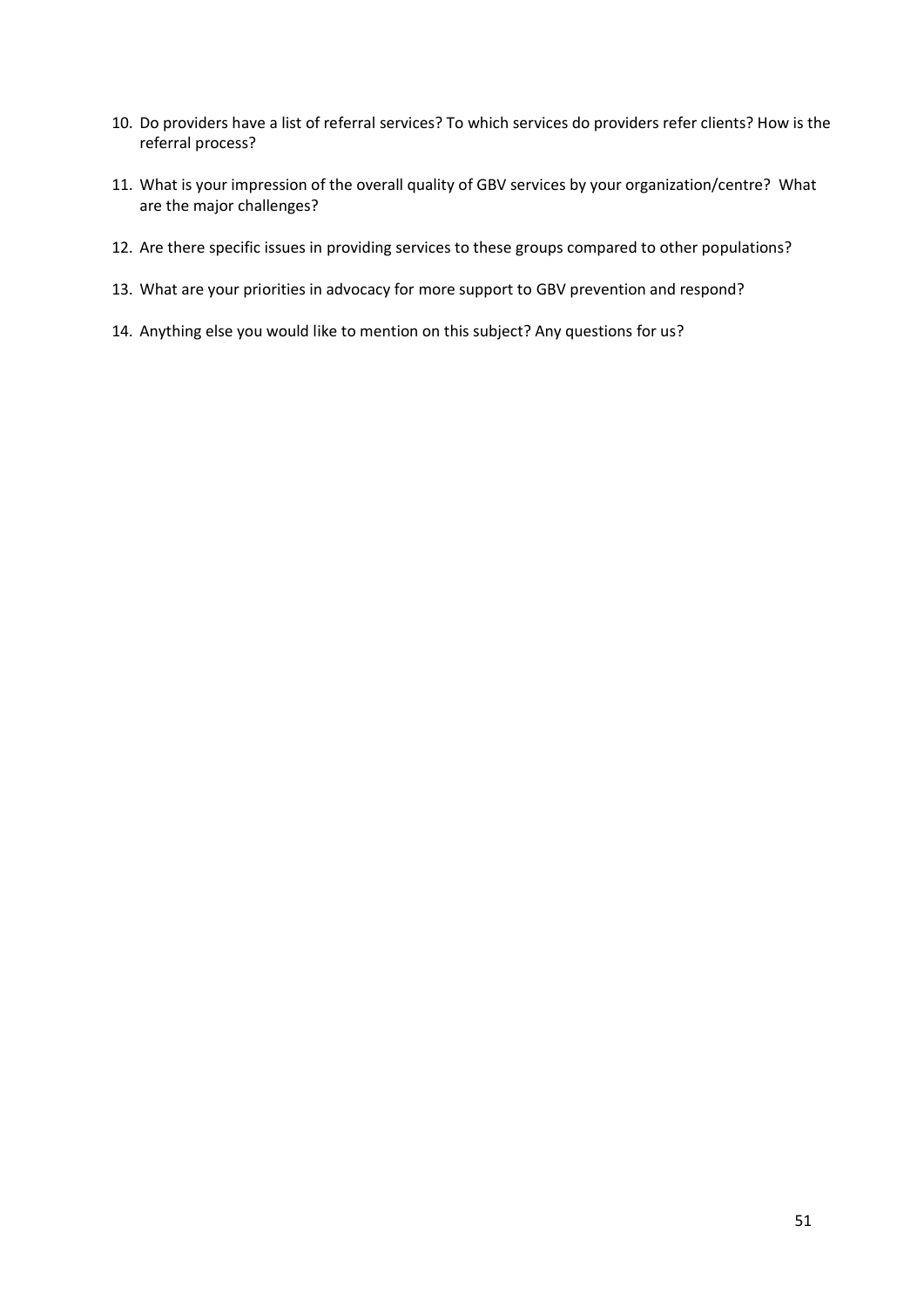10. Do providers have a list of referral services? To which services do providers refer clients? How is the referral process?

11. What is your impression of the overall quality of GBV services by your organization/centre? What are the major challenges?

12. Are there specific issues in providing services to these groups compared to other populations?

13. What are your priorities in advocacy for more support to GBV prevention and respond?

14. Anything else you would like to mention on this subject? Any questions for us?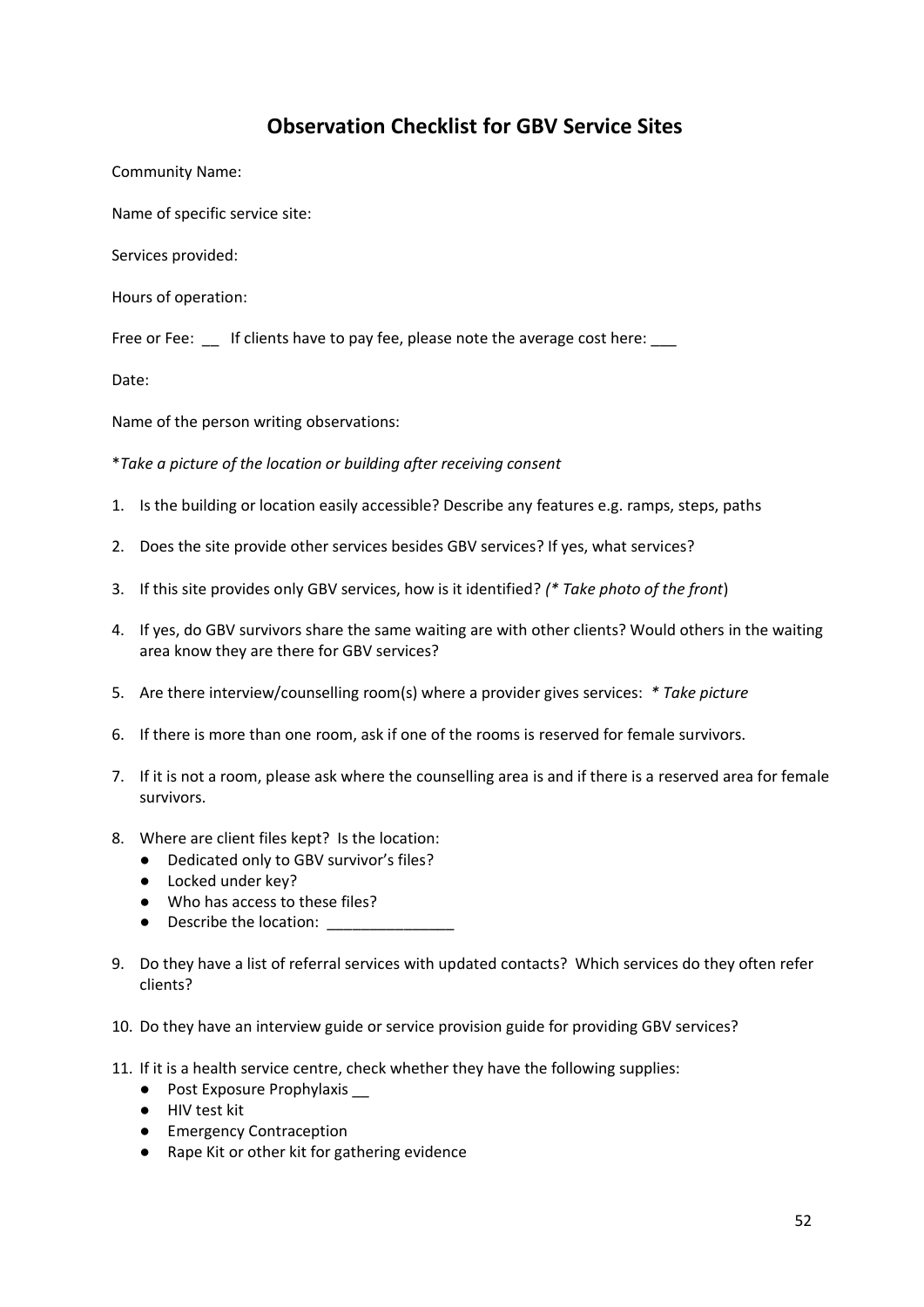# Observation Checklist for GBV Service Sites

Community Name:

Name of specific service site:

Services provided:

Hours of operation:

Free or Fee: __ If clients have to pay fee, please note the average cost here: ___

Date:

Name of the person writing observations:

**Take a picture of the location or building after receiving consent*

1. Is the building or location easily accessible? Describe any features e.g. ramps, steps, paths
2. Does the site provide other services besides GBV services? If yes, what services?
3. If this site provides only GBV services, how is it identified? *(* Take photo of the front*)
4. If yes, do GBV survivors share the same waiting are with other clients? Would others in the waiting area know they are there for GBV services?
5. Are there interview/counselling room(s) where a provider gives services: ** Take picture*
6. If there is more than one room, ask if one of the rooms is reserved for female survivors.
7. If it is not a room, please ask where the counselling area is and if there is a reserved area for female survivors.
8. Where are client files kept? Is the location:
   - Dedicated only to GBV survivor's files?
   - Locked under key?
   - Who has access to these files?
   - Describe the location: _______________
9. Do they have a list of referral services with updated contacts? Which services do they often refer clients?
10. Do they have an interview guide or service provision guide for providing GBV services?
11. If it is a health service centre, check whether they have the following supplies:
    - Post Exposure Prophylaxis __
    - HIV test kit
    - Emergency Contraception
    - Rape Kit or other kit for gathering evidence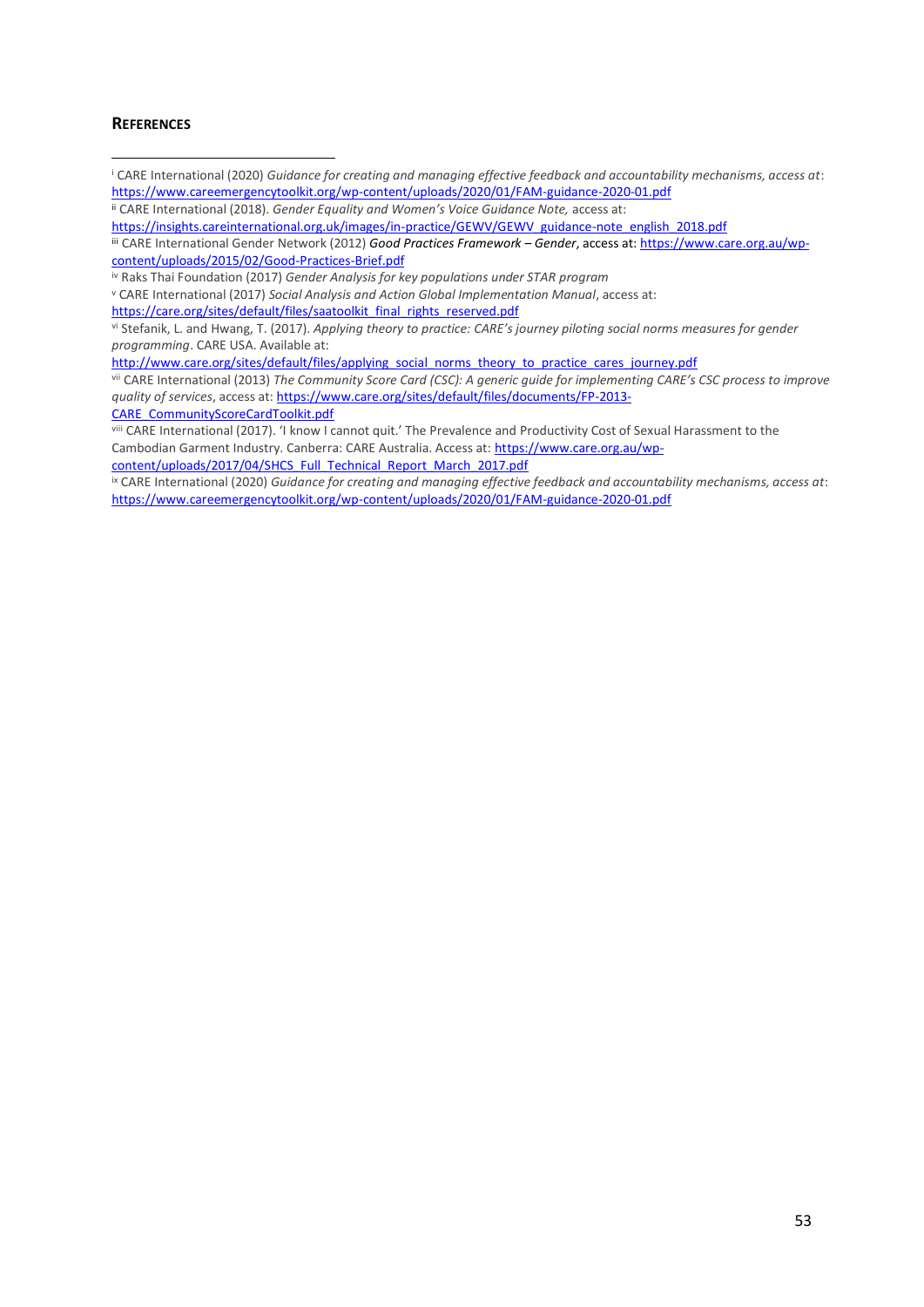## References

[i] CARE International (2020) *Guidance for creating and managing effective feedback and accountability mechanisms, access at*: https://www.careemergencytoolkit.org/wp-content/uploads/2020/01/FAM-guidance-2020-01.pdf

[ii] CARE International (2018). *Gender Equality and Women's Voice Guidance Note,* access at: https://insights.careinternational.org.uk/images/in-practice/GEWV/GEWV_guidance-note_english_2018.pdf

[iii] CARE International Gender Network (2012) ***Good Practices Framework – Gender***, access at: https://www.care.org.au/wp-content/uploads/2015/02/Good-Practices-Brief.pdf

[iv] Raks Thai Foundation (2017) *Gender Analysis for key populations under STAR program*

[v] CARE International (2017) *Social Analysis and Action Global Implementation Manual*, access at: https://care.org/sites/default/files/saatoolkit_final_rights_reserved.pdf

[vi] Stefanik, L. and Hwang, T. (2017). *Applying theory to practice: CARE's journey piloting social norms measures for gender programming*. CARE USA. Available at: http://www.care.org/sites/default/files/applying_social_norms_theory_to_practice_cares_journey.pdf

[vii] CARE International (2013) *The Community Score Card (CSC): A generic guide for implementing CARE's CSC process to improve quality of services*, access at: https://www.care.org/sites/default/files/documents/FP-2013-CARE_CommunityScoreCardToolkit.pdf

[viii] CARE International (2017). 'I know I cannot quit.' The Prevalence and Productivity Cost of Sexual Harassment to the Cambodian Garment Industry. Canberra: CARE Australia. Access at: https://www.care.org.au/wp-content/uploads/2017/04/SHCS_Full_Technical_Report_March_2017.pdf

[ix] CARE International (2020) *Guidance for creating and managing effective feedback and accountability mechanisms, access at*: https://www.careemergencytoolkit.org/wp-content/uploads/2020/01/FAM-guidance-2020-01.pdf